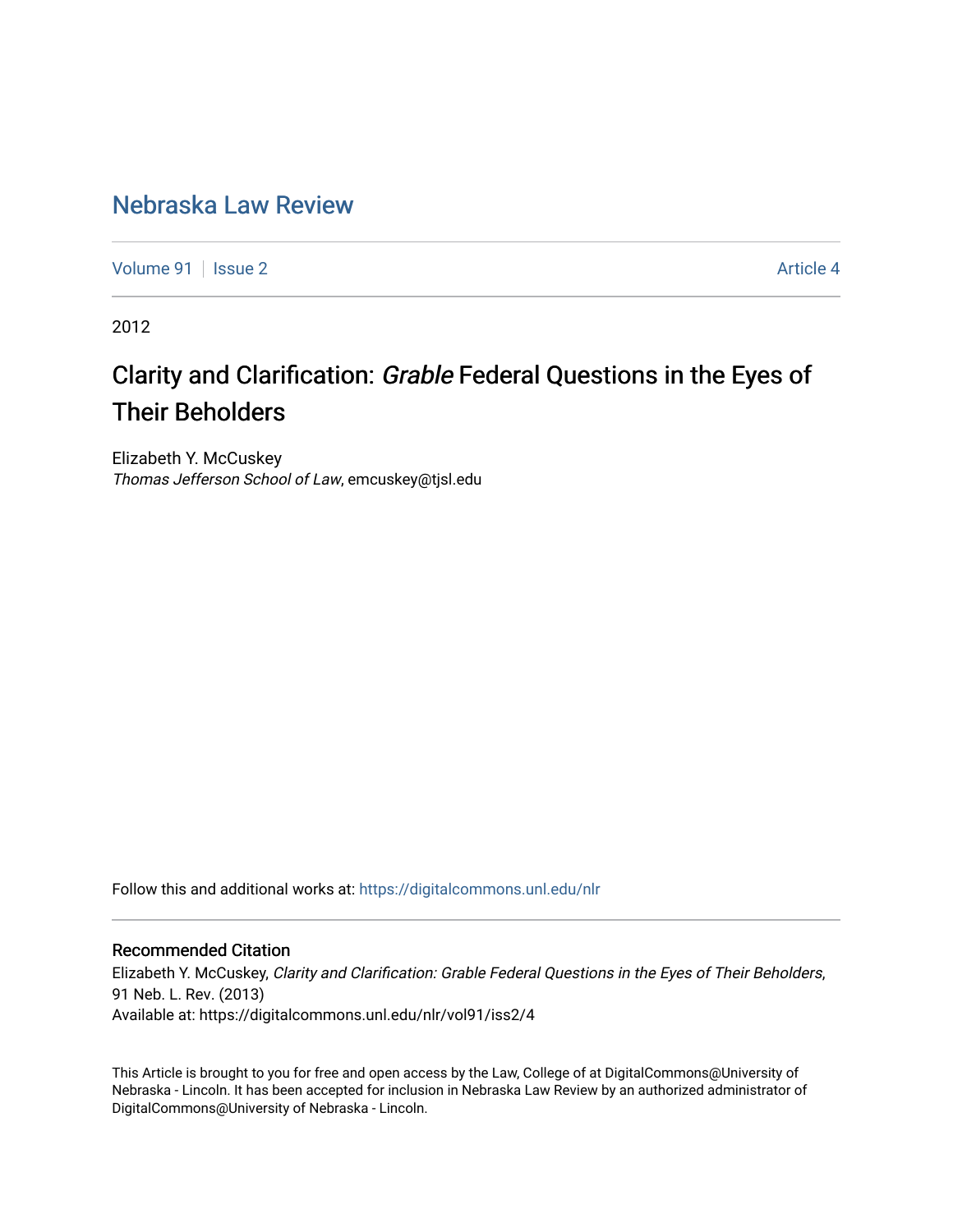# Nebraska Law Review

Volume 91 | Issue 2 | Article 4

2012

## Clarity and Clarification: *Grable* Federal Questions in the Eyes of Their Beholders

Elizabeth Y. McCuskey
*Thomas Jefferson School of Law*, emcuskey@tjsl.edu

Follow this and additional works at: https://digitalcommons.unl.edu/nlr

### Recommended Citation

Elizabeth Y. McCuskey, *Clarity and Clarification: Grable Federal Questions in the Eyes of Their Beholders*, 91 Neb. L. Rev. (2013)
Available at: https://digitalcommons.unl.edu/nlr/vol91/iss2/4

This Article is brought to you for free and open access by the Law, College of at DigitalCommons@University of Nebraska - Lincoln. It has been accepted for inclusion in Nebraska Law Review by an authorized administrator of DigitalCommons@University of Nebraska - Lincoln.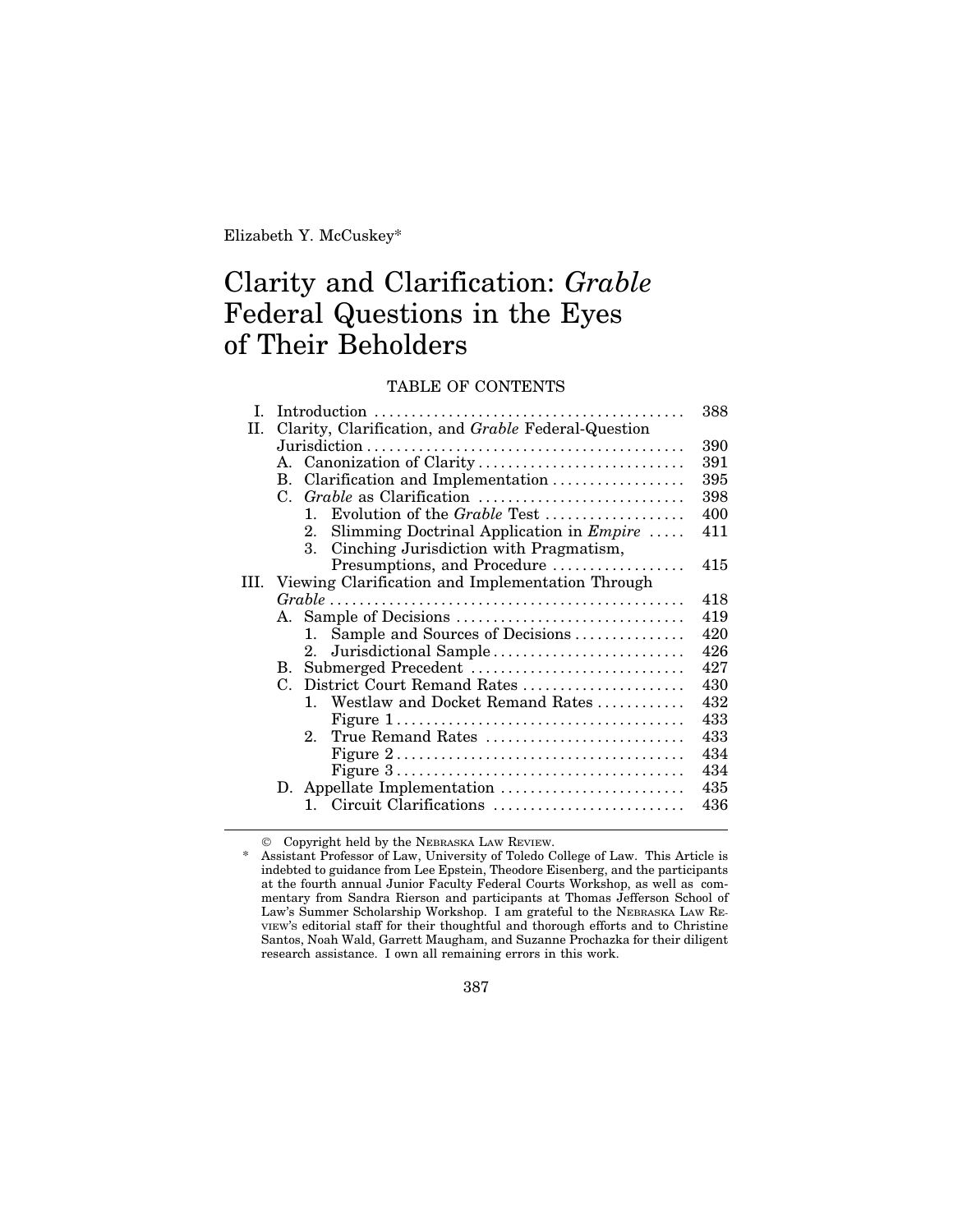Elizabeth Y. McCuskey*

# Clarity and Clarification: *Grable* Federal Questions in the Eyes of Their Beholders

TABLE OF CONTENTS

| | | |
|---|---|---|
| I. | Introduction | 388 |
| II. | Clarity, Clarification, and *Grable* Federal-Question Jurisdiction | 390 |
| | A. Canonization of Clarity | 391 |
| | B. Clarification and Implementation | 395 |
| | C. *Grable* as Clarification | 398 |
| | 1. Evolution of the *Grable* Test | 400 |
| | 2. Slimming Doctrinal Application in *Empire* | 411 |
| | 3. Cinching Jurisdiction with Pragmatism, Presumptions, and Procedure | 415 |
| III. | Viewing Clarification and Implementation Through *Grable* | 418 |
| | A. Sample of Decisions | 419 |
| | 1. Sample and Sources of Decisions | 420 |
| | 2. Jurisdictional Sample | 426 |
| | B. Submerged Precedent | 427 |
| | C. District Court Remand Rates | 430 |
| | 1. Westlaw and Docket Remand Rates | 432 |
| | Figure 1 | 433 |
| | 2. True Remand Rates | 433 |
| | Figure 2 | 434 |
| | Figure 3 | 434 |
| | D. Appellate Implementation | 435 |
| | 1. Circuit Clarifications | 436 |

© Copyright held by the NEBRASKA LAW REVIEW.

\* Assistant Professor of Law, University of Toledo College of Law. This Article is indebted to guidance from Lee Epstein, Theodore Eisenberg, and the participants at the fourth annual Junior Faculty Federal Courts Workshop, as well as commentary from Sandra Rierson and participants at Thomas Jefferson School of Law's Summer Scholarship Workshop. I am grateful to the NEBRASKA LAW REVIEW'S editorial staff for their thoughtful and thorough efforts and to Christine Santos, Noah Wald, Garrett Maugham, and Suzanne Prochazka for their diligent research assistance. I own all remaining errors in this work.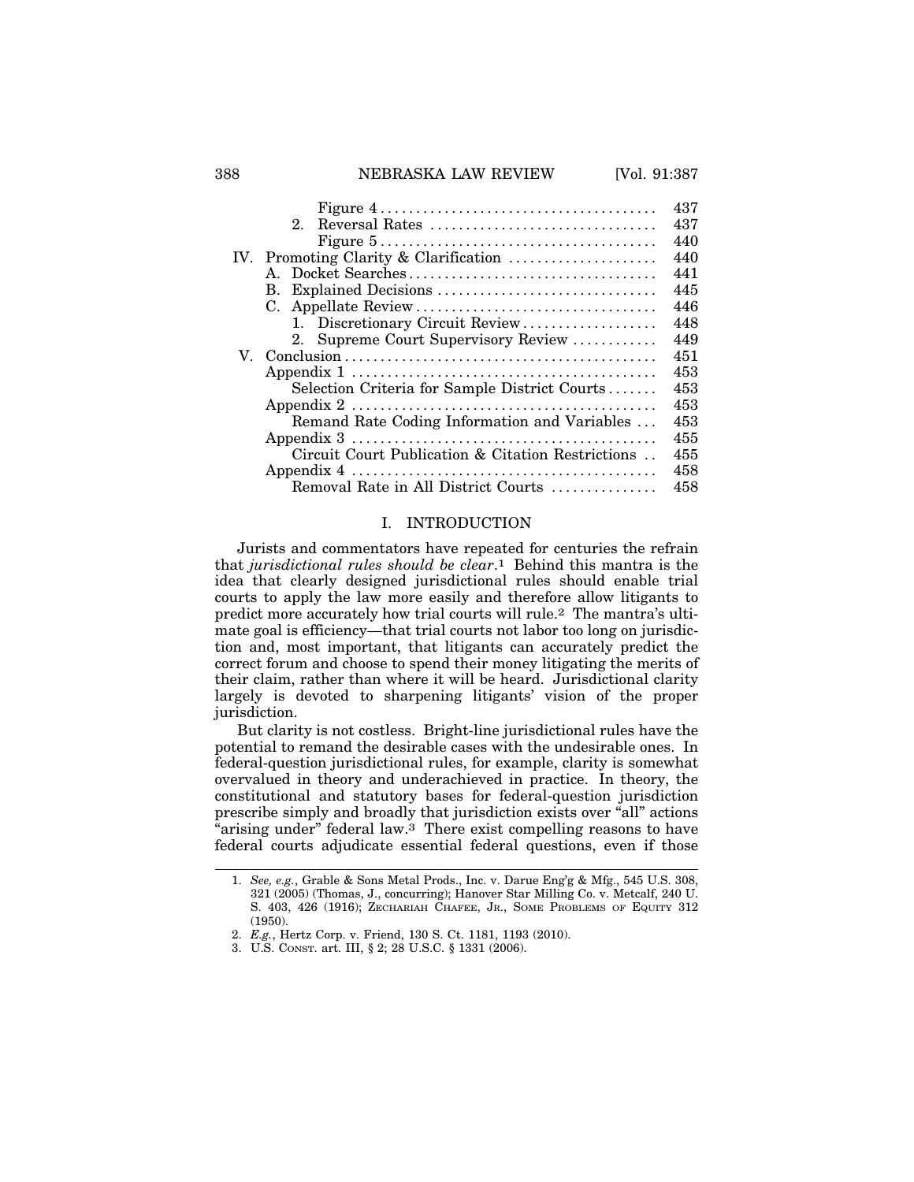| | |
|---|---|
| Figure 4 | 437 |
| 2. Reversal Rates | 437 |
| Figure 5 | 440 |
| IV. Promoting Clarity & Clarification | 440 |
| A. Docket Searches | 441 |
| B. Explained Decisions | 445 |
| C. Appellate Review | 446 |
| 1. Discretionary Circuit Review | 448 |
| 2. Supreme Court Supervisory Review | 449 |
| V. Conclusion | 451 |
| Appendix 1 | 453 |
| Selection Criteria for Sample District Courts | 453 |
| Appendix 2 | 453 |
| Remand Rate Coding Information and Variables | 453 |
| Appendix 3 | 455 |
| Circuit Court Publication & Citation Restrictions | 455 |
| Appendix 4 | 458 |
| Removal Rate in All District Courts | 458 |

## I. INTRODUCTION

Jurists and commentators have repeated for centuries the refrain that *jurisdictional rules should be clear*.[1] Behind this mantra is the idea that clearly designed jurisdictional rules should enable trial courts to apply the law more easily and therefore allow litigants to predict more accurately how trial courts will rule.[2] The mantra's ultimate goal is efficiency—that trial courts not labor too long on jurisdiction and, most important, that litigants can accurately predict the correct forum and choose to spend their money litigating the merits of their claim, rather than where it will be heard. Jurisdictional clarity largely is devoted to sharpening litigants' vision of the proper jurisdiction.

But clarity is not costless. Bright-line jurisdictional rules have the potential to remand the desirable cases with the undesirable ones. In federal-question jurisdictional rules, for example, clarity is somewhat overvalued in theory and underachieved in practice. In theory, the constitutional and statutory bases for federal-question jurisdiction prescribe simply and broadly that jurisdiction exists over "all" actions "arising under" federal law.[3] There exist compelling reasons to have federal courts adjudicate essential federal questions, even if those

---

1. *See, e.g.*, Grable & Sons Metal Prods., Inc. v. Darue Eng'g & Mfg., 545 U.S. 308, 321 (2005) (Thomas, J., concurring); Hanover Star Milling Co. v. Metcalf, 240 U. S. 403, 426 (1916); ZECHARIAH CHAFEE, JR., SOME PROBLEMS OF EQUITY 312 (1950).
2. *E.g.*, Hertz Corp. v. Friend, 130 S. Ct. 1181, 1193 (2010).
3. U.S. CONST. art. III, § 2; 28 U.S.C. § 1331 (2006).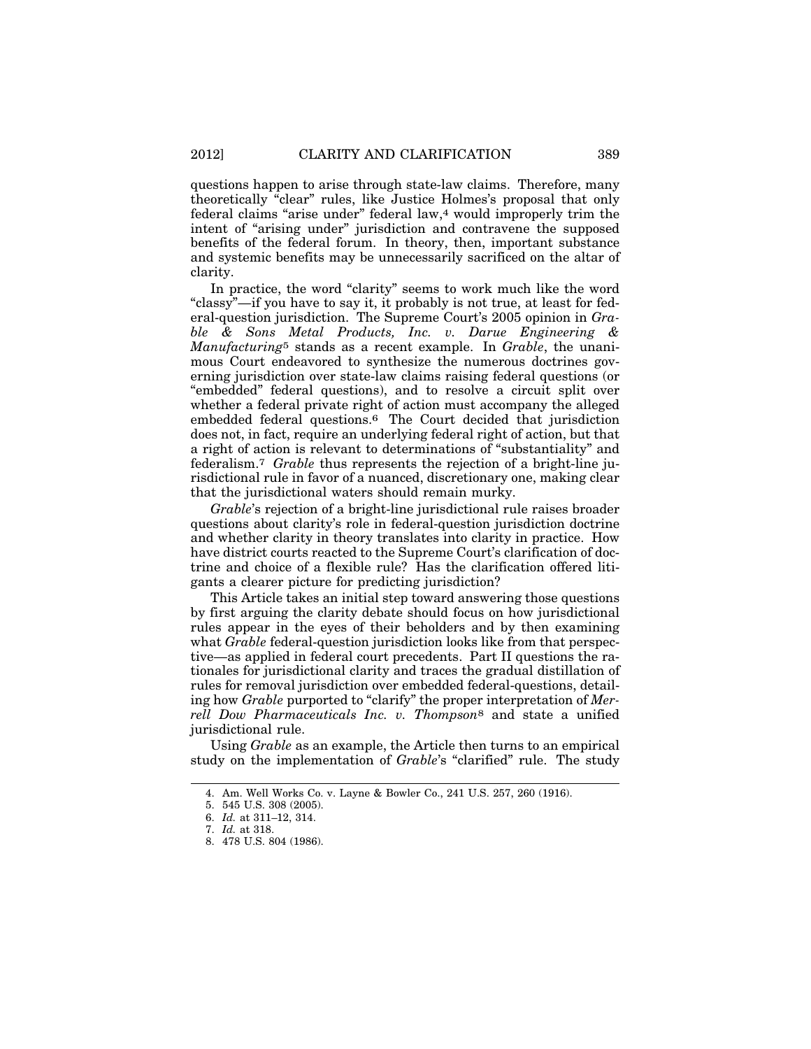questions happen to arise through state-law claims. Therefore, many theoretically "clear" rules, like Justice Holmes's proposal that only federal claims "arise under" federal law,[4] would improperly trim the intent of "arising under" jurisdiction and contravene the supposed benefits of the federal forum. In theory, then, important substance and systemic benefits may be unnecessarily sacrificed on the altar of clarity.

In practice, the word "clarity" seems to work much like the word "classy"—if you have to say it, it probably is not true, at least for federal-question jurisdiction. The Supreme Court's 2005 opinion in *Grable & Sons Metal Products, Inc. v. Darue Engineering & Manufacturing*[5] stands as a recent example. In *Grable*, the unanimous Court endeavored to synthesize the numerous doctrines governing jurisdiction over state-law claims raising federal questions (or "embedded" federal questions), and to resolve a circuit split over whether a federal private right of action must accompany the alleged embedded federal questions.[6] The Court decided that jurisdiction does not, in fact, require an underlying federal right of action, but that a right of action is relevant to determinations of "substantiality" and federalism.[7] *Grable* thus represents the rejection of a bright-line jurisdictional rule in favor of a nuanced, discretionary one, making clear that the jurisdictional waters should remain murky.

*Grable*'s rejection of a bright-line jurisdictional rule raises broader questions about clarity's role in federal-question jurisdiction doctrine and whether clarity in theory translates into clarity in practice. How have district courts reacted to the Supreme Court's clarification of doctrine and choice of a flexible rule? Has the clarification offered litigants a clearer picture for predicting jurisdiction?

This Article takes an initial step toward answering those questions by first arguing the clarity debate should focus on how jurisdictional rules appear in the eyes of their beholders and by then examining what *Grable* federal-question jurisdiction looks like from that perspective—as applied in federal court precedents. Part II questions the rationales for jurisdictional clarity and traces the gradual distillation of rules for removal jurisdiction over embedded federal-questions, detailing how *Grable* purported to "clarify" the proper interpretation of *Merrell Dow Pharmaceuticals Inc. v. Thompson*[8] and state a unified jurisdictional rule.

Using *Grable* as an example, the Article then turns to an empirical study on the implementation of *Grable*'s "clarified" rule. The study

---

4. Am. Well Works Co. v. Layne & Bowler Co., 241 U.S. 257, 260 (1916).

5. 545 U.S. 308 (2005).

6. *Id.* at 311–12, 314.

7. *Id.* at 318.

8. 478 U.S. 804 (1986).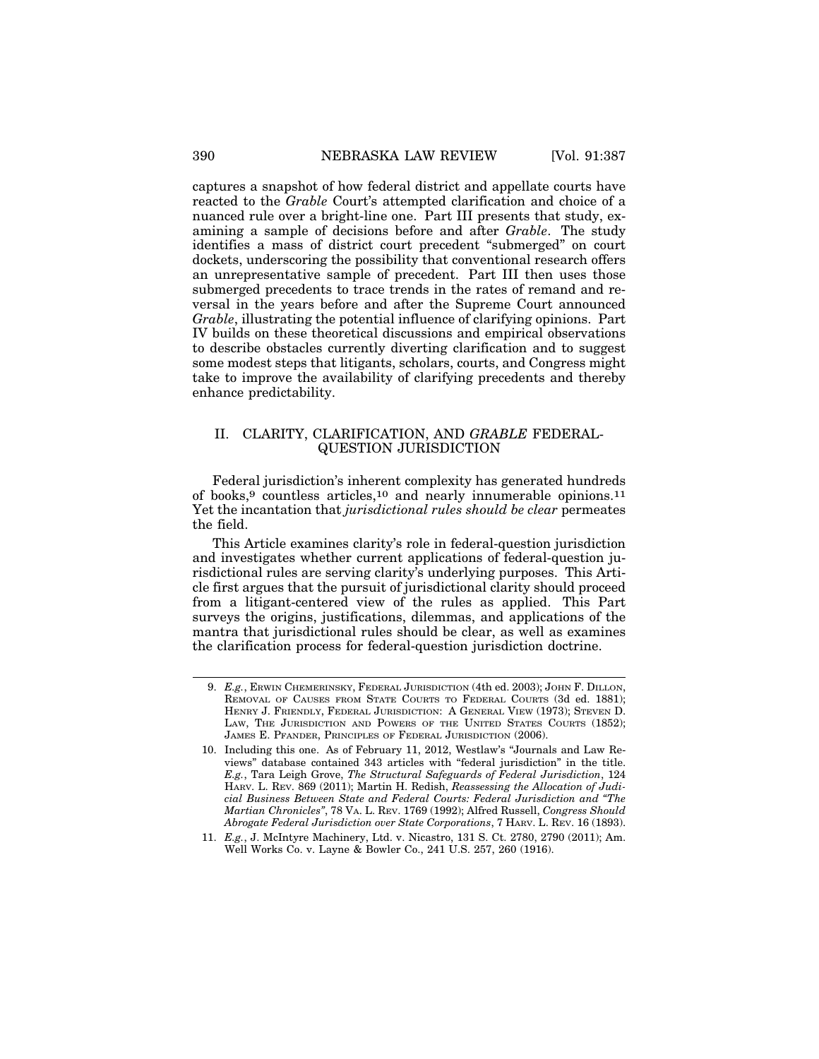captures a snapshot of how federal district and appellate courts have reacted to the *Grable* Court's attempted clarification and choice of a nuanced rule over a bright-line one. Part III presents that study, examining a sample of decisions before and after *Grable*. The study identifies a mass of district court precedent "submerged" on court dockets, underscoring the possibility that conventional research offers an unrepresentative sample of precedent. Part III then uses those submerged precedents to trace trends in the rates of remand and reversal in the years before and after the Supreme Court announced *Grable*, illustrating the potential influence of clarifying opinions. Part IV builds on these theoretical discussions and empirical observations to describe obstacles currently diverting clarification and to suggest some modest steps that litigants, scholars, courts, and Congress might take to improve the availability of clarifying precedents and thereby enhance predictability.

## II. CLARITY, CLARIFICATION, AND *GRABLE* FEDERAL-QUESTION JURISDICTION

Federal jurisdiction's inherent complexity has generated hundreds of books,[9] countless articles,[10] and nearly innumerable opinions.[11] Yet the incantation that *jurisdictional rules should be clear* permeates the field.

This Article examines clarity's role in federal-question jurisdiction and investigates whether current applications of federal-question jurisdictional rules are serving clarity's underlying purposes. This Article first argues that the pursuit of jurisdictional clarity should proceed from a litigant-centered view of the rules as applied. This Part surveys the origins, justifications, dilemmas, and applications of the mantra that jurisdictional rules should be clear, as well as examines the clarification process for federal-question jurisdiction doctrine.

---

9. *E.g.*, ERWIN CHEMERINSKY, FEDERAL JURISDICTION (4th ed. 2003); JOHN F. DILLON, REMOVAL OF CAUSES FROM STATE COURTS TO FEDERAL COURTS (3d ed. 1881); HENRY J. FRIENDLY, FEDERAL JURISDICTION: A GENERAL VIEW (1973); STEVEN D. LAW, THE JURISDICTION AND POWERS OF THE UNITED STATES COURTS (1852); JAMES E. PFANDER, PRINCIPLES OF FEDERAL JURISDICTION (2006).

10. Including this one. As of February 11, 2012, Westlaw's "Journals and Law Reviews" database contained 343 articles with "federal jurisdiction" in the title. *E.g.*, Tara Leigh Grove, *The Structural Safeguards of Federal Jurisdiction*, 124 HARV. L. REV. 869 (2011); Martin H. Redish, *Reassessing the Allocation of Judicial Business Between State and Federal Courts: Federal Jurisdiction and "The Martian Chronicles"*, 78 VA. L. REV. 1769 (1992); Alfred Russell, *Congress Should Abrogate Federal Jurisdiction over State Corporations*, 7 HARV. L. REV. 16 (1893).

11. *E.g.*, J. McIntyre Machinery, Ltd. v. Nicastro, 131 S. Ct. 2780, 2790 (2011); Am. Well Works Co. v. Layne & Bowler Co., 241 U.S. 257, 260 (1916).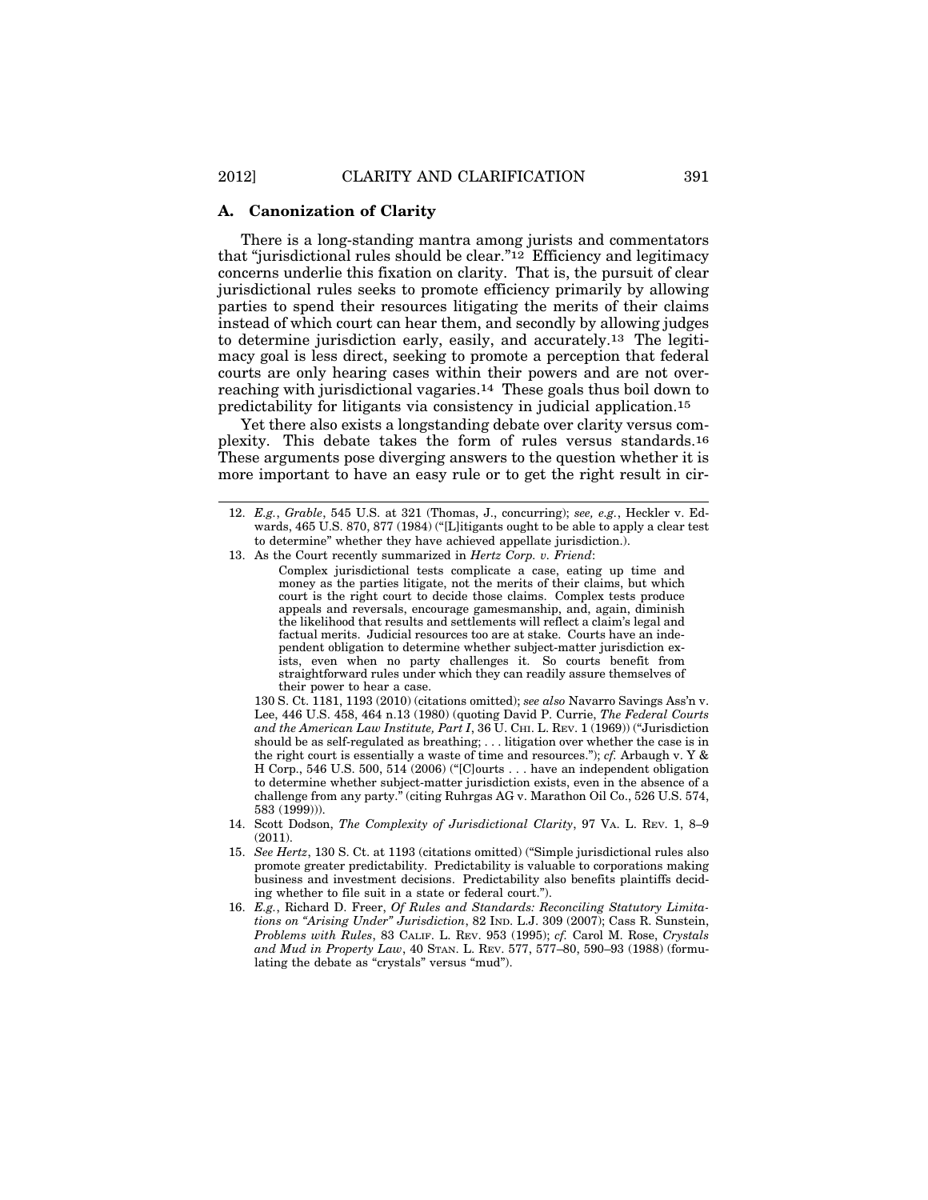### A. Canonization of Clarity

There is a long-standing mantra among jurists and commentators that "jurisdictional rules should be clear."[12] Efficiency and legitimacy concerns underlie this fixation on clarity. That is, the pursuit of clear jurisdictional rules seeks to promote efficiency primarily by allowing parties to spend their resources litigating the merits of their claims instead of which court can hear them, and secondly by allowing judges to determine jurisdiction early, easily, and accurately.[13] The legitimacy goal is less direct, seeking to promote a perception that federal courts are only hearing cases within their powers and are not overreaching with jurisdictional vagaries.[14] These goals thus boil down to predictability for litigants via consistency in judicial application.[15]

Yet there also exists a longstanding debate over clarity versus complexity. This debate takes the form of rules versus standards.[16] These arguments pose diverging answers to the question whether it is more important to have an easy rule or to get the right result in cir-

---

12. *E.g.*, *Grable*, 545 U.S. at 321 (Thomas, J., concurring); *see, e.g.*, Heckler v. Edwards, 465 U.S. 870, 877 (1984) ("[L]itigants ought to be able to apply a clear test to determine" whether they have achieved appellate jurisdiction.).

13. As the Court recently summarized in *Hertz Corp. v. Friend*:

> Complex jurisdictional tests complicate a case, eating up time and money as the parties litigate, not the merits of their claims, but which court is the right court to decide those claims. Complex tests produce appeals and reversals, encourage gamesmanship, and, again, diminish the likelihood that results and settlements will reflect a claim's legal and factual merits. Judicial resources too are at stake. Courts have an independent obligation to determine whether subject-matter jurisdiction exists, even when no party challenges it. So courts benefit from straightforward rules under which they can readily assure themselves of their power to hear a case.

130 S. Ct. 1181, 1193 (2010) (citations omitted); *see also* Navarro Savings Ass'n v. Lee, 446 U.S. 458, 464 n.13 (1980) (quoting David P. Currie, *The Federal Courts and the American Law Institute, Part I*, 36 U. CHI. L. REV. 1 (1969)) ("Jurisdiction should be as self-regulated as breathing; . . . litigation over whether the case is in the right court is essentially a waste of time and resources."); *cf.* Arbaugh v. Y & H Corp., 546 U.S. 500, 514 (2006) ("[C]ourts . . . have an independent obligation to determine whether subject-matter jurisdiction exists, even in the absence of a challenge from any party." (citing Ruhrgas AG v. Marathon Oil Co., 526 U.S. 574, 583 (1999))).

14. Scott Dodson, *The Complexity of Jurisdictional Clarity*, 97 VA. L. REV. 1, 8–9 (2011).

15. *See Hertz*, 130 S. Ct. at 1193 (citations omitted) ("Simple jurisdictional rules also promote greater predictability. Predictability is valuable to corporations making business and investment decisions. Predictability also benefits plaintiffs deciding whether to file suit in a state or federal court.").

16. *E.g.*, Richard D. Freer, *Of Rules and Standards: Reconciling Statutory Limitations on "Arising Under" Jurisdiction*, 82 IND. L.J. 309 (2007); Cass R. Sunstein, *Problems with Rules*, 83 CALIF. L. REV. 953 (1995); *cf.* Carol M. Rose, *Crystals and Mud in Property Law*, 40 STAN. L. REV. 577, 577–80, 590–93 (1988) (formulating the debate as "crystals" versus "mud").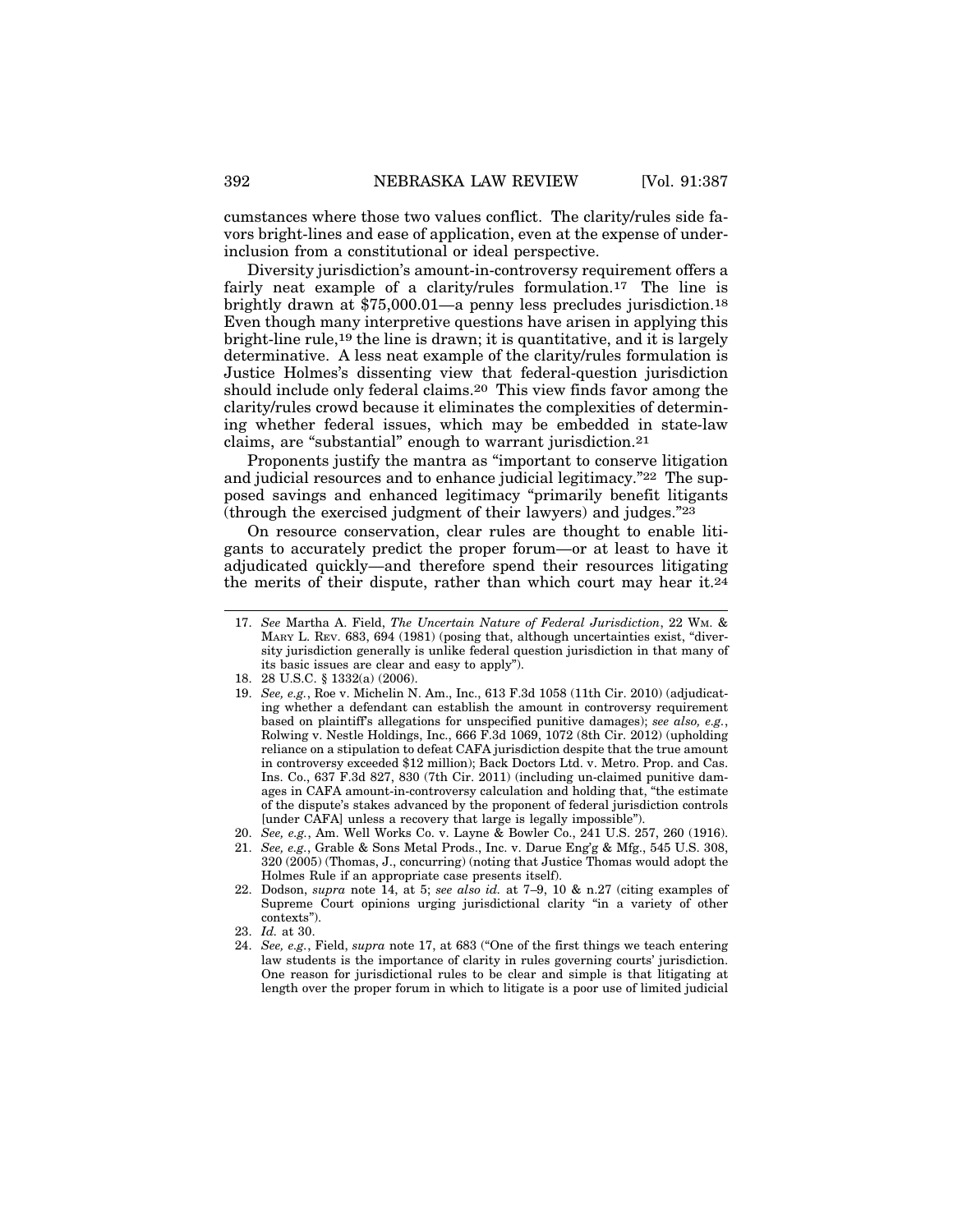cumstances where those two values conflict. The clarity/rules side favors bright-lines and ease of application, even at the expense of under-inclusion from a constitutional or ideal perspective.

Diversity jurisdiction's amount-in-controversy requirement offers a fairly neat example of a clarity/rules formulation.[17] The line is brightly drawn at $75,000.01—a penny less precludes jurisdiction.[18] Even though many interpretive questions have arisen in applying this bright-line rule,[19] the line is drawn; it is quantitative, and it is largely determinative. A less neat example of the clarity/rules formulation is Justice Holmes's dissenting view that federal-question jurisdiction should include only federal claims.[20] This view finds favor among the clarity/rules crowd because it eliminates the complexities of determining whether federal issues, which may be embedded in state-law claims, are "substantial" enough to warrant jurisdiction.[21]

Proponents justify the mantra as "important to conserve litigation and judicial resources and to enhance judicial legitimacy."[22] The supposed savings and enhanced legitimacy "primarily benefit litigants (through the exercised judgment of their lawyers) and judges."[23]

On resource conservation, clear rules are thought to enable litigants to accurately predict the proper forum—or at least to have it adjudicated quickly—and therefore spend their resources litigating the merits of their dispute, rather than which court may hear it.[24]

---

17. *See* Martha A. Field, *The Uncertain Nature of Federal Jurisdiction*, 22 WM. & MARY L. REV. 683, 694 (1981) (posing that, although uncertainties exist, "diversity jurisdiction generally is unlike federal question jurisdiction in that many of its basic issues are clear and easy to apply").
18. 28 U.S.C. § 1332(a) (2006).
19. *See, e.g.*, Roe v. Michelin N. Am., Inc., 613 F.3d 1058 (11th Cir. 2010) (adjudicating whether a defendant can establish the amount in controversy requirement based on plaintiff's allegations for unspecified punitive damages); *see also, e.g.*, Rolwing v. Nestle Holdings, Inc., 666 F.3d 1069, 1072 (8th Cir. 2012) (upholding reliance on a stipulation to defeat CAFA jurisdiction despite that the true amount in controversy exceeded $12 million); Back Doctors Ltd. v. Metro. Prop. and Cas. Ins. Co., 637 F.3d 827, 830 (7th Cir. 2011) (including un-claimed punitive damages in CAFA amount-in-controversy calculation and holding that, "the estimate of the dispute's stakes advanced by the proponent of federal jurisdiction controls [under CAFA] unless a recovery that large is legally impossible").
20. *See, e.g.*, Am. Well Works Co. v. Layne & Bowler Co., 241 U.S. 257, 260 (1916).
21. *See, e.g.*, Grable & Sons Metal Prods., Inc. v. Darue Eng'g & Mfg., 545 U.S. 308, 320 (2005) (Thomas, J., concurring) (noting that Justice Thomas would adopt the Holmes Rule if an appropriate case presents itself).
22. Dodson, *supra* note 14, at 5; *see also id.* at 7–9, 10 & n.27 (citing examples of Supreme Court opinions urging jurisdictional clarity "in a variety of other contexts").
23. *Id.* at 30.
24. *See, e.g.*, Field, *supra* note 17, at 683 ("One of the first things we teach entering law students is the importance of clarity in rules governing courts' jurisdiction. One reason for jurisdictional rules to be clear and simple is that litigating at length over the proper forum in which to litigate is a poor use of limited judicial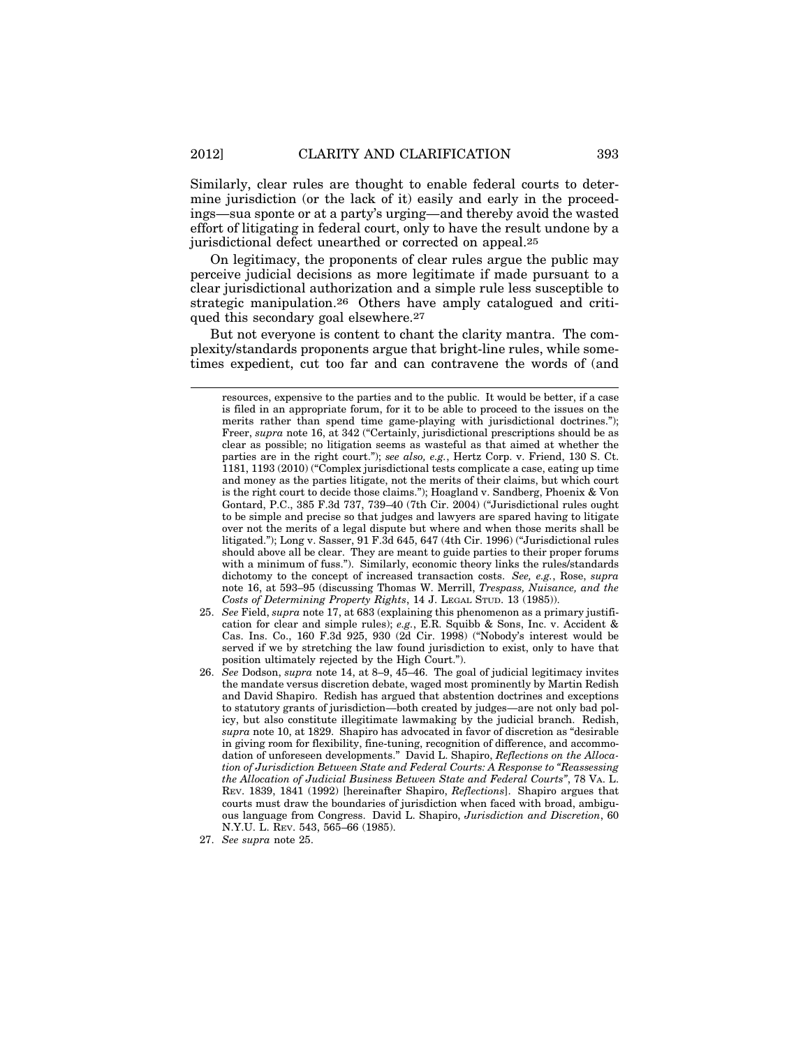Similarly, clear rules are thought to enable federal courts to determine jurisdiction (or the lack of it) easily and early in the proceedings—sua sponte or at a party's urging—and thereby avoid the wasted effort of litigating in federal court, only to have the result undone by a jurisdictional defect unearthed or corrected on appeal.[25]

On legitimacy, the proponents of clear rules argue the public may perceive judicial decisions as more legitimate if made pursuant to a clear jurisdictional authorization and a simple rule less susceptible to strategic manipulation.[26] Others have amply catalogued and critiqued this secondary goal elsewhere.[27]

But not everyone is content to chant the clarity mantra. The complexity/standards proponents argue that bright-line rules, while sometimes expedient, cut too far and can contravene the words of (and

---

resources, expensive to the parties and to the public. It would be better, if a case is filed in an appropriate forum, for it to be able to proceed to the issues on the merits rather than spend time game-playing with jurisdictional doctrines."); Freer, *supra* note 16, at 342 ("Certainly, jurisdictional prescriptions should be as clear as possible; no litigation seems as wasteful as that aimed at whether the parties are in the right court."); *see also, e.g.*, Hertz Corp. v. Friend, 130 S. Ct. 1181, 1193 (2010) ("Complex jurisdictional tests complicate a case, eating up time and money as the parties litigate, not the merits of their claims, but which court is the right court to decide those claims."); Hoagland v. Sandberg, Phoenix & Von Gontard, P.C., 385 F.3d 737, 739–40 (7th Cir. 2004) ("Jurisdictional rules ought to be simple and precise so that judges and lawyers are spared having to litigate over not the merits of a legal dispute but where and when those merits shall be litigated."); Long v. Sasser, 91 F.3d 645, 647 (4th Cir. 1996) ("Jurisdictional rules should above all be clear. They are meant to guide parties to their proper forums with a minimum of fuss."). Similarly, economic theory links the rules/standards dichotomy to the concept of increased transaction costs. *See, e.g.*, Rose, *supra* note 16, at 593–95 (discussing Thomas W. Merrill, *Trespass, Nuisance, and the Costs of Determining Property Rights*, 14 J. LEGAL STUD. 13 (1985)).

25. *See* Field, *supra* note 17, at 683 (explaining this phenomenon as a primary justification for clear and simple rules); *e.g.*, E.R. Squibb & Sons, Inc. v. Accident & Cas. Ins. Co., 160 F.3d 925, 930 (2d Cir. 1998) ("Nobody's interest would be served if we by stretching the law found jurisdiction to exist, only to have that position ultimately rejected by the High Court.").

26. *See* Dodson, *supra* note 14, at 8–9, 45–46. The goal of judicial legitimacy invites the mandate versus discretion debate, waged most prominently by Martin Redish and David Shapiro. Redish has argued that abstention doctrines and exceptions to statutory grants of jurisdiction—both created by judges—are not only bad policy, but also constitute illegitimate lawmaking by the judicial branch. Redish, *supra* note 10, at 1829. Shapiro has advocated in favor of discretion as "desirable in giving room for flexibility, fine-tuning, recognition of difference, and accommodation of unforeseen developments." David L. Shapiro, *Reflections on the Allocation of Jurisdiction Between State and Federal Courts: A Response to "Reassessing the Allocation of Judicial Business Between State and Federal Courts"*, 78 VA. L. REV. 1839, 1841 (1992) [hereinafter Shapiro, *Reflections*]. Shapiro argues that courts must draw the boundaries of jurisdiction when faced with broad, ambiguous language from Congress. David L. Shapiro, *Jurisdiction and Discretion*, 60 N.Y.U. L. REV. 543, 565–66 (1985).

27. *See supra* note 25.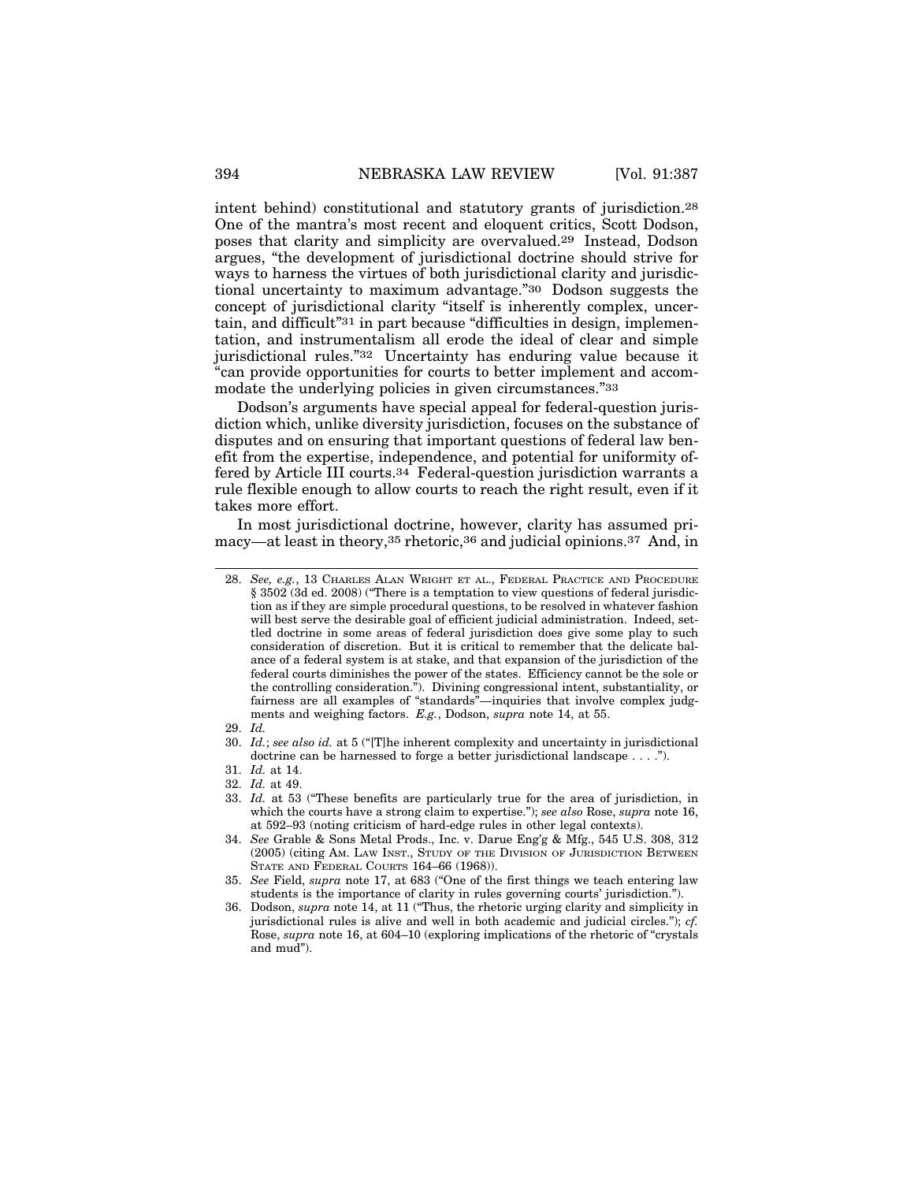intent behind) constitutional and statutory grants of jurisdiction.[28] One of the mantra's most recent and eloquent critics, Scott Dodson, poses that clarity and simplicity are overvalued.[29] Instead, Dodson argues, "the development of jurisdictional doctrine should strive for ways to harness the virtues of both jurisdictional clarity and jurisdictional uncertainty to maximum advantage."[30] Dodson suggests the concept of jurisdictional clarity "itself is inherently complex, uncertain, and difficult"[31] in part because "difficulties in design, implementation, and instrumentalism all erode the ideal of clear and simple jurisdictional rules."[32] Uncertainty has enduring value because it "can provide opportunities for courts to better implement and accommodate the underlying policies in given circumstances."[33]

Dodson's arguments have special appeal for federal-question jurisdiction which, unlike diversity jurisdiction, focuses on the substance of disputes and on ensuring that important questions of federal law benefit from the expertise, independence, and potential for uniformity offered by Article III courts.[34] Federal-question jurisdiction warrants a rule flexible enough to allow courts to reach the right result, even if it takes more effort.

In most jurisdictional doctrine, however, clarity has assumed primacy—at least in theory,[35] rhetoric,[36] and judicial opinions.[37] And, in

---

28. *See, e.g.*, 13 CHARLES ALAN WRIGHT ET AL., FEDERAL PRACTICE AND PROCEDURE § 3502 (3d ed. 2008) ("There is a temptation to view questions of federal jurisdiction as if they are simple procedural questions, to be resolved in whatever fashion will best serve the desirable goal of efficient judicial administration. Indeed, settled doctrine in some areas of federal jurisdiction does give some play to such consideration of discretion. But it is critical to remember that the delicate balance of a federal system is at stake, and that expansion of the jurisdiction of the federal courts diminishes the power of the states. Efficiency cannot be the sole or the controlling consideration."). Divining congressional intent, substantiality, or fairness are all examples of "standards"—inquiries that involve complex judgments and weighing factors. *E.g.*, Dodson, *supra* note 14, at 55.

29. *Id.*

30. *Id.*; *see also id.* at 5 ("[T]he inherent complexity and uncertainty in jurisdictional doctrine can be harnessed to forge a better jurisdictional landscape . . . .").

31. *Id.* at 14.

32. *Id.* at 49.

33. *Id.* at 53 ("These benefits are particularly true for the area of jurisdiction, in which the courts have a strong claim to expertise."); *see also* Rose, *supra* note 16, at 592–93 (noting criticism of hard-edge rules in other legal contexts).

34. *See* Grable & Sons Metal Prods., Inc. v. Darue Eng'g & Mfg., 545 U.S. 308, 312 (2005) (citing AM. LAW INST., STUDY OF THE DIVISION OF JURISDICTION BETWEEN STATE AND FEDERAL COURTS 164–66 (1968)).

35. *See* Field, *supra* note 17, at 683 ("One of the first things we teach entering law students is the importance of clarity in rules governing courts' jurisdiction.").

36. Dodson, *supra* note 14, at 11 ("Thus, the rhetoric urging clarity and simplicity in jurisdictional rules is alive and well in both academic and judicial circles."); *cf.* Rose, *supra* note 16, at 604–10 (exploring implications of the rhetoric of "crystals and mud").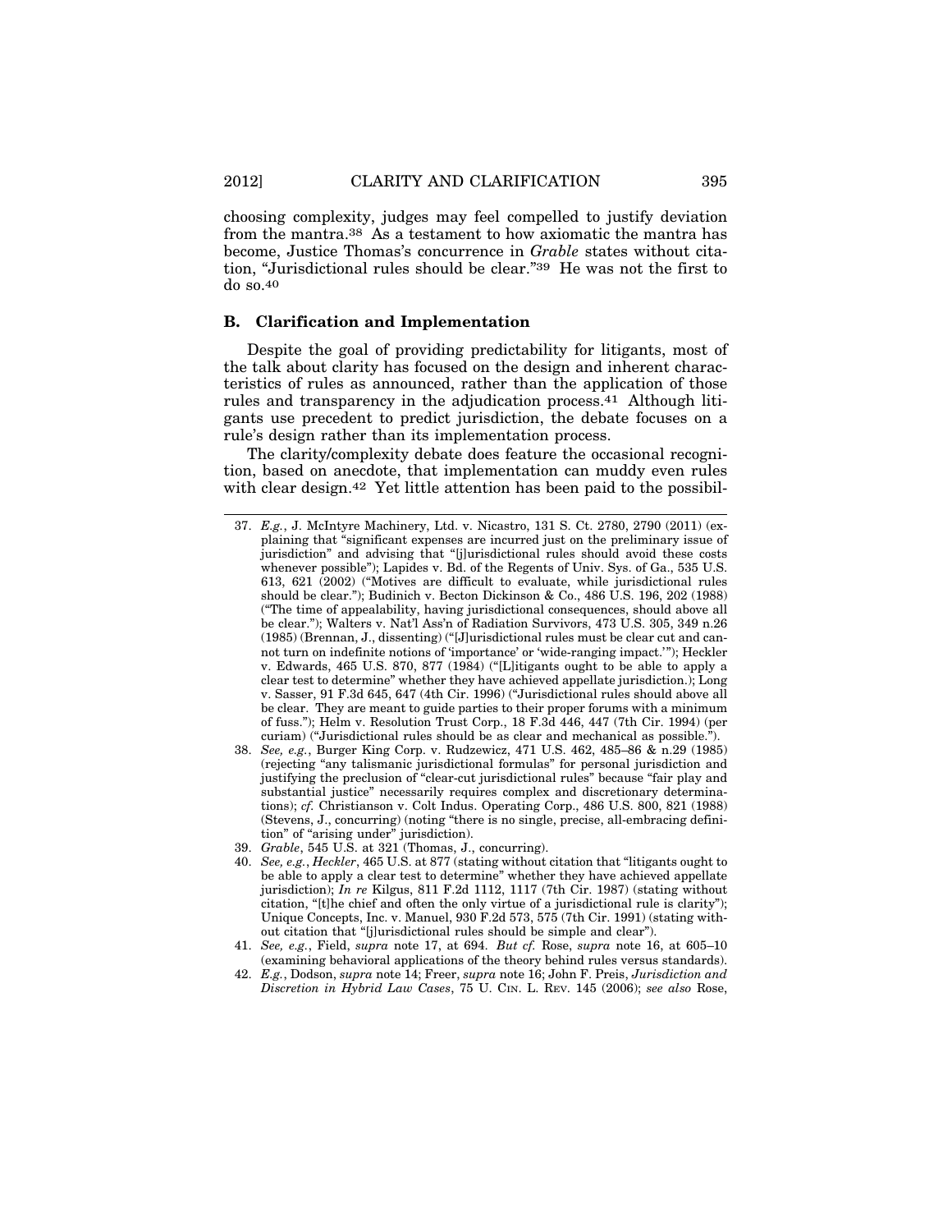choosing complexity, judges may feel compelled to justify deviation from the mantra.[38] As a testament to how axiomatic the mantra has become, Justice Thomas's concurrence in *Grable* states without citation, "Jurisdictional rules should be clear."[39] He was not the first to do so.[40]

### B. Clarification and Implementation

Despite the goal of providing predictability for litigants, most of the talk about clarity has focused on the design and inherent characteristics of rules as announced, rather than the application of those rules and transparency in the adjudication process.[41] Although litigants use precedent to predict jurisdiction, the debate focuses on a rule's design rather than its implementation process.

The clarity/complexity debate does feature the occasional recognition, based on anecdote, that implementation can muddy even rules with clear design.[42] Yet little attention has been paid to the possibil-

---

37. *E.g.*, J. McIntyre Machinery, Ltd. v. Nicastro, 131 S. Ct. 2780, 2790 (2011) (explaining that "significant expenses are incurred just on the preliminary issue of jurisdiction" and advising that "[j]urisdictional rules should avoid these costs whenever possible"); Lapides v. Bd. of the Regents of Univ. Sys. of Ga., 535 U.S. 613, 621 (2002) ("Motives are difficult to evaluate, while jurisdictional rules should be clear."); Budinich v. Becton Dickinson & Co., 486 U.S. 196, 202 (1988) ("The time of appealability, having jurisdictional consequences, should above all be clear."); Walters v. Nat'l Ass'n of Radiation Survivors, 473 U.S. 305, 349 n.26 (1985) (Brennan, J., dissenting) ("[J]urisdictional rules must be clear cut and cannot turn on indefinite notions of 'importance' or 'wide-ranging impact.'"); Heckler v. Edwards, 465 U.S. 870, 877 (1984) ("[L]itigants ought to be able to apply a clear test to determine" whether they have achieved appellate jurisdiction.); Long v. Sasser, 91 F.3d 645, 647 (4th Cir. 1996) ("Jurisdictional rules should above all be clear. They are meant to guide parties to their proper forums with a minimum of fuss."); Helm v. Resolution Trust Corp., 18 F.3d 446, 447 (7th Cir. 1994) (per curiam) ("Jurisdictional rules should be as clear and mechanical as possible.").
38. *See, e.g.*, Burger King Corp. v. Rudzewicz, 471 U.S. 462, 485–86 & n.29 (1985) (rejecting "any talismanic jurisdictional formulas" for personal jurisdiction and justifying the preclusion of "clear-cut jurisdictional rules" because "fair play and substantial justice" necessarily requires complex and discretionary determinations); *cf.* Christianson v. Colt Indus. Operating Corp., 486 U.S. 800, 821 (1988) (Stevens, J., concurring) (noting "there is no single, precise, all-embracing definition" of "arising under" jurisdiction).
39. *Grable*, 545 U.S. at 321 (Thomas, J., concurring).
40. *See, e.g.*, *Heckler*, 465 U.S. at 877 (stating without citation that "litigants ought to be able to apply a clear test to determine" whether they have achieved appellate jurisdiction); *In re* Kilgus, 811 F.2d 1112, 1117 (7th Cir. 1987) (stating without citation, "[t]he chief and often the only virtue of a jurisdictional rule is clarity"); Unique Concepts, Inc. v. Manuel, 930 F.2d 573, 575 (7th Cir. 1991) (stating without citation that "[j]urisdictional rules should be simple and clear").
41. *See, e.g.*, Field, *supra* note 17, at 694. *But cf.* Rose, *supra* note 16, at 605–10 (examining behavioral applications of the theory behind rules versus standards).
42. *E.g.*, Dodson, *supra* note 14; Freer, *supra* note 16; John F. Preis, *Jurisdiction and Discretion in Hybrid Law Cases*, 75 U. CIN. L. REV. 145 (2006); *see also* Rose,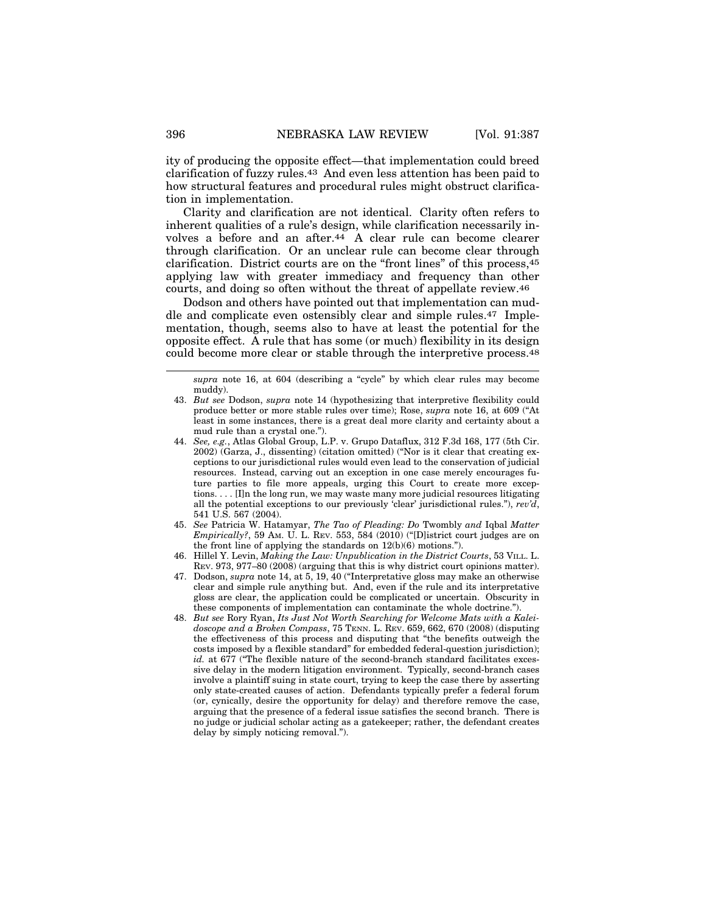ity of producing the opposite effect—that implementation could breed clarification of fuzzy rules.[43] And even less attention has been paid to how structural features and procedural rules might obstruct clarification in implementation.

Clarity and clarification are not identical. Clarity often refers to inherent qualities of a rule's design, while clarification necessarily involves a before and an after.[44] A clear rule can become clearer through clarification. Or an unclear rule can become clear through clarification. District courts are on the "front lines" of this process,[45] applying law with greater immediacy and frequency than other courts, and doing so often without the threat of appellate review.[46]

Dodson and others have pointed out that implementation can muddle and complicate even ostensibly clear and simple rules.[47] Implementation, though, seems also to have at least the potential for the opposite effect. A rule that has some (or much) flexibility in its design could become more clear or stable through the interpretive process.[48]

---

*supra* note 16, at 604 (describing a "cycle" by which clear rules may become muddy).

43. *But see* Dodson, *supra* note 14 (hypothesizing that interpretive flexibility could produce better or more stable rules over time); Rose, *supra* note 16, at 609 ("At least in some instances, there is a great deal more clarity and certainty about a mud rule than a crystal one.").

44. *See, e.g.*, Atlas Global Group, L.P. v. Grupo Dataflux, 312 F.3d 168, 177 (5th Cir. 2002) (Garza, J., dissenting) (citation omitted) ("Nor is it clear that creating exceptions to our jurisdictional rules would even lead to the conservation of judicial resources. Instead, carving out an exception in one case merely encourages future parties to file more appeals, urging this Court to create more exceptions. . . . [I]n the long run, we may waste many more judicial resources litigating all the potential exceptions to our previously 'clear' jurisdictional rules."), *rev'd*, 541 U.S. 567 (2004).

45. *See* Patricia W. Hatamyar, *The Tao of Pleading: Do* Twombly *and* Iqbal *Matter Empirically?*, 59 AM. U. L. REV. 553, 584 (2010) ("[D]istrict court judges are on the front line of applying the standards on 12(b)(6) motions.").

46. Hillel Y. Levin, *Making the Law: Unpublication in the District Courts*, 53 VILL. L. REV. 973, 977–80 (2008) (arguing that this is why district court opinions matter).

47. Dodson, *supra* note 14, at 5, 19, 40 ("Interpretative gloss may make an otherwise clear and simple rule anything but. And, even if the rule and its interpretative gloss are clear, the application could be complicated or uncertain. Obscurity in these components of implementation can contaminate the whole doctrine.").

48. *But see* Rory Ryan, *Its Just Not Worth Searching for Welcome Mats with a Kaleidoscope and a Broken Compass*, 75 TENN. L. REV. 659, 662, 670 (2008) (disputing the effectiveness of this process and disputing that "the benefits outweigh the costs imposed by a flexible standard" for embedded federal-question jurisdiction); *id.* at 677 ("The flexible nature of the second-branch standard facilitates excessive delay in the modern litigation environment. Typically, second-branch cases involve a plaintiff suing in state court, trying to keep the case there by asserting only state-created causes of action. Defendants typically prefer a federal forum (or, cynically, desire the opportunity for delay) and therefore remove the case, arguing that the presence of a federal issue satisfies the second branch. There is no judge or judicial scholar acting as a gatekeeper; rather, the defendant creates delay by simply noticing removal.").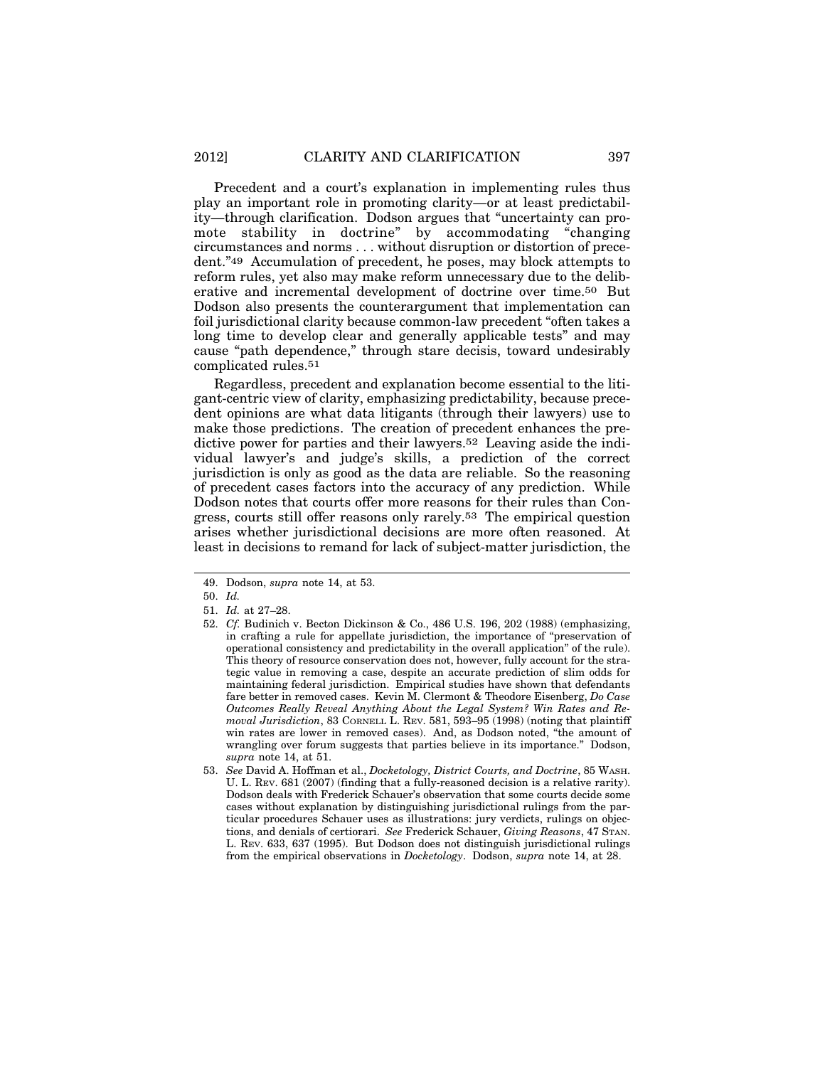Precedent and a court's explanation in implementing rules thus play an important role in promoting clarity—or at least predictability—through clarification. Dodson argues that "uncertainty can promote stability in doctrine" by accommodating "changing circumstances and norms . . . without disruption or distortion of precedent."[49] Accumulation of precedent, he poses, may block attempts to reform rules, yet also may make reform unnecessary due to the deliberative and incremental development of doctrine over time.[50] But Dodson also presents the counterargument that implementation can foil jurisdictional clarity because common-law precedent "often takes a long time to develop clear and generally applicable tests" and may cause "path dependence," through stare decisis, toward undesirably complicated rules.[51]

Regardless, precedent and explanation become essential to the litigant-centric view of clarity, emphasizing predictability, because precedent opinions are what data litigants (through their lawyers) use to make those predictions. The creation of precedent enhances the predictive power for parties and their lawyers.[52] Leaving aside the individual lawyer's and judge's skills, a prediction of the correct jurisdiction is only as good as the data are reliable. So the reasoning of precedent cases factors into the accuracy of any prediction. While Dodson notes that courts offer more reasons for their rules than Congress, courts still offer reasons only rarely.[53] The empirical question arises whether jurisdictional decisions are more often reasoned. At least in decisions to remand for lack of subject-matter jurisdiction, the

---

49. Dodson, *supra* note 14, at 53.

50. *Id.*

51. *Id.* at 27–28.

52. *Cf.* Budinich v. Becton Dickinson & Co., 486 U.S. 196, 202 (1988) (emphasizing, in crafting a rule for appellate jurisdiction, the importance of "preservation of operational consistency and predictability in the overall application" of the rule). This theory of resource conservation does not, however, fully account for the strategic value in removing a case, despite an accurate prediction of slim odds for maintaining federal jurisdiction. Empirical studies have shown that defendants fare better in removed cases. Kevin M. Clermont & Theodore Eisenberg, *Do Case Outcomes Really Reveal Anything About the Legal System? Win Rates and Removal Jurisdiction*, 83 CORNELL L. REV. 581, 593–95 (1998) (noting that plaintiff win rates are lower in removed cases). And, as Dodson noted, "the amount of wrangling over forum suggests that parties believe in its importance." Dodson, *supra* note 14, at 51.

53. *See* David A. Hoffman et al., *Docketology, District Courts, and Doctrine*, 85 WASH. U. L. REV. 681 (2007) (finding that a fully-reasoned decision is a relative rarity). Dodson deals with Frederick Schauer's observation that some courts decide some cases without explanation by distinguishing jurisdictional rulings from the particular procedures Schauer uses as illustrations: jury verdicts, rulings on objections, and denials of certiorari. *See* Frederick Schauer, *Giving Reasons*, 47 STAN. L. REV. 633, 637 (1995). But Dodson does not distinguish jurisdictional rulings from the empirical observations in *Docketology*. Dodson, *supra* note 14, at 28.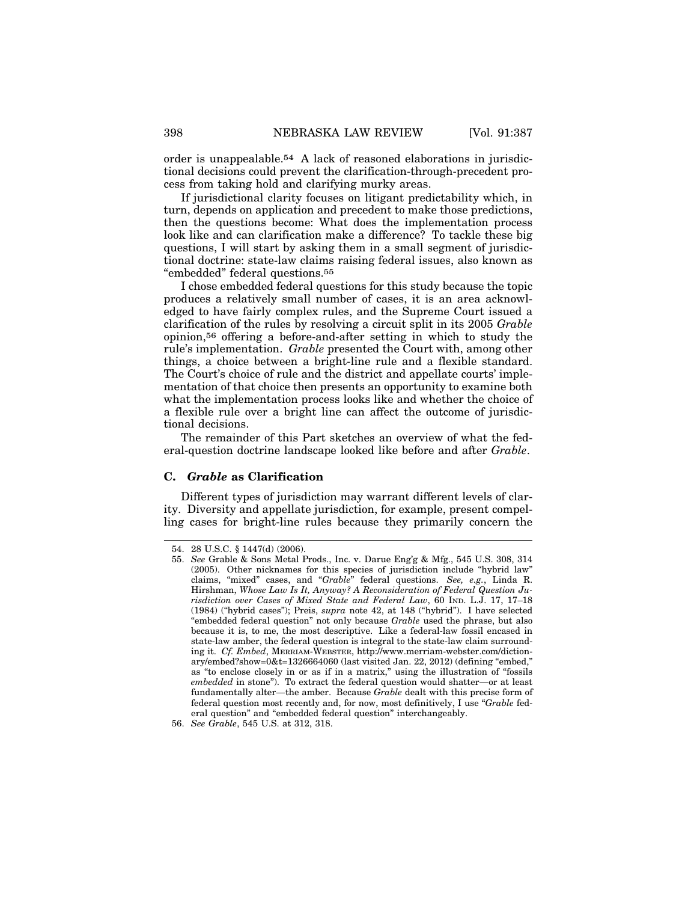order is unappealable.[54] A lack of reasoned elaborations in jurisdictional decisions could prevent the clarification-through-precedent process from taking hold and clarifying murky areas.

If jurisdictional clarity focuses on litigant predictability which, in turn, depends on application and precedent to make those predictions, then the questions become: What does the implementation process look like and can clarification make a difference? To tackle these big questions, I will start by asking them in a small segment of jurisdictional doctrine: state-law claims raising federal issues, also known as "embedded" federal questions.[55]

I chose embedded federal questions for this study because the topic produces a relatively small number of cases, it is an area acknowledged to have fairly complex rules, and the Supreme Court issued a clarification of the rules by resolving a circuit split in its 2005 *Grable* opinion,[56] offering a before-and-after setting in which to study the rule's implementation. *Grable* presented the Court with, among other things, a choice between a bright-line rule and a flexible standard. The Court's choice of rule and the district and appellate courts' implementation of that choice then presents an opportunity to examine both what the implementation process looks like and whether the choice of a flexible rule over a bright line can affect the outcome of jurisdictional decisions.

The remainder of this Part sketches an overview of what the federal-question doctrine landscape looked like before and after *Grable*.

### C. *Grable* as Clarification

Different types of jurisdiction may warrant different levels of clarity. Diversity and appellate jurisdiction, for example, present compelling cases for bright-line rules because they primarily concern the

---

54. 28 U.S.C. § 1447(d) (2006).

55. *See* Grable & Sons Metal Prods., Inc. v. Darue Eng'g & Mfg., 545 U.S. 308, 314 (2005). Other nicknames for this species of jurisdiction include "hybrid law" claims, "mixed" cases, and "*Grable*" federal questions. *See, e.g.*, Linda R. Hirshman, *Whose Law Is It, Anyway? A Reconsideration of Federal Question Jurisdiction over Cases of Mixed State and Federal Law*, 60 IND. L.J. 17, 17–18 (1984) ("hybrid cases"); Preis, *supra* note 42, at 148 ("hybrid"). I have selected "embedded federal question" not only because *Grable* used the phrase, but also because it is, to me, the most descriptive. Like a federal-law fossil encased in state-law amber, the federal question is integral to the state-law claim surrounding it. *Cf. Embed*, MERRIAM-WEBSTER, http://www.merriam-webster.com/dictionary/embed?show=0&t=1326664060 (last visited Jan. 22, 2012) (defining "embed," as "to enclose closely in or as if in a matrix," using the illustration of "fossils *embedded* in stone"). To extract the federal question would shatter—or at least fundamentally alter—the amber. Because *Grable* dealt with this precise form of federal question most recently and, for now, most definitively, I use "*Grable* federal question" and "embedded federal question" interchangeably.

56. *See Grable*, 545 U.S. at 312, 318.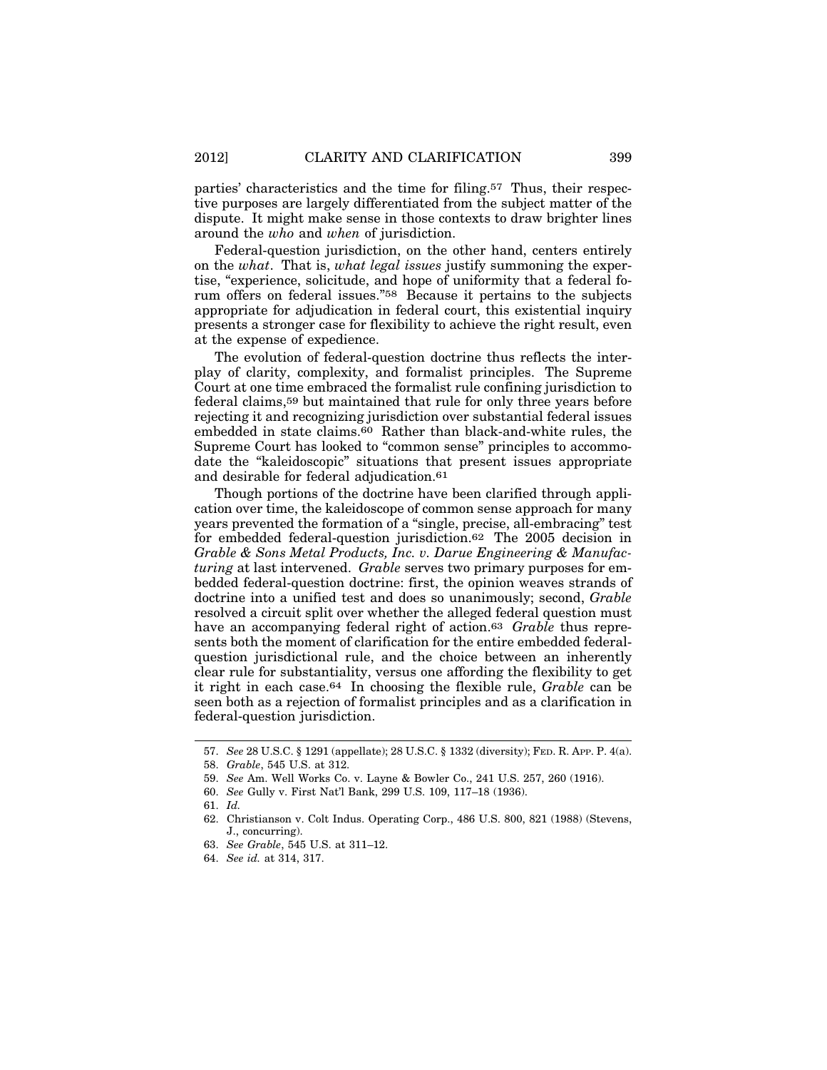parties' characteristics and the time for filing.[57] Thus, their respective purposes are largely differentiated from the subject matter of the dispute. It might make sense in those contexts to draw brighter lines around the *who* and *when* of jurisdiction.

Federal-question jurisdiction, on the other hand, centers entirely on the *what*. That is, *what legal issues* justify summoning the expertise, "experience, solicitude, and hope of uniformity that a federal forum offers on federal issues."[58] Because it pertains to the subjects appropriate for adjudication in federal court, this existential inquiry presents a stronger case for flexibility to achieve the right result, even at the expense of expedience.

The evolution of federal-question doctrine thus reflects the interplay of clarity, complexity, and formalist principles. The Supreme Court at one time embraced the formalist rule confining jurisdiction to federal claims,[59] but maintained that rule for only three years before rejecting it and recognizing jurisdiction over substantial federal issues embedded in state claims.[60] Rather than black-and-white rules, the Supreme Court has looked to "common sense" principles to accommodate the "kaleidoscopic" situations that present issues appropriate and desirable for federal adjudication.[61]

Though portions of the doctrine have been clarified through application over time, the kaleidoscope of common sense approach for many years prevented the formation of a "single, precise, all-embracing" test for embedded federal-question jurisdiction.[62] The 2005 decision in *Grable & Sons Metal Products, Inc. v. Darue Engineering & Manufacturing* at last intervened. *Grable* serves two primary purposes for embedded federal-question doctrine: first, the opinion weaves strands of doctrine into a unified test and does so unanimously; second, *Grable* resolved a circuit split over whether the alleged federal question must have an accompanying federal right of action.[63] *Grable* thus represents both the moment of clarification for the entire embedded federal-question jurisdictional rule, and the choice between an inherently clear rule for substantiality, versus one affording the flexibility to get it right in each case.[64] In choosing the flexible rule, *Grable* can be seen both as a rejection of formalist principles and as a clarification in federal-question jurisdiction.

---

57. *See* 28 U.S.C. § 1291 (appellate); 28 U.S.C. § 1332 (diversity); FED. R. APP. P. 4(a).

58. *Grable*, 545 U.S. at 312.

59. *See* Am. Well Works Co. v. Layne & Bowler Co., 241 U.S. 257, 260 (1916).

60. *See* Gully v. First Nat'l Bank, 299 U.S. 109, 117–18 (1936).

61. *Id.*

62. Christianson v. Colt Indus. Operating Corp., 486 U.S. 800, 821 (1988) (Stevens, J., concurring).

63. *See Grable*, 545 U.S. at 311–12.

64. *See id.* at 314, 317.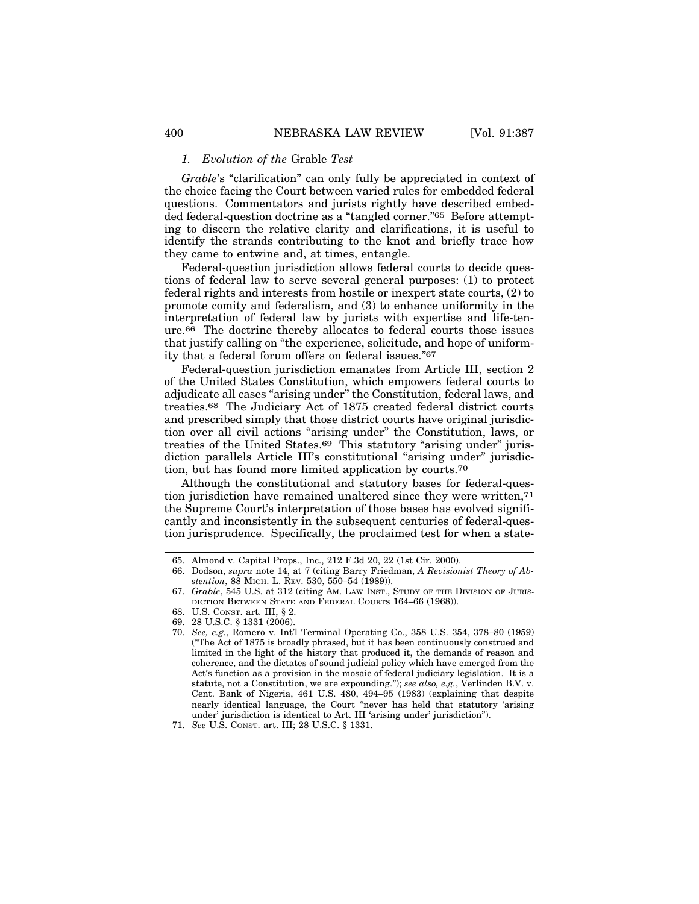### *1. Evolution of the* Grable *Test*

*Grable*'s "clarification" can only fully be appreciated in context of the choice facing the Court between varied rules for embedded federal questions. Commentators and jurists rightly have described embedded federal-question doctrine as a "tangled corner."[65] Before attempting to discern the relative clarity and clarifications, it is useful to identify the strands contributing to the knot and briefly trace how they came to entwine and, at times, entangle.

Federal-question jurisdiction allows federal courts to decide questions of federal law to serve several general purposes: (1) to protect federal rights and interests from hostile or inexpert state courts, (2) to promote comity and federalism, and (3) to enhance uniformity in the interpretation of federal law by jurists with expertise and life-tenure.[66] The doctrine thereby allocates to federal courts those issues that justify calling on "the experience, solicitude, and hope of uniformity that a federal forum offers on federal issues."[67]

Federal-question jurisdiction emanates from Article III, section 2 of the United States Constitution, which empowers federal courts to adjudicate all cases "arising under" the Constitution, federal laws, and treaties.[68] The Judiciary Act of 1875 created federal district courts and prescribed simply that those district courts have original jurisdiction over all civil actions "arising under" the Constitution, laws, or treaties of the United States.[69] This statutory "arising under" jurisdiction parallels Article III's constitutional "arising under" jurisdiction, but has found more limited application by courts.[70]

Although the constitutional and statutory bases for federal-question jurisdiction have remained unaltered since they were written,[71] the Supreme Court's interpretation of those bases has evolved significantly and inconsistently in the subsequent centuries of federal-question jurisprudence. Specifically, the proclaimed test for when a state-

---

65. Almond v. Capital Props., Inc., 212 F.3d 20, 22 (1st Cir. 2000).

66. Dodson, *supra* note 14, at 7 (citing Barry Friedman, *A Revisionist Theory of Abstention*, 88 MICH. L. REV. 530, 550–54 (1989)).

67. *Grable*, 545 U.S. at 312 (citing AM. LAW INST., STUDY OF THE DIVISION OF JURISDICTION BETWEEN STATE AND FEDERAL COURTS 164–66 (1968)).

68. U.S. CONST. art. III, § 2.

69. 28 U.S.C. § 1331 (2006).

70. *See, e.g.*, Romero v. Int'l Terminal Operating Co., 358 U.S. 354, 378–80 (1959) ("The Act of 1875 is broadly phrased, but it has been continuously construed and limited in the light of the history that produced it, the demands of reason and coherence, and the dictates of sound judicial policy which have emerged from the Act's function as a provision in the mosaic of federal judiciary legislation. It is a statute, not a Constitution, we are expounding."); *see also, e.g.*, Verlinden B.V. v. Cent. Bank of Nigeria, 461 U.S. 480, 494–95 (1983) (explaining that despite nearly identical language, the Court "never has held that statutory 'arising under' jurisdiction is identical to Art. III 'arising under' jurisdiction").

71. *See* U.S. CONST. art. III; 28 U.S.C. § 1331.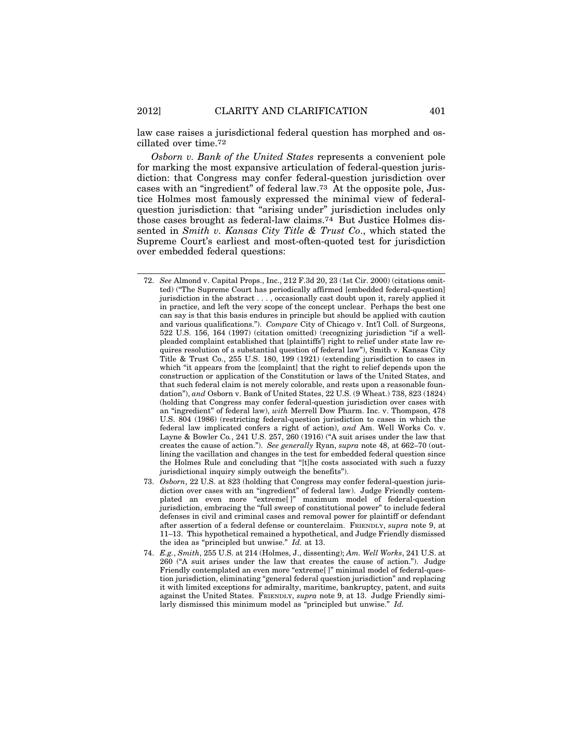law case raises a jurisdictional federal question has morphed and oscillated over time.[72]

*Osborn v. Bank of the United States* represents a convenient pole for marking the most expansive articulation of federal-question jurisdiction: that Congress may confer federal-question jurisdiction over cases with an "ingredient" of federal law.[73] At the opposite pole, Justice Holmes most famously expressed the minimal view of federal-question jurisdiction: that "arising under" jurisdiction includes only those cases brought as federal-law claims.[74] But Justice Holmes dissented in *Smith v. Kansas City Title & Trust Co*., which stated the Supreme Court's earliest and most-often-quoted test for jurisdiction over embedded federal questions:

---

72. *See* Almond v. Capital Props., Inc., 212 F.3d 20, 23 (1st Cir. 2000) (citations omitted) ("The Supreme Court has periodically affirmed [embedded federal-question] jurisdiction in the abstract . . . , occasionally cast doubt upon it, rarely applied it in practice, and left the very scope of the concept unclear. Perhaps the best one can say is that this basis endures in principle but should be applied with caution and various qualifications."). *Compare* City of Chicago v. Int'l Coll. of Surgeons, 522 U.S. 156, 164 (1997) (citation omitted) (recognizing jurisdiction "if a well-pleaded complaint established that [plaintiffs'] right to relief under state law requires resolution of a substantial question of federal law"), Smith v. Kansas City Title & Trust Co., 255 U.S. 180, 199 (1921) (extending jurisdiction to cases in which "it appears from the [complaint] that the right to relief depends upon the construction or application of the Constitution or laws of the United States, and that such federal claim is not merely colorable, and rests upon a reasonable foundation"), *and* Osborn v. Bank of United States, 22 U.S. (9 Wheat.) 738, 823 (1824) (holding that Congress may confer federal-question jurisdiction over cases with an "ingredient" of federal law), *with* Merrell Dow Pharm. Inc. v. Thompson, 478 U.S. 804 (1986) (restricting federal-question jurisdiction to cases in which the federal law implicated confers a right of action), *and* Am. Well Works Co. v. Layne & Bowler Co*.*, 241 U.S. 257, 260 (1916) ("A suit arises under the law that creates the cause of action."). *See generally* Ryan, *supra* note 48, at 662–70 (outlining the vacillation and changes in the test for embedded federal question since the Holmes Rule and concluding that "[t]he costs associated with such a fuzzy jurisdictional inquiry simply outweigh the benefits").

73. *Osborn*, 22 U.S. at 823 (holding that Congress may confer federal-question jurisdiction over cases with an "ingredient" of federal law). Judge Friendly contemplated an even more "extreme[ ]" maximum model of federal-question jurisdiction, embracing the "full sweep of constitutional power" to include federal defenses in civil and criminal cases and removal power for plaintiff or defendant after assertion of a federal defense or counterclaim. FRIENDLY, *supra* note 9, at 11–13. This hypothetical remained a hypothetical, and Judge Friendly dismissed the idea as "principled but unwise." *Id.* at 13.

74. *E.g.*, *Smith*, 255 U.S. at 214 (Holmes, J., dissenting); *Am. Well Works*, 241 U.S. at 260 ("A suit arises under the law that creates the cause of action."). Judge Friendly contemplated an even more "extreme[ ]" minimal model of federal-question jurisdiction, eliminating "general federal question jurisdiction" and replacing it with limited exceptions for admiralty, maritime, bankruptcy, patent, and suits against the United States. FRIENDLY, *supra* note 9, at 13. Judge Friendly similarly dismissed this minimum model as "principled but unwise." *Id.*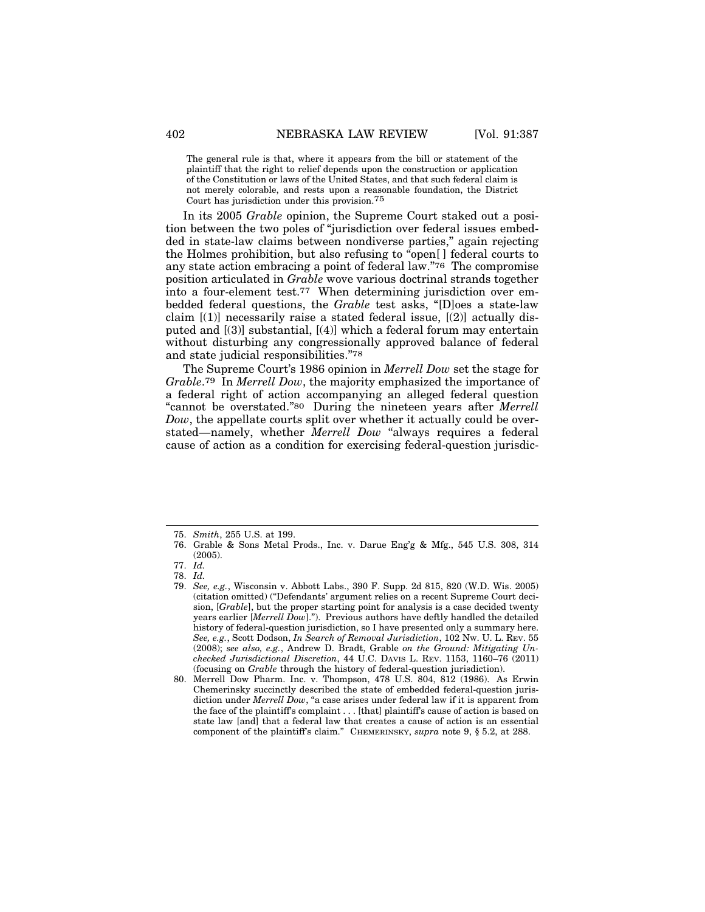> The general rule is that, where it appears from the bill or statement of the plaintiff that the right to relief depends upon the construction or application of the Constitution or laws of the United States, and that such federal claim is not merely colorable, and rests upon a reasonable foundation, the District Court has jurisdiction under this provision.[75]

In its 2005 *Grable* opinion, the Supreme Court staked out a position between the two poles of "jurisdiction over federal issues embedded in state-law claims between nondiverse parties," again rejecting the Holmes prohibition, but also refusing to "open[ ] federal courts to any state action embracing a point of federal law."[76] The compromise position articulated in *Grable* wove various doctrinal strands together into a four-element test.[77] When determining jurisdiction over embedded federal questions, the *Grable* test asks, "[D]oes a state-law claim [(1)] necessarily raise a stated federal issue, [(2)] actually disputed and [(3)] substantial, [(4)] which a federal forum may entertain without disturbing any congressionally approved balance of federal and state judicial responsibilities."[78]

The Supreme Court's 1986 opinion in *Merrell Dow* set the stage for *Grable*.[79] In *Merrell Dow*, the majority emphasized the importance of a federal right of action accompanying an alleged federal question "cannot be overstated."[80] During the nineteen years after *Merrell Dow*, the appellate courts split over whether it actually could be overstated—namely, whether *Merrell Dow* "always requires a federal cause of action as a condition for exercising federal-question jurisdic-

---

75. *Smith*, 255 U.S. at 199.

76. Grable & Sons Metal Prods., Inc. v. Darue Eng'g & Mfg., 545 U.S. 308, 314 (2005).

77. *Id.*

78. *Id.*

79. *See, e.g.*, Wisconsin v. Abbott Labs., 390 F. Supp. 2d 815, 820 (W.D. Wis. 2005) (citation omitted) ("Defendants' argument relies on a recent Supreme Court decision, [*Grable*], but the proper starting point for analysis is a case decided twenty years earlier [*Merrell Dow*]."). Previous authors have deftly handled the detailed history of federal-question jurisdiction, so I have presented only a summary here. *See, e.g.*, Scott Dodson, *In Search of Removal Jurisdiction*, 102 NW. U. L. REV. 55 (2008); *see also, e.g.*, Andrew D. Bradt, Grable *on the Ground: Mitigating Unchecked Jurisdictional Discretion*, 44 U.C. DAVIS L. REV. 1153, 1160–76 (2011) (focusing on *Grable* through the history of federal-question jurisdiction).

80. Merrell Dow Pharm. Inc. v. Thompson, 478 U.S. 804, 812 (1986). As Erwin Chemerinsky succinctly described the state of embedded federal-question jurisdiction under *Merrell Dow*, "a case arises under federal law if it is apparent from the face of the plaintiff's complaint . . . [that] plaintiff's cause of action is based on state law [and] that a federal law that creates a cause of action is an essential component of the plaintiff's claim." CHEMERINSKY, *supra* note 9, § 5.2, at 288.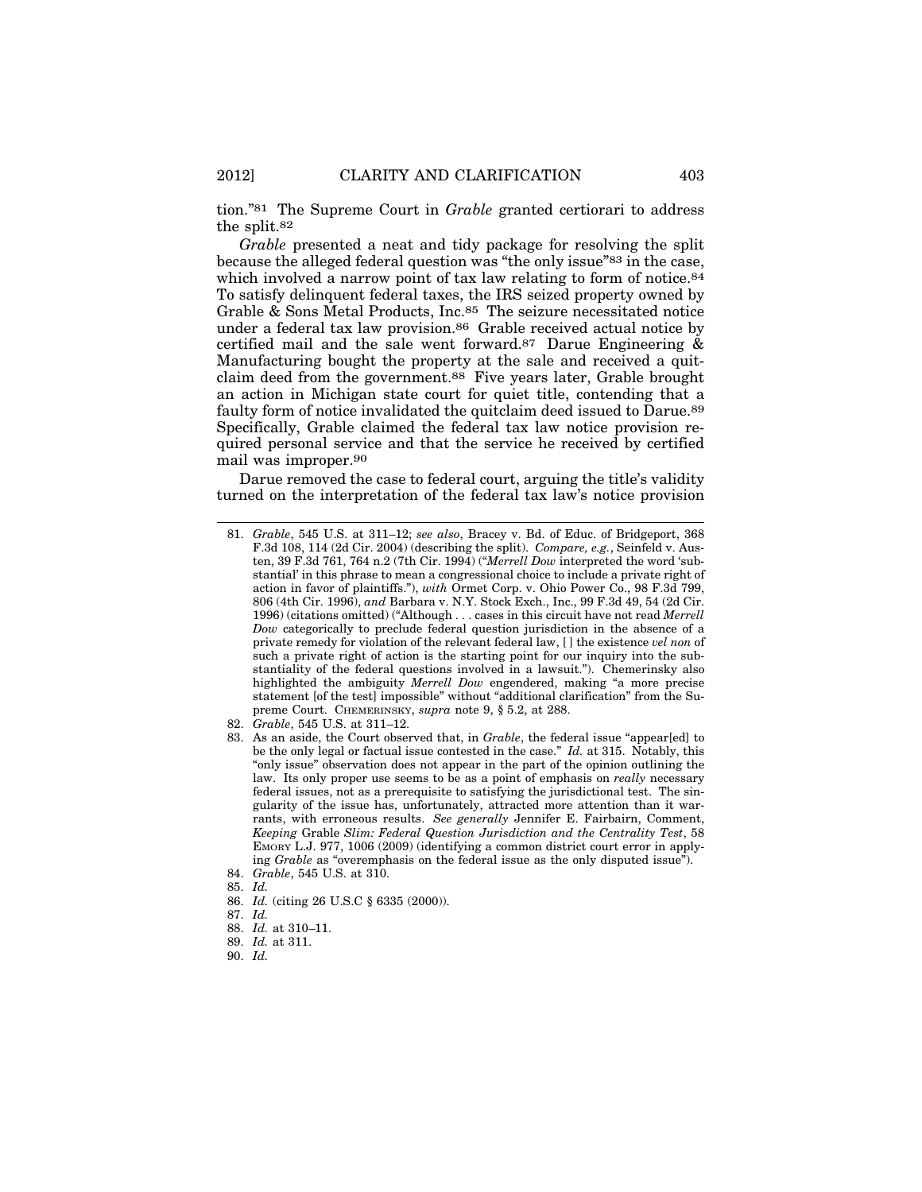tion."[81] The Supreme Court in *Grable* granted certiorari to address the split.[82]

*Grable* presented a neat and tidy package for resolving the split because the alleged federal question was "the only issue"[83] in the case, which involved a narrow point of tax law relating to form of notice.[84] To satisfy delinquent federal taxes, the IRS seized property owned by Grable & Sons Metal Products, Inc.[85] The seizure necessitated notice under a federal tax law provision.[86] Grable received actual notice by certified mail and the sale went forward.[87] Darue Engineering & Manufacturing bought the property at the sale and received a quitclaim deed from the government.[88] Five years later, Grable brought an action in Michigan state court for quiet title, contending that a faulty form of notice invalidated the quitclaim deed issued to Darue.[89] Specifically, Grable claimed the federal tax law notice provision required personal service and that the service he received by certified mail was improper.[90]

Darue removed the case to federal court, arguing the title's validity turned on the interpretation of the federal tax law's notice provision

---

81. *Grable*, 545 U.S. at 311–12; *see also*, Bracey v. Bd. of Educ. of Bridgeport, 368 F.3d 108, 114 (2d Cir. 2004) (describing the split). *Compare, e.g.*, Seinfeld v. Austen, 39 F.3d 761, 764 n.2 (7th Cir. 1994) ("*Merrell Dow* interpreted the word 'substantial' in this phrase to mean a congressional choice to include a private right of action in favor of plaintiffs."), *with* Ormet Corp. v. Ohio Power Co., 98 F.3d 799, 806 (4th Cir. 1996), *and* Barbara v. N.Y. Stock Exch., Inc., 99 F.3d 49, 54 (2d Cir. 1996) (citations omitted) ("Although . . . cases in this circuit have not read *Merrell Dow* categorically to preclude federal question jurisdiction in the absence of a private remedy for violation of the relevant federal law, [ ] the existence *vel non* of such a private right of action is the starting point for our inquiry into the substantiality of the federal questions involved in a lawsuit."). Chemerinsky also highlighted the ambiguity *Merrell Dow* engendered, making "a more precise statement [of the test] impossible" without "additional clarification" from the Supreme Court. CHEMERINSKY, *supra* note 9, § 5.2, at 288.

82. *Grable*, 545 U.S. at 311–12.

83. As an aside, the Court observed that, in *Grable*, the federal issue "appear[ed] to be the only legal or factual issue contested in the case." *Id.* at 315. Notably, this "only issue" observation does not appear in the part of the opinion outlining the law. Its only proper use seems to be as a point of emphasis on *really* necessary federal issues, not as a prerequisite to satisfying the jurisdictional test. The singularity of the issue has, unfortunately, attracted more attention than it warrants, with erroneous results. *See generally* Jennifer E. Fairbairn, Comment, *Keeping* Grable *Slim: Federal Question Jurisdiction and the Centrality Test*, 58 EMORY L.J. 977, 1006 (2009) (identifying a common district court error in applying *Grable* as "overemphasis on the federal issue as the only disputed issue").

84. *Grable*, 545 U.S. at 310.

85. *Id.*

86. *Id.* (citing 26 U.S.C § 6335 (2000)).

87. *Id.*

88. *Id.* at 310–11.

89. *Id.* at 311.

90. *Id.*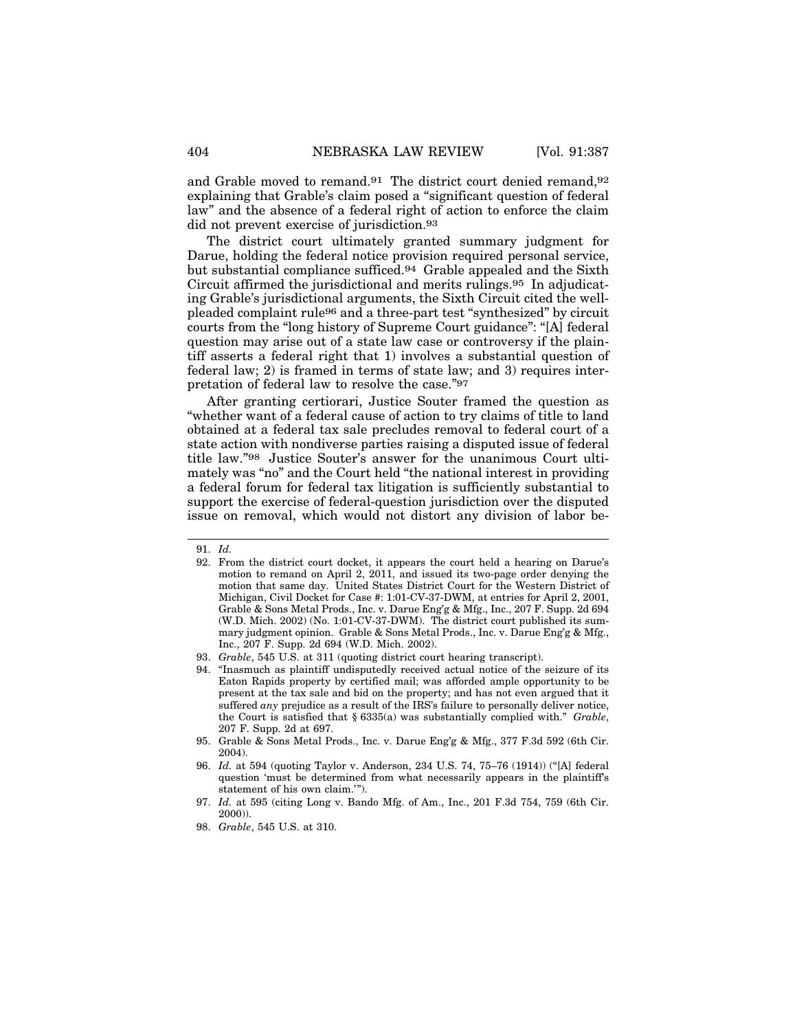and Grable moved to remand.[91] The district court denied remand,[92] explaining that Grable's claim posed a "significant question of federal law" and the absence of a federal right of action to enforce the claim did not prevent exercise of jurisdiction.[93]

The district court ultimately granted summary judgment for Darue, holding the federal notice provision required personal service, but substantial compliance sufficed.[94] Grable appealed and the Sixth Circuit affirmed the jurisdictional and merits rulings.[95] In adjudicating Grable's jurisdictional arguments, the Sixth Circuit cited the well-pleaded complaint rule[96] and a three-part test "synthesized" by circuit courts from the "long history of Supreme Court guidance": "[A] federal question may arise out of a state law case or controversy if the plaintiff asserts a federal right that 1) involves a substantial question of federal law; 2) is framed in terms of state law; and 3) requires interpretation of federal law to resolve the case."[97]

After granting certiorari, Justice Souter framed the question as "whether want of a federal cause of action to try claims of title to land obtained at a federal tax sale precludes removal to federal court of a state action with nondiverse parties raising a disputed issue of federal title law."[98] Justice Souter's answer for the unanimous Court ultimately was "no" and the Court held "the national interest in providing a federal forum for federal tax litigation is sufficiently substantial to support the exercise of federal-question jurisdiction over the disputed issue on removal, which would not distort any division of labor be-

---

91. *Id.*

92. From the district court docket, it appears the court held a hearing on Darue's motion to remand on April 2, 2011, and issued its two-page order denying the motion that same day. United States District Court for the Western District of Michigan, Civil Docket for Case #: 1:01-CV-37-DWM, at entries for April 2, 2001, Grable & Sons Metal Prods., Inc. v. Darue Eng'g & Mfg., Inc., 207 F. Supp. 2d 694 (W.D. Mich. 2002) (No. 1:01-CV-37-DWM). The district court published its summary judgment opinion. Grable & Sons Metal Prods., Inc. v. Darue Eng'g & Mfg., Inc., 207 F. Supp. 2d 694 (W.D. Mich. 2002).

93. *Grable*, 545 U.S. at 311 (quoting district court hearing transcript).

94. "Inasmuch as plaintiff undisputedly received actual notice of the seizure of its Eaton Rapids property by certified mail; was afforded ample opportunity to be present at the tax sale and bid on the property; and has not even argued that it suffered *any* prejudice as a result of the IRS's failure to personally deliver notice, the Court is satisfied that § 6335(a) was substantially complied with." *Grable*, 207 F. Supp. 2d at 697.

95. Grable & Sons Metal Prods., Inc. v. Darue Eng'g & Mfg., 377 F.3d 592 (6th Cir. 2004).

96. *Id.* at 594 (quoting Taylor v. Anderson, 234 U.S. 74, 75–76 (1914)) ("[A] federal question 'must be determined from what necessarily appears in the plaintiff's statement of his own claim.'").

97. *Id.* at 595 (citing Long v. Bando Mfg. of Am., Inc., 201 F.3d 754, 759 (6th Cir. 2000)).

98. *Grable*, 545 U.S. at 310.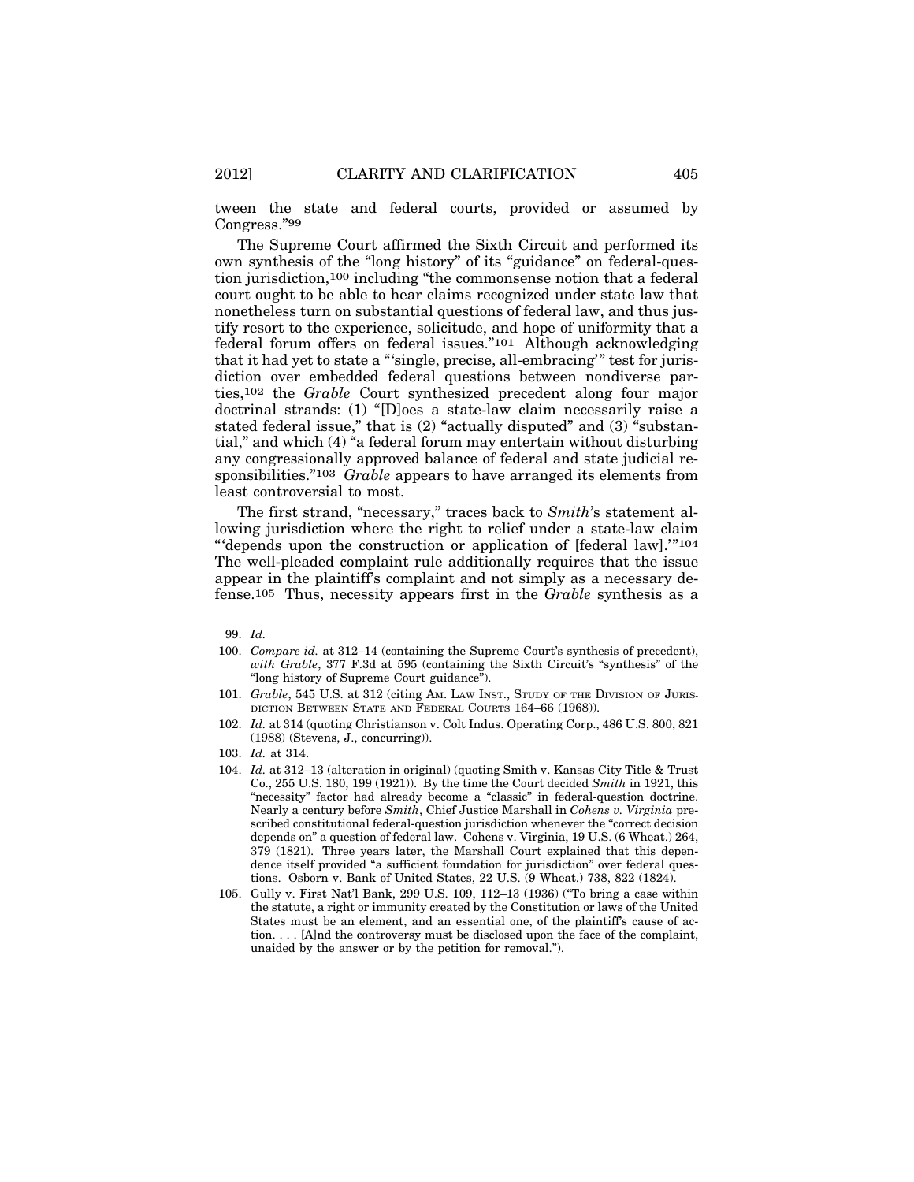tween the state and federal courts, provided or assumed by Congress."[99]

The Supreme Court affirmed the Sixth Circuit and performed its own synthesis of the "long history" of its "guidance" on federal-question jurisdiction,[100] including "the commonsense notion that a federal court ought to be able to hear claims recognized under state law that nonetheless turn on substantial questions of federal law, and thus justify resort to the experience, solicitude, and hope of uniformity that a federal forum offers on federal issues."[101] Although acknowledging that it had yet to state a "'single, precise, all-embracing'" test for jurisdiction over embedded federal questions between nondiverse parties,[102] the *Grable* Court synthesized precedent along four major doctrinal strands: (1) "[D]oes a state-law claim necessarily raise a stated federal issue," that is (2) "actually disputed" and (3) "substantial," and which (4) "a federal forum may entertain without disturbing any congressionally approved balance of federal and state judicial responsibilities."[103] *Grable* appears to have arranged its elements from least controversial to most.

The first strand, "necessary," traces back to *Smith*'s statement allowing jurisdiction where the right to relief under a state-law claim "'depends upon the construction or application of [federal law].'"[104] The well-pleaded complaint rule additionally requires that the issue appear in the plaintiff's complaint and not simply as a necessary defense.[105] Thus, necessity appears first in the *Grable* synthesis as a

---

99. *Id.*

100. *Compare id.* at 312–14 (containing the Supreme Court's synthesis of precedent), *with Grable*, 377 F.3d at 595 (containing the Sixth Circuit's "synthesis" of the "long history of Supreme Court guidance").

101. *Grable*, 545 U.S. at 312 (citing AM. LAW INST., STUDY OF THE DIVISION OF JURISDICTION BETWEEN STATE AND FEDERAL COURTS 164–66 (1968)).

102. *Id.* at 314 (quoting Christianson v. Colt Indus. Operating Corp., 486 U.S. 800, 821 (1988) (Stevens, J., concurring)).

103. *Id.* at 314.

104. *Id.* at 312–13 (alteration in original) (quoting Smith v. Kansas City Title & Trust Co., 255 U.S. 180, 199 (1921)). By the time the Court decided *Smith* in 1921, this "necessity" factor had already become a "classic" in federal-question doctrine. Nearly a century before *Smith*, Chief Justice Marshall in *Cohens v. Virginia* prescribed constitutional federal-question jurisdiction whenever the "correct decision depends on" a question of federal law. Cohens v. Virginia, 19 U.S. (6 Wheat.) 264, 379 (1821). Three years later, the Marshall Court explained that this dependence itself provided "a sufficient foundation for jurisdiction" over federal questions. Osborn v. Bank of United States, 22 U.S. (9 Wheat.) 738, 822 (1824).

105. Gully v. First Nat'l Bank, 299 U.S. 109, 112–13 (1936) ("To bring a case within the statute, a right or immunity created by the Constitution or laws of the United States must be an element, and an essential one, of the plaintiff's cause of action. . . . [A]nd the controversy must be disclosed upon the face of the complaint, unaided by the answer or by the petition for removal.").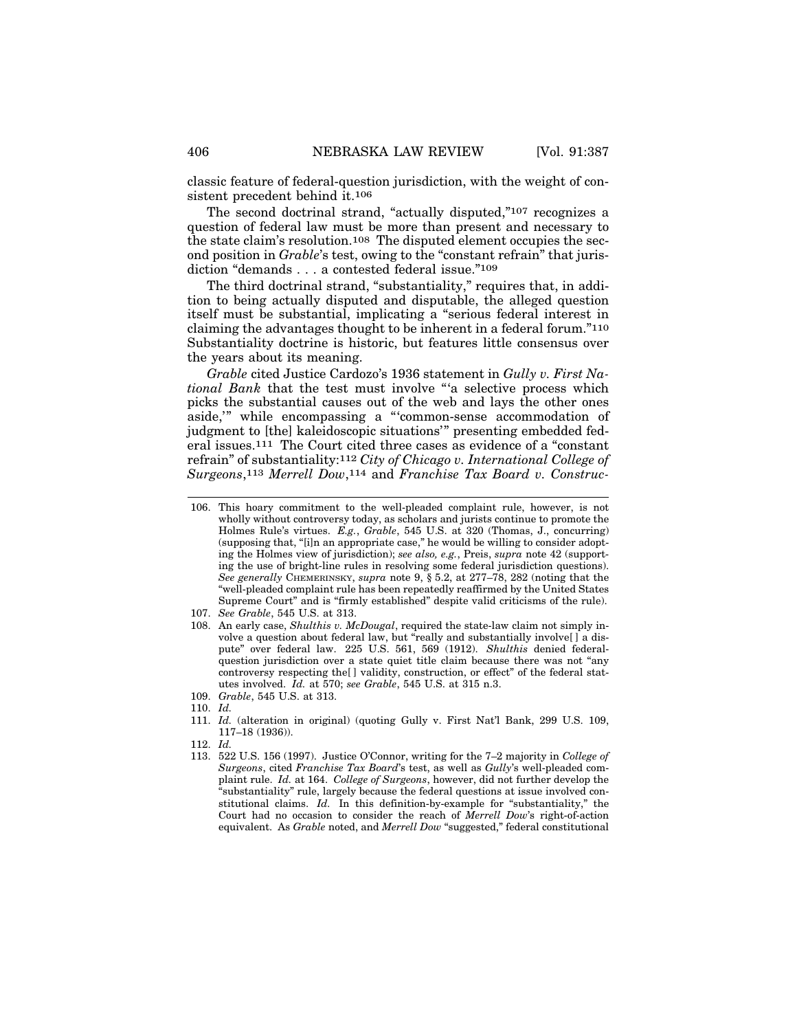classic feature of federal-question jurisdiction, with the weight of consistent precedent behind it.[106]

The second doctrinal strand, "actually disputed,"[107] recognizes a question of federal law must be more than present and necessary to the state claim's resolution.[108] The disputed element occupies the second position in *Grable*'s test, owing to the "constant refrain" that jurisdiction "demands . . . a contested federal issue."[109]

The third doctrinal strand, "substantiality," requires that, in addition to being actually disputed and disputable, the alleged question itself must be substantial, implicating a "serious federal interest in claiming the advantages thought to be inherent in a federal forum."[110] Substantiality doctrine is historic, but features little consensus over the years about its meaning.

*Grable* cited Justice Cardozo's 1936 statement in *Gully v. First National Bank* that the test must involve "'a selective process which picks the substantial causes out of the web and lays the other ones aside,'" while encompassing a "'common-sense accommodation of judgment to [the] kaleidoscopic situations'" presenting embedded federal issues.[111] The Court cited three cases as evidence of a "constant refrain" of substantiality:[112] *City of Chicago v. International College of Surgeons*,[113] *Merrell Dow*,[114] and *Franchise Tax Board v. Construc-*

---

106. This hoary commitment to the well-pleaded complaint rule, however, is not wholly without controversy today, as scholars and jurists continue to promote the Holmes Rule's virtues. *E.g.*, *Grable*, 545 U.S. at 320 (Thomas, J., concurring) (supposing that, "[i]n an appropriate case," he would be willing to consider adopting the Holmes view of jurisdiction); *see also, e.g.*, Preis, *supra* note 42 (supporting the use of bright-line rules in resolving some federal jurisdiction questions). *See generally* CHEMERINSKY, *supra* note 9, § 5.2, at 277–78, 282 (noting that the "well-pleaded complaint rule has been repeatedly reaffirmed by the United States Supreme Court" and is "firmly established" despite valid criticisms of the rule).

107. *See Grable*, 545 U.S. at 313.

108. An early case, *Shulthis v. McDougal*, required the state-law claim not simply involve a question about federal law, but "really and substantially involve[ ] a dispute" over federal law. 225 U.S. 561, 569 (1912). *Shulthis* denied federal-question jurisdiction over a state quiet title claim because there was not "any controversy respecting the[ ] validity, construction, or effect" of the federal statutes involved. *Id.* at 570; *see Grable*, 545 U.S. at 315 n.3.

109. *Grable*, 545 U.S. at 313.

110. *Id.*

111. *Id.* (alteration in original) (quoting Gully v. First Nat'l Bank, 299 U.S. 109, 117–18 (1936)).

112. *Id.*

113. 522 U.S. 156 (1997). Justice O'Connor, writing for the 7–2 majority in *College of Surgeons*, cited *Franchise Tax Board*'s test, as well as *Gully*'s well-pleaded complaint rule. *Id.* at 164. *College of Surgeons*, however, did not further develop the "substantiality" rule, largely because the federal questions at issue involved constitutional claims. *Id.* In this definition-by-example for "substantiality," the Court had no occasion to consider the reach of *Merrell Dow*'s right-of-action equivalent. As *Grable* noted, and *Merrell Dow* "suggested," federal constitutional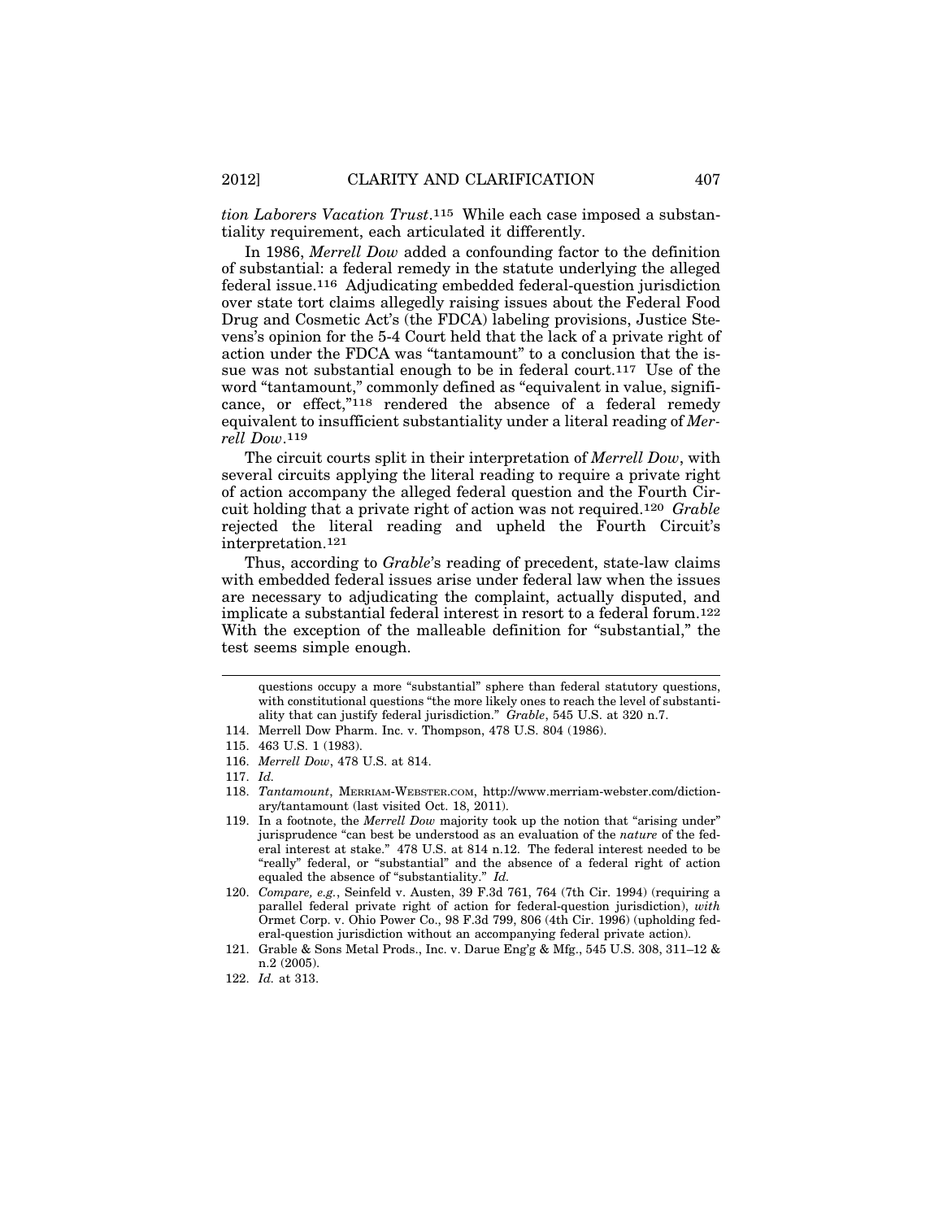*tion Laborers Vacation Trust*.[115] While each case imposed a substantiality requirement, each articulated it differently.

In 1986, *Merrell Dow* added a confounding factor to the definition of substantial: a federal remedy in the statute underlying the alleged federal issue.[116] Adjudicating embedded federal-question jurisdiction over state tort claims allegedly raising issues about the Federal Food Drug and Cosmetic Act's (the FDCA) labeling provisions, Justice Stevens's opinion for the 5-4 Court held that the lack of a private right of action under the FDCA was "tantamount" to a conclusion that the issue was not substantial enough to be in federal court.[117] Use of the word "tantamount," commonly defined as "equivalent in value, significance, or effect,"[118] rendered the absence of a federal remedy equivalent to insufficient substantiality under a literal reading of *Merrell Dow*.[119]

The circuit courts split in their interpretation of *Merrell Dow*, with several circuits applying the literal reading to require a private right of action accompany the alleged federal question and the Fourth Circuit holding that a private right of action was not required.[120] *Grable* rejected the literal reading and upheld the Fourth Circuit's interpretation.[121]

Thus, according to *Grable*'s reading of precedent, state-law claims with embedded federal issues arise under federal law when the issues are necessary to adjudicating the complaint, actually disputed, and implicate a substantial federal interest in resort to a federal forum.[122] With the exception of the malleable definition for "substantial," the test seems simple enough.

---

questions occupy a more "substantial" sphere than federal statutory questions, with constitutional questions "the more likely ones to reach the level of substantiality that can justify federal jurisdiction." *Grable*, 545 U.S. at 320 n.7.

114. Merrell Dow Pharm. Inc. v. Thompson, 478 U.S. 804 (1986).

115. 463 U.S. 1 (1983).

116. *Merrell Dow*, 478 U.S. at 814.

117. *Id.*

118. *Tantamount*, MERRIAM-WEBSTER.COM, http://www.merriam-webster.com/dictionary/tantamount (last visited Oct. 18, 2011).

119. In a footnote, the *Merrell Dow* majority took up the notion that "arising under" jurisprudence "can best be understood as an evaluation of the *nature* of the federal interest at stake." 478 U.S. at 814 n.12. The federal interest needed to be "really" federal, or "substantial" and the absence of a federal right of action equaled the absence of "substantiality." *Id.*

120. *Compare, e.g.*, Seinfeld v. Austen, 39 F.3d 761, 764 (7th Cir. 1994) (requiring a parallel federal private right of action for federal-question jurisdiction), *with* Ormet Corp. v. Ohio Power Co., 98 F.3d 799, 806 (4th Cir. 1996) (upholding federal-question jurisdiction without an accompanying federal private action).

121. Grable & Sons Metal Prods., Inc. v. Darue Eng'g & Mfg., 545 U.S. 308, 311–12 & n.2 (2005).

122. *Id.* at 313.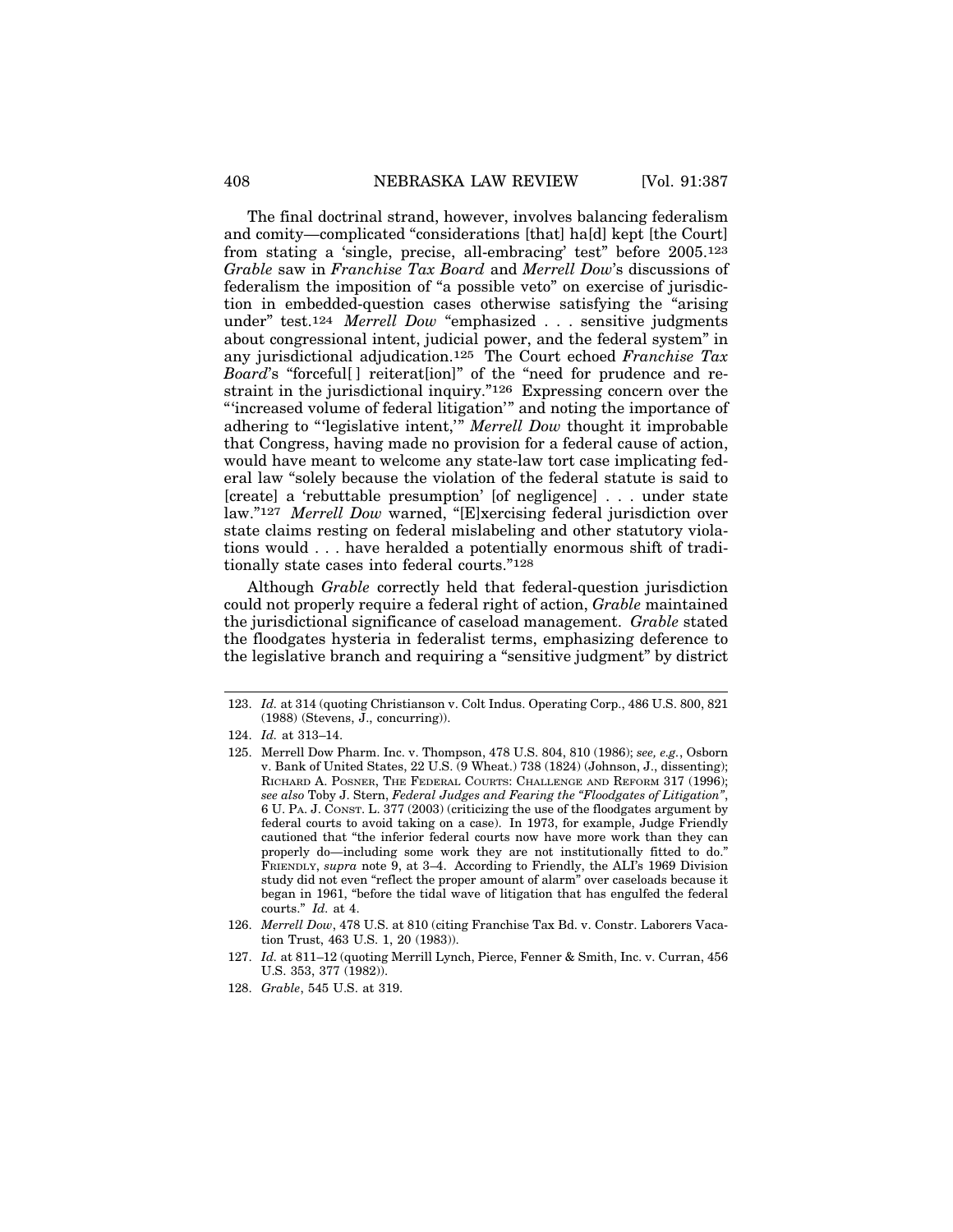The final doctrinal strand, however, involves balancing federalism and comity—complicated "considerations [that] ha[d] kept [the Court] from stating a 'single, precise, all-embracing' test" before 2005.[123] *Grable* saw in *Franchise Tax Board* and *Merrell Dow*'s discussions of federalism the imposition of "a possible veto" on exercise of jurisdiction in embedded-question cases otherwise satisfying the "arising under" test.[124] *Merrell Dow* "emphasized . . . sensitive judgments about congressional intent, judicial power, and the federal system" in any jurisdictional adjudication.[125] The Court echoed *Franchise Tax Board*'s "forceful[ ] reiterat[ion]" of the "need for prudence and restraint in the jurisdictional inquiry."[126] Expressing concern over the "'increased volume of federal litigation'" and noting the importance of adhering to "'legislative intent,'" *Merrell Dow* thought it improbable that Congress, having made no provision for a federal cause of action, would have meant to welcome any state-law tort case implicating federal law "solely because the violation of the federal statute is said to [create] a 'rebuttable presumption' [of negligence] . . . under state law."[127] *Merrell Dow* warned, "[E]xercising federal jurisdiction over state claims resting on federal mislabeling and other statutory violations would . . . have heralded a potentially enormous shift of traditionally state cases into federal courts."[128]

Although *Grable* correctly held that federal-question jurisdiction could not properly require a federal right of action, *Grable* maintained the jurisdictional significance of caseload management. *Grable* stated the floodgates hysteria in federalist terms, emphasizing deference to the legislative branch and requiring a "sensitive judgment" by district

---

123. *Id.* at 314 (quoting Christianson v. Colt Indus. Operating Corp., 486 U.S. 800, 821 (1988) (Stevens, J., concurring)).

124. *Id.* at 313–14.

125. Merrell Dow Pharm. Inc. v. Thompson, 478 U.S. 804, 810 (1986); *see, e.g.*, Osborn v. Bank of United States, 22 U.S. (9 Wheat.) 738 (1824) (Johnson, J., dissenting); RICHARD A. POSNER, THE FEDERAL COURTS: CHALLENGE AND REFORM 317 (1996); *see also* Toby J. Stern, *Federal Judges and Fearing the "Floodgates of Litigation"*, 6 U. PA. J. CONST. L. 377 (2003) (criticizing the use of the floodgates argument by federal courts to avoid taking on a case). In 1973, for example, Judge Friendly cautioned that "the inferior federal courts now have more work than they can properly do—including some work they are not institutionally fitted to do." FRIENDLY, *supra* note 9, at 3–4. According to Friendly, the ALI's 1969 Division study did not even "reflect the proper amount of alarm" over caseloads because it began in 1961, "before the tidal wave of litigation that has engulfed the federal courts." *Id.* at 4.

126. *Merrell Dow*, 478 U.S. at 810 (citing Franchise Tax Bd. v. Constr. Laborers Vacation Trust, 463 U.S. 1, 20 (1983)).

127. *Id.* at 811–12 (quoting Merrill Lynch, Pierce, Fenner & Smith, Inc. v. Curran, 456 U.S. 353, 377 (1982)).

128. *Grable*, 545 U.S. at 319.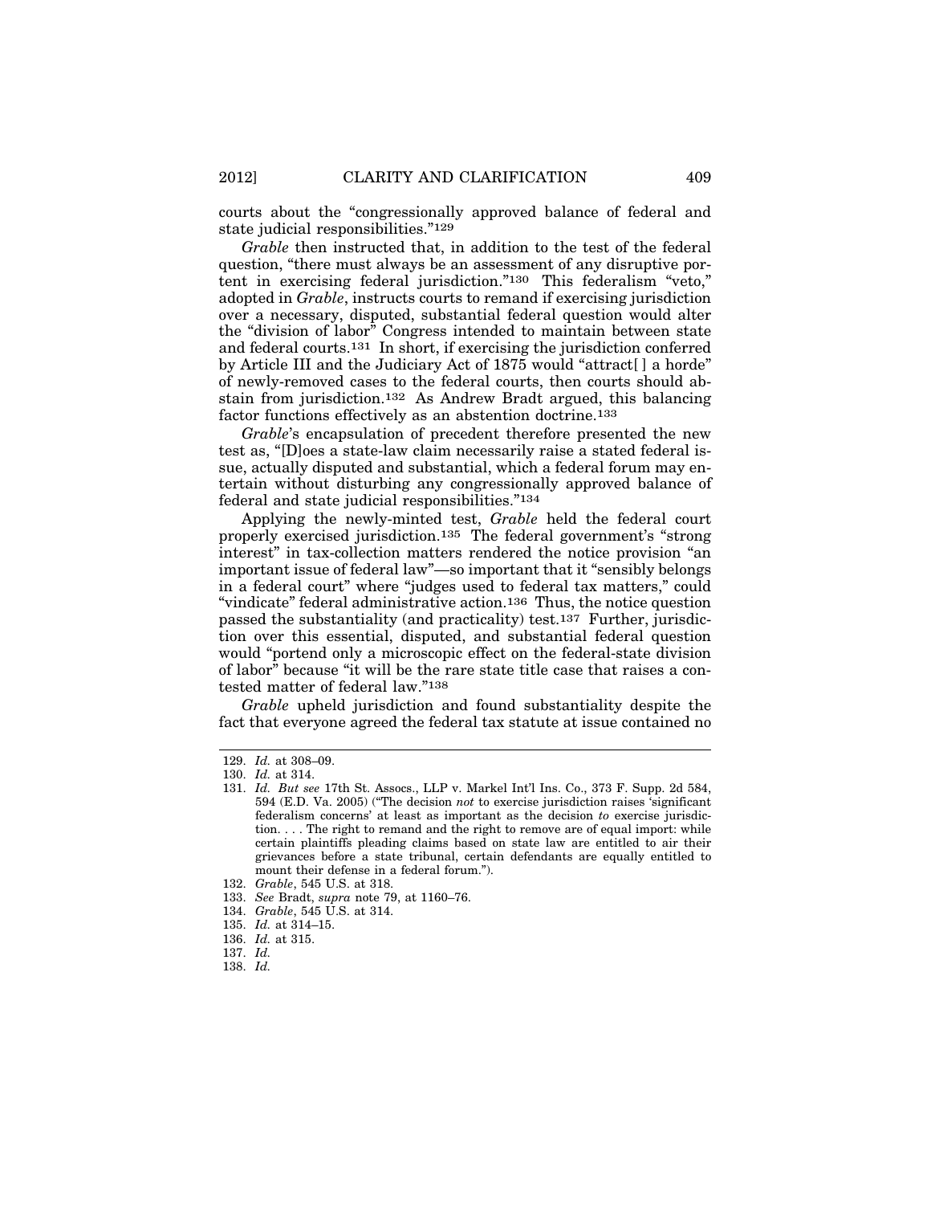courts about the "congressionally approved balance of federal and state judicial responsibilities."[129]

*Grable* then instructed that, in addition to the test of the federal question, "there must always be an assessment of any disruptive portent in exercising federal jurisdiction."[130] This federalism "veto," adopted in *Grable*, instructs courts to remand if exercising jurisdiction over a necessary, disputed, substantial federal question would alter the "division of labor" Congress intended to maintain between state and federal courts.[131] In short, if exercising the jurisdiction conferred by Article III and the Judiciary Act of 1875 would "attract[ ] a horde" of newly-removed cases to the federal courts, then courts should abstain from jurisdiction.[132] As Andrew Bradt argued, this balancing factor functions effectively as an abstention doctrine.[133]

*Grable*'s encapsulation of precedent therefore presented the new test as, "[D]oes a state-law claim necessarily raise a stated federal issue, actually disputed and substantial, which a federal forum may entertain without disturbing any congressionally approved balance of federal and state judicial responsibilities."[134]

Applying the newly-minted test, *Grable* held the federal court properly exercised jurisdiction.[135] The federal government's "strong interest" in tax-collection matters rendered the notice provision "an important issue of federal law"—so important that it "sensibly belongs in a federal court" where "judges used to federal tax matters," could "vindicate" federal administrative action.[136] Thus, the notice question passed the substantiality (and practicality) test.[137] Further, jurisdiction over this essential, disputed, and substantial federal question would "portend only a microscopic effect on the federal-state division of labor" because "it will be the rare state title case that raises a contested matter of federal law."[138]

*Grable* upheld jurisdiction and found substantiality despite the fact that everyone agreed the federal tax statute at issue contained no

---

129. *Id.* at 308–09.

130. *Id.* at 314.

131. *Id. But see* 17th St. Assocs., LLP v. Markel Int'l Ins. Co., 373 F. Supp. 2d 584, 594 (E.D. Va. 2005) ("The decision *not* to exercise jurisdiction raises 'significant federalism concerns' at least as important as the decision *to* exercise jurisdiction. . . . The right to remand and the right to remove are of equal import: while certain plaintiffs pleading claims based on state law are entitled to air their grievances before a state tribunal, certain defendants are equally entitled to mount their defense in a federal forum.").

132. *Grable*, 545 U.S. at 318.

133. *See* Bradt, *supra* note 79, at 1160–76.

134. *Grable*, 545 U.S. at 314.

135. *Id.* at 314–15.

136. *Id.* at 315.

137. *Id.*

138. *Id.*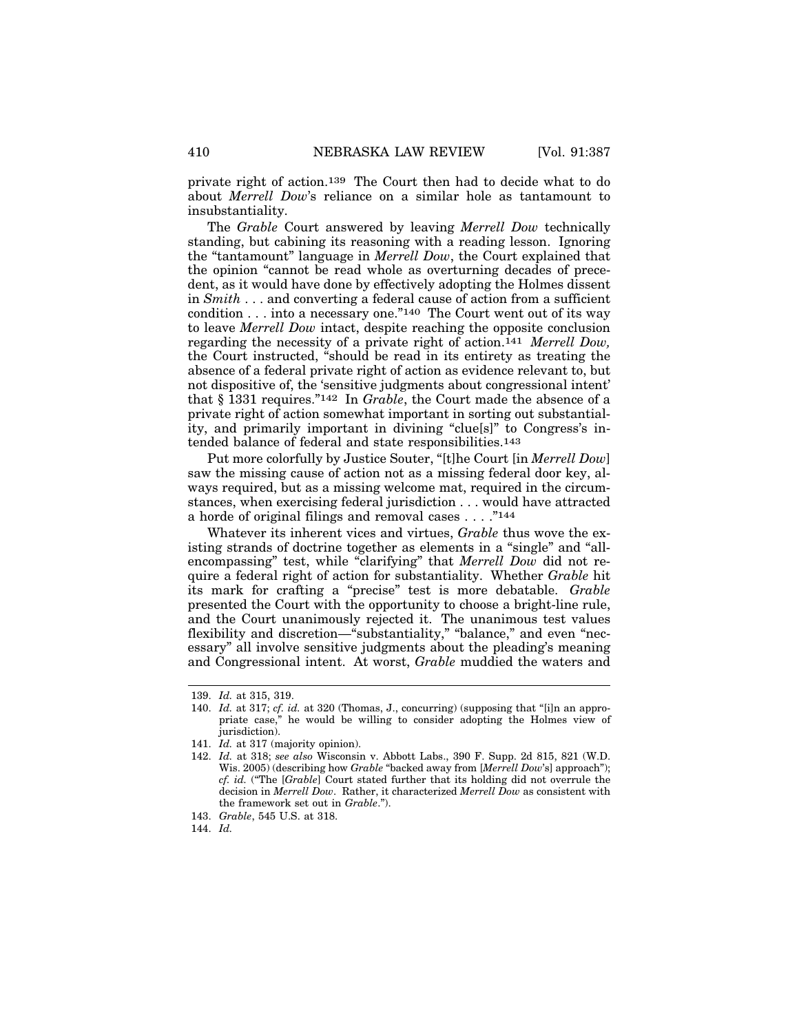private right of action.[139] The Court then had to decide what to do about *Merrell Dow*'s reliance on a similar hole as tantamount to insubstantiality.

The *Grable* Court answered by leaving *Merrell Dow* technically standing, but cabining its reasoning with a reading lesson. Ignoring the "tantamount" language in *Merrell Dow*, the Court explained that the opinion "cannot be read whole as overturning decades of precedent, as it would have done by effectively adopting the Holmes dissent in *Smith* . . . and converting a federal cause of action from a sufficient condition . . . into a necessary one."[140] The Court went out of its way to leave *Merrell Dow* intact, despite reaching the opposite conclusion regarding the necessity of a private right of action.[141] *Merrell Dow,* the Court instructed, "should be read in its entirety as treating the absence of a federal private right of action as evidence relevant to, but not dispositive of, the 'sensitive judgments about congressional intent' that § 1331 requires."[142] In *Grable*, the Court made the absence of a private right of action somewhat important in sorting out substantiality, and primarily important in divining "clue[s]" to Congress's intended balance of federal and state responsibilities.[143]

Put more colorfully by Justice Souter, "[t]he Court [in *Merrell Dow*] saw the missing cause of action not as a missing federal door key, always required, but as a missing welcome mat, required in the circumstances, when exercising federal jurisdiction . . . would have attracted a horde of original filings and removal cases . . . ."[144]

Whatever its inherent vices and virtues, *Grable* thus wove the existing strands of doctrine together as elements in a "single" and "all-encompassing" test, while "clarifying" that *Merrell Dow* did not require a federal right of action for substantiality. Whether *Grable* hit its mark for crafting a "precise" test is more debatable. *Grable* presented the Court with the opportunity to choose a bright-line rule, and the Court unanimously rejected it. The unanimous test values flexibility and discretion—"substantiality," "balance," and even "necessary" all involve sensitive judgments about the pleading's meaning and Congressional intent. At worst, *Grable* muddied the waters and

---

139. *Id.* at 315, 319.

140. *Id.* at 317; *cf. id.* at 320 (Thomas, J., concurring) (supposing that "[i]n an appropriate case," he would be willing to consider adopting the Holmes view of jurisdiction).

141. *Id.* at 317 (majority opinion).

142. *Id.* at 318; *see also* Wisconsin v. Abbott Labs., 390 F. Supp. 2d 815, 821 (W.D. Wis. 2005) (describing how *Grable* "backed away from [*Merrell Dow*'s] approach"); *cf. id.* ("The [*Grable*] Court stated further that its holding did not overrule the decision in *Merrell Dow*. Rather, it characterized *Merrell Dow* as consistent with the framework set out in *Grable*.").

143. *Grable*, 545 U.S. at 318.

144. *Id.*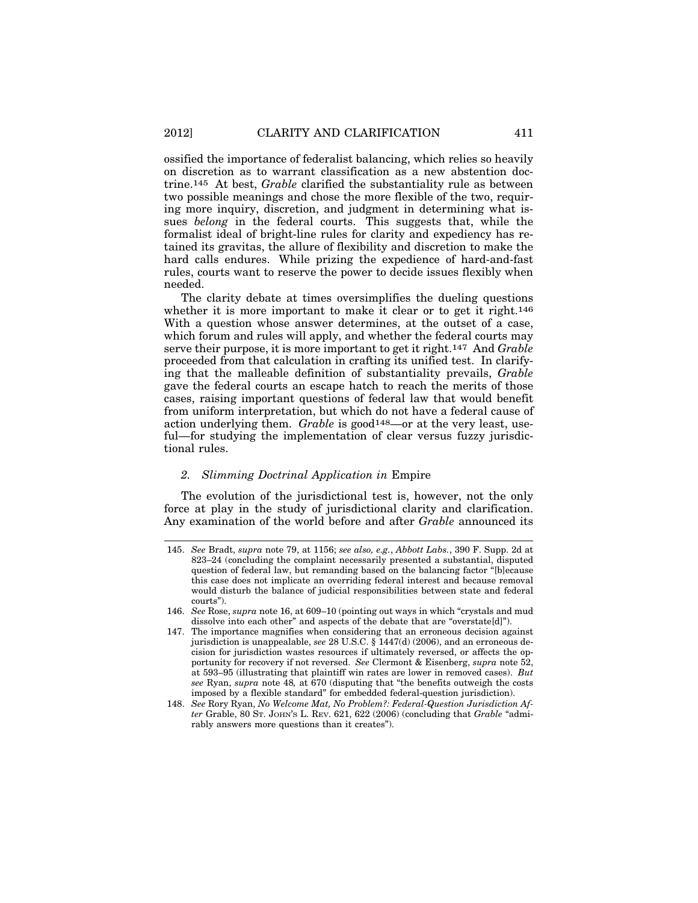ossified the importance of federalist balancing, which relies so heavily on discretion as to warrant classification as a new abstention doctrine.[145] At best, *Grable* clarified the substantiality rule as between two possible meanings and chose the more flexible of the two, requiring more inquiry, discretion, and judgment in determining what issues *belong* in the federal courts. This suggests that, while the formalist ideal of bright-line rules for clarity and expediency has retained its gravitas, the allure of flexibility and discretion to make the hard calls endures. While prizing the expedience of hard-and-fast rules, courts want to reserve the power to decide issues flexibly when needed.

The clarity debate at times oversimplifies the dueling questions whether it is more important to make it clear or to get it right.[146] With a question whose answer determines, at the outset of a case, which forum and rules will apply, and whether the federal courts may serve their purpose, it is more important to get it right.[147] And *Grable* proceeded from that calculation in crafting its unified test. In clarifying that the malleable definition of substantiality prevails, *Grable* gave the federal courts an escape hatch to reach the merits of those cases, raising important questions of federal law that would benefit from uniform interpretation, but which do not have a federal cause of action underlying them. *Grable* is good[148]—or at the very least, useful—for studying the implementation of clear versus fuzzy jurisdictional rules.

### *2. Slimming Doctrinal Application in* Empire

The evolution of the jurisdictional test is, however, not the only force at play in the study of jurisdictional clarity and clarification. Any examination of the world before and after *Grable* announced its

---

145. *See* Bradt, *supra* note 79, at 1156; *see also, e.g.*, *Abbott Labs.*, 390 F. Supp. 2d at 823–24 (concluding the complaint necessarily presented a substantial, disputed question of federal law, but remanding based on the balancing factor "[b]ecause this case does not implicate an overriding federal interest and because removal would disturb the balance of judicial responsibilities between state and federal courts").

146. *See* Rose, *supra* note 16, at 609–10 (pointing out ways in which "crystals and mud dissolve into each other" and aspects of the debate that are "overstate[d]").

147. The importance magnifies when considering that an erroneous decision against jurisdiction is unappealable, *see* 28 U.S.C. § 1447(d) (2006), and an erroneous decision for jurisdiction wastes resources if ultimately reversed, or affects the opportunity for recovery if not reversed. *See* Clermont & Eisenberg, *supra* note 52, at 593–95 (illustrating that plaintiff win rates are lower in removed cases). *But see* Ryan, *supra* note 48, at 670 (disputing that "the benefits outweigh the costs imposed by a flexible standard" for embedded federal-question jurisdiction).

148. *See* Rory Ryan, *No Welcome Mat, No Problem?: Federal-Question Jurisdiction After* Grable, 80 ST. JOHN'S L. REV. 621, 622 (2006) (concluding that *Grable* "admirably answers more questions than it creates").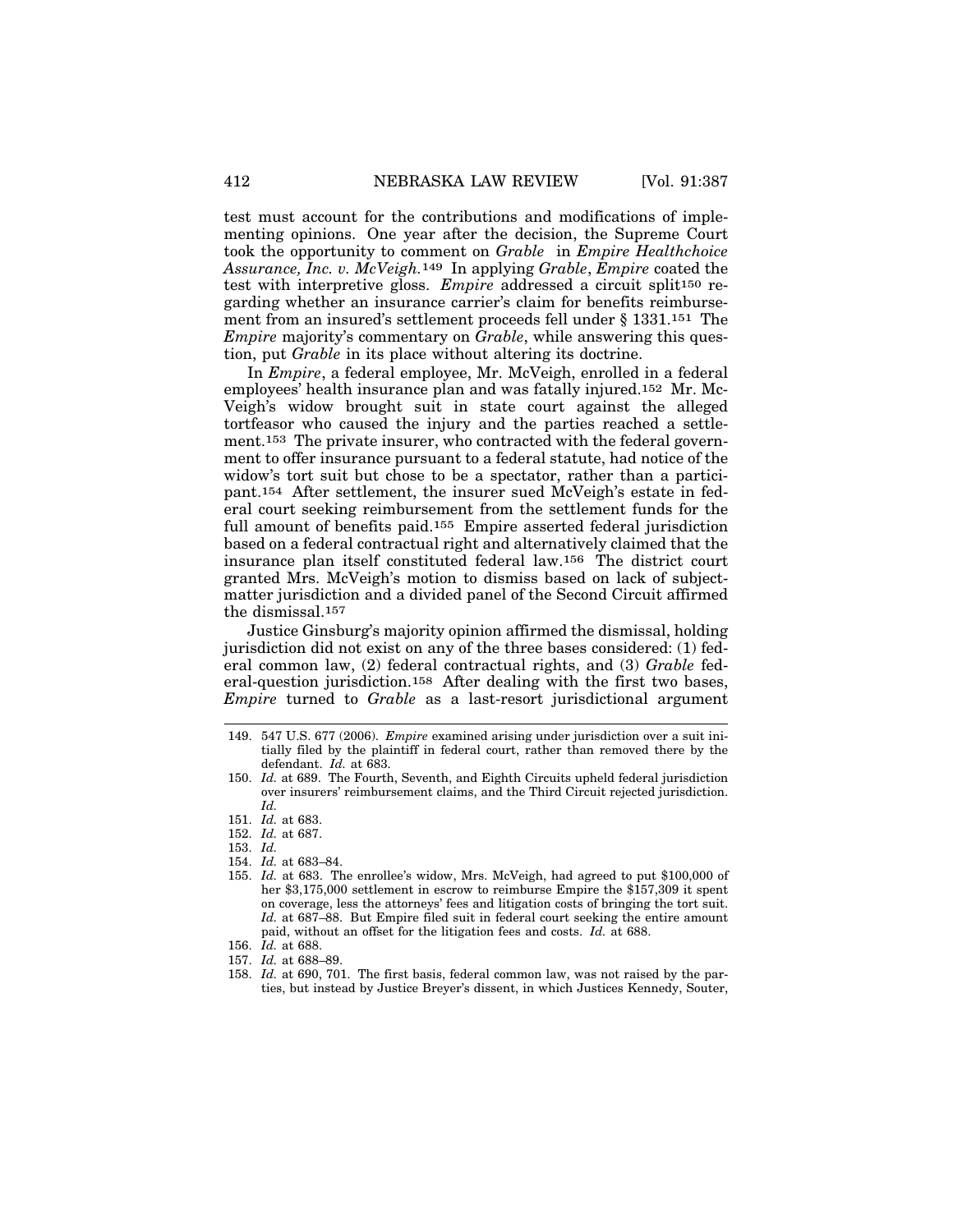test must account for the contributions and modifications of implementing opinions. One year after the decision, the Supreme Court took the opportunity to comment on *Grable* in *Empire Healthchoice Assurance, Inc. v. McVeigh.*[149] In applying *Grable*, *Empire* coated the test with interpretive gloss. *Empire* addressed a circuit split[150] regarding whether an insurance carrier's claim for benefits reimbursement from an insured's settlement proceeds fell under § 1331.[151] The *Empire* majority's commentary on *Grable*, while answering this question, put *Grable* in its place without altering its doctrine.

In *Empire*, a federal employee, Mr. McVeigh, enrolled in a federal employees' health insurance plan and was fatally injured.[152] Mr. McVeigh's widow brought suit in state court against the alleged tortfeasor who caused the injury and the parties reached a settlement.[153] The private insurer, who contracted with the federal government to offer insurance pursuant to a federal statute, had notice of the widow's tort suit but chose to be a spectator, rather than a participant.[154] After settlement, the insurer sued McVeigh's estate in federal court seeking reimbursement from the settlement funds for the full amount of benefits paid.[155] Empire asserted federal jurisdiction based on a federal contractual right and alternatively claimed that the insurance plan itself constituted federal law.[156] The district court granted Mrs. McVeigh's motion to dismiss based on lack of subject-matter jurisdiction and a divided panel of the Second Circuit affirmed the dismissal.[157]

Justice Ginsburg's majority opinion affirmed the dismissal, holding jurisdiction did not exist on any of the three bases considered: (1) federal common law, (2) federal contractual rights, and (3) *Grable* federal-question jurisdiction.[158] After dealing with the first two bases, *Empire* turned to *Grable* as a last-resort jurisdictional argument

---

149. 547 U.S. 677 (2006). *Empire* examined arising under jurisdiction over a suit initially filed by the plaintiff in federal court, rather than removed there by the defendant. *Id.* at 683.

150. *Id.* at 689. The Fourth, Seventh, and Eighth Circuits upheld federal jurisdiction over insurers' reimbursement claims, and the Third Circuit rejected jurisdiction. *Id.*

151. *Id.* at 683.

152. *Id.* at 687.

153. *Id.*

154. *Id.* at 683–84.

155. *Id.* at 683. The enrollee's widow, Mrs. McVeigh, had agreed to put $100,000 of her $3,175,000 settlement in escrow to reimburse Empire the $157,309 it spent on coverage, less the attorneys' fees and litigation costs of bringing the tort suit. *Id.* at 687–88. But Empire filed suit in federal court seeking the entire amount paid, without an offset for the litigation fees and costs. *Id.* at 688.

156. *Id.* at 688.

157. *Id.* at 688–89.

158. *Id.* at 690, 701. The first basis, federal common law, was not raised by the parties, but instead by Justice Breyer's dissent, in which Justices Kennedy, Souter,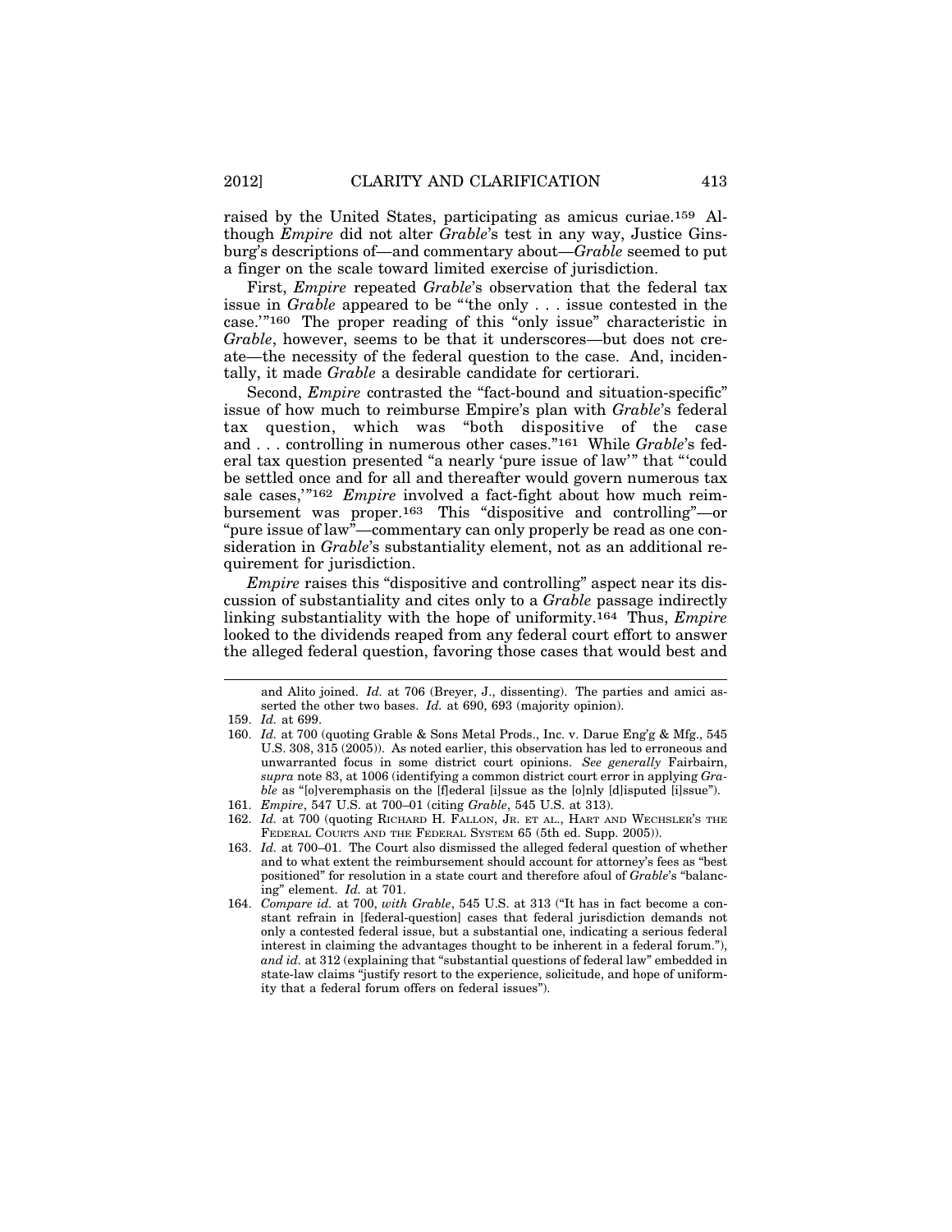raised by the United States, participating as amicus curiae.[159] Although *Empire* did not alter *Grable*'s test in any way, Justice Ginsburg's descriptions of—and commentary about—*Grable* seemed to put a finger on the scale toward limited exercise of jurisdiction.

First, *Empire* repeated *Grable*'s observation that the federal tax issue in *Grable* appeared to be "'the only . . . issue contested in the case.'"[160] The proper reading of this "only issue" characteristic in *Grable*, however, seems to be that it underscores—but does not create—the necessity of the federal question to the case. And, incidentally, it made *Grable* a desirable candidate for certiorari.

Second, *Empire* contrasted the "fact-bound and situation-specific" issue of how much to reimburse Empire's plan with *Grable*'s federal tax question, which was "both dispositive of the case and . . . controlling in numerous other cases."[161] While *Grable*'s federal tax question presented "a nearly 'pure issue of law'" that "'could be settled once and for all and thereafter would govern numerous tax sale cases,'"[162] *Empire* involved a fact-fight about how much reimbursement was proper.[163] This "dispositive and controlling"—or "pure issue of law"—commentary can only properly be read as one consideration in *Grable*'s substantiality element, not as an additional requirement for jurisdiction.

*Empire* raises this "dispositive and controlling" aspect near its discussion of substantiality and cites only to a *Grable* passage indirectly linking substantiality with the hope of uniformity.[164] Thus, *Empire* looked to the dividends reaped from any federal court effort to answer the alleged federal question, favoring those cases that would best and

---

and Alito joined. *Id.* at 706 (Breyer, J., dissenting). The parties and amici asserted the other two bases. *Id.* at 690, 693 (majority opinion).

159. *Id.* at 699.

160. *Id.* at 700 (quoting Grable & Sons Metal Prods., Inc. v. Darue Eng'g & Mfg., 545 U.S. 308, 315 (2005)). As noted earlier, this observation has led to erroneous and unwarranted focus in some district court opinions. *See generally* Fairbairn, *supra* note 83, at 1006 (identifying a common district court error in applying *Grable* as "[o]veremphasis on the [f]ederal [i]ssue as the [o]nly [d]isputed [i]ssue").

161. *Empire*, 547 U.S. at 700–01 (citing *Grable*, 545 U.S. at 313).

162. *Id.* at 700 (quoting RICHARD H. FALLON, JR. ET AL., HART AND WECHSLER'S THE FEDERAL COURTS AND THE FEDERAL SYSTEM 65 (5th ed. Supp. 2005)).

163. *Id.* at 700–01. The Court also dismissed the alleged federal question of whether and to what extent the reimbursement should account for attorney's fees as "best positioned" for resolution in a state court and therefore afoul of *Grable*'s "balancing" element. *Id.* at 701.

164. *Compare id.* at 700, *with Grable*, 545 U.S. at 313 ("It has in fact become a constant refrain in [federal-question] cases that federal jurisdiction demands not only a contested federal issue, but a substantial one, indicating a serious federal interest in claiming the advantages thought to be inherent in a federal forum."), *and id.* at 312 (explaining that "substantial questions of federal law" embedded in state-law claims "justify resort to the experience, solicitude, and hope of uniformity that a federal forum offers on federal issues").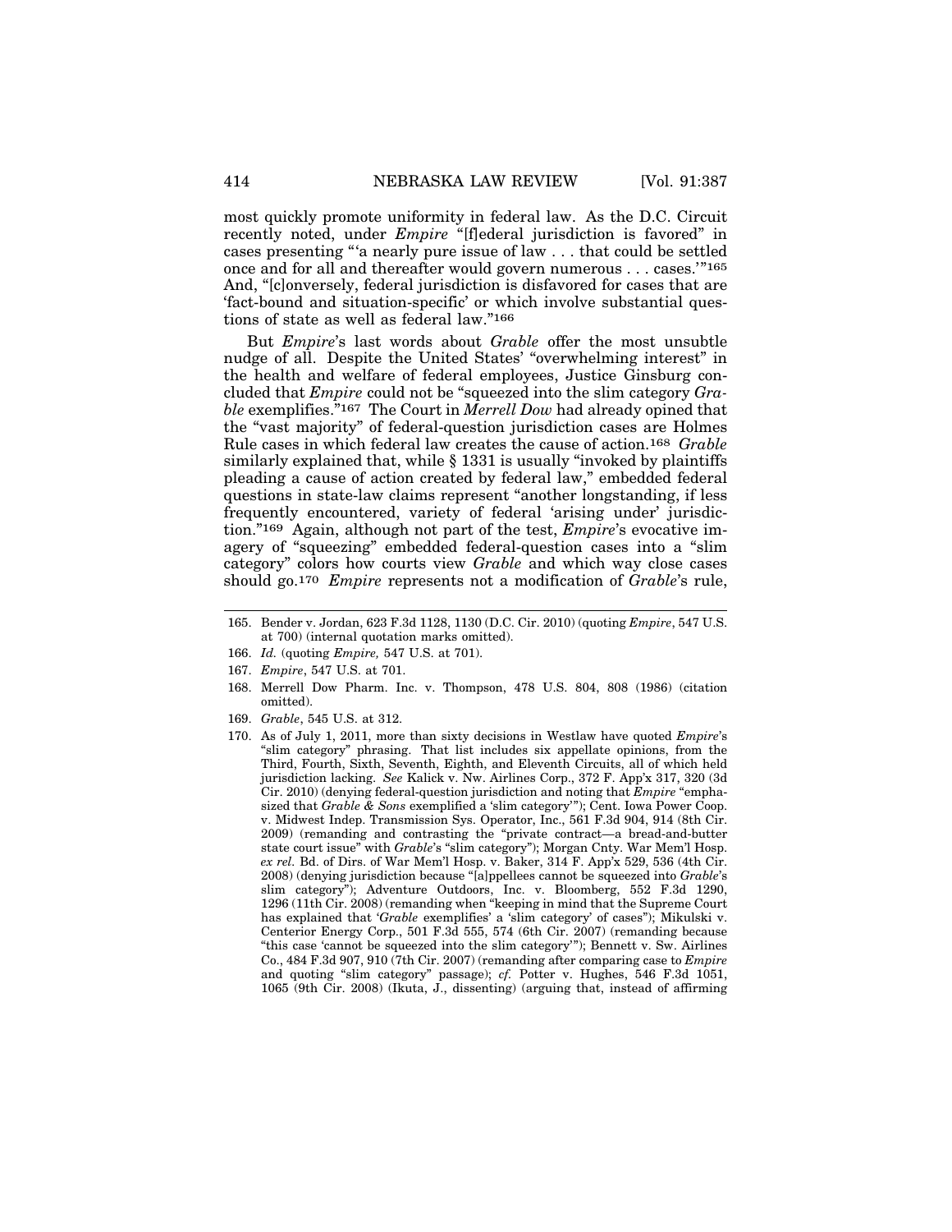most quickly promote uniformity in federal law. As the D.C. Circuit recently noted, under *Empire* "[f]ederal jurisdiction is favored" in cases presenting "'a nearly pure issue of law . . . that could be settled once and for all and thereafter would govern numerous . . . cases.'"[165] And, "[c]onversely, federal jurisdiction is disfavored for cases that are 'fact-bound and situation-specific' or which involve substantial questions of state as well as federal law."[166]

But *Empire*'s last words about *Grable* offer the most unsubtle nudge of all. Despite the United States' "overwhelming interest" in the health and welfare of federal employees, Justice Ginsburg concluded that *Empire* could not be "squeezed into the slim category *Grable* exemplifies."[167] The Court in *Merrell Dow* had already opined that the "vast majority" of federal-question jurisdiction cases are Holmes Rule cases in which federal law creates the cause of action.[168] *Grable* similarly explained that, while § 1331 is usually "invoked by plaintiffs pleading a cause of action created by federal law," embedded federal questions in state-law claims represent "another longstanding, if less frequently encountered, variety of federal 'arising under' jurisdiction."[169] Again, although not part of the test, *Empire*'s evocative imagery of "squeezing" embedded federal-question cases into a "slim category" colors how courts view *Grable* and which way close cases should go.[170] *Empire* represents not a modification of *Grable*'s rule,

---

165. Bender v. Jordan, 623 F.3d 1128, 1130 (D.C. Cir. 2010) (quoting *Empire*, 547 U.S. at 700) (internal quotation marks omitted).

166. *Id.* (quoting *Empire,* 547 U.S. at 701).

167. *Empire*, 547 U.S. at 701.

168. Merrell Dow Pharm. Inc. v. Thompson, 478 U.S. 804, 808 (1986) (citation omitted).

169. *Grable*, 545 U.S. at 312.

170. As of July 1, 2011, more than sixty decisions in Westlaw have quoted *Empire*'s "slim category" phrasing. That list includes six appellate opinions, from the Third, Fourth, Sixth, Seventh, Eighth, and Eleventh Circuits, all of which held jurisdiction lacking. *See* Kalick v. Nw. Airlines Corp., 372 F. App'x 317, 320 (3d Cir. 2010) (denying federal-question jurisdiction and noting that *Empire* "emphasized that *Grable & Sons* exemplified a 'slim category'"); Cent. Iowa Power Coop. v. Midwest Indep. Transmission Sys. Operator, Inc., 561 F.3d 904, 914 (8th Cir. 2009) (remanding and contrasting the "private contract—a bread-and-butter state court issue" with *Grable*'s "slim category"); Morgan Cnty. War Mem'l Hosp. *ex rel.* Bd. of Dirs. of War Mem'l Hosp. v. Baker, 314 F. App'x 529, 536 (4th Cir. 2008) (denying jurisdiction because "[a]ppellees cannot be squeezed into *Grable*'s slim category"); Adventure Outdoors, Inc. v. Bloomberg, 552 F.3d 1290, 1296 (11th Cir. 2008) (remanding when "keeping in mind that the Supreme Court has explained that '*Grable* exemplifies' a 'slim category' of cases"); Mikulski v. Centerior Energy Corp., 501 F.3d 555, 574 (6th Cir. 2007) (remanding because "this case 'cannot be squeezed into the slim category'"); Bennett v. Sw. Airlines Co., 484 F.3d 907, 910 (7th Cir. 2007) (remanding after comparing case to *Empire* and quoting "slim category" passage); *cf.* Potter v. Hughes, 546 F.3d 1051, 1065 (9th Cir. 2008) (Ikuta, J., dissenting) (arguing that, instead of affirming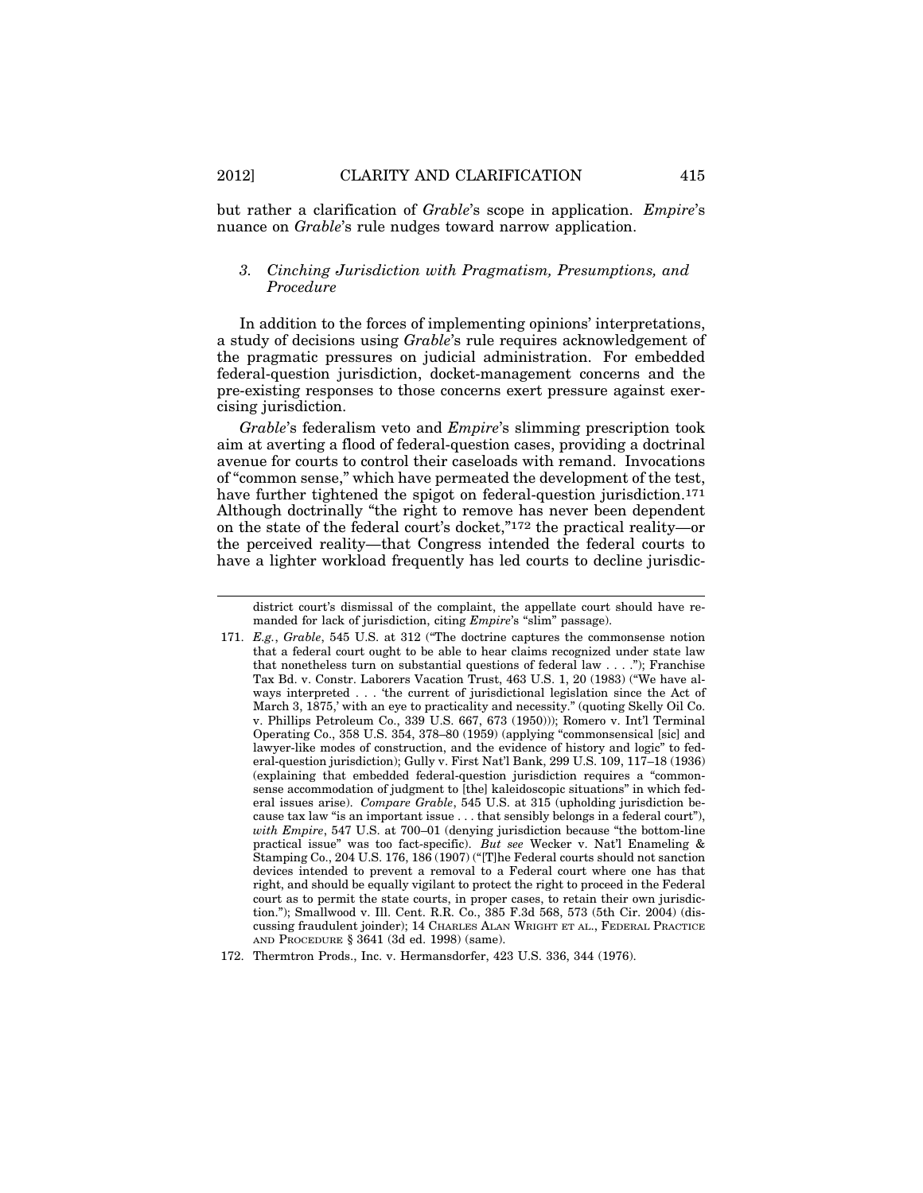but rather a clarification of *Grable*'s scope in application. *Empire*'s nuance on *Grable*'s rule nudges toward narrow application.

### *3. Cinching Jurisdiction with Pragmatism, Presumptions, and Procedure*

In addition to the forces of implementing opinions' interpretations, a study of decisions using *Grable*'s rule requires acknowledgement of the pragmatic pressures on judicial administration. For embedded federal-question jurisdiction, docket-management concerns and the pre-existing responses to those concerns exert pressure against exercising jurisdiction.

*Grable*'s federalism veto and *Empire*'s slimming prescription took aim at averting a flood of federal-question cases, providing a doctrinal avenue for courts to control their caseloads with remand. Invocations of "common sense," which have permeated the development of the test, have further tightened the spigot on federal-question jurisdiction.[171] Although doctrinally "the right to remove has never been dependent on the state of the federal court's docket,"[172] the practical reality—or the perceived reality—that Congress intended the federal courts to have a lighter workload frequently has led courts to decline jurisdic-

---

district court's dismissal of the complaint, the appellate court should have remanded for lack of jurisdiction, citing *Empire*'s "slim" passage).

171. *E.g.*, *Grable*, 545 U.S. at 312 ("The doctrine captures the commonsense notion that a federal court ought to be able to hear claims recognized under state law that nonetheless turn on substantial questions of federal law . . . ."); Franchise Tax Bd. v. Constr. Laborers Vacation Trust, 463 U.S. 1, 20 (1983) ("We have always interpreted . . . 'the current of jurisdictional legislation since the Act of March 3, 1875,' with an eye to practicality and necessity." (quoting Skelly Oil Co. v. Phillips Petroleum Co., 339 U.S. 667, 673 (1950))); Romero v. Int'l Terminal Operating Co., 358 U.S. 354, 378–80 (1959) (applying "commonsensical [sic] and lawyer-like modes of construction, and the evidence of history and logic" to federal-question jurisdiction); Gully v. First Nat'l Bank, 299 U.S. 109, 117–18 (1936) (explaining that embedded federal-question jurisdiction requires a "commonsense accommodation of judgment to [the] kaleidoscopic situations" in which federal issues arise). *Compare Grable*, 545 U.S. at 315 (upholding jurisdiction because tax law "is an important issue . . . that sensibly belongs in a federal court"), *with Empire*, 547 U.S. at 700–01 (denying jurisdiction because "the bottom-line practical issue" was too fact-specific). *But see* Wecker v. Nat'l Enameling & Stamping Co., 204 U.S. 176, 186 (1907) ("[T]he Federal courts should not sanction devices intended to prevent a removal to a Federal court where one has that right, and should be equally vigilant to protect the right to proceed in the Federal court as to permit the state courts, in proper cases, to retain their own jurisdiction."); Smallwood v. Ill. Cent. R.R. Co., 385 F.3d 568, 573 (5th Cir. 2004) (discussing fraudulent joinder); 14 CHARLES ALAN WRIGHT ET AL., FEDERAL PRACTICE AND PROCEDURE § 3641 (3d ed. 1998) (same).

172. Thermtron Prods., Inc. v. Hermansdorfer, 423 U.S. 336, 344 (1976).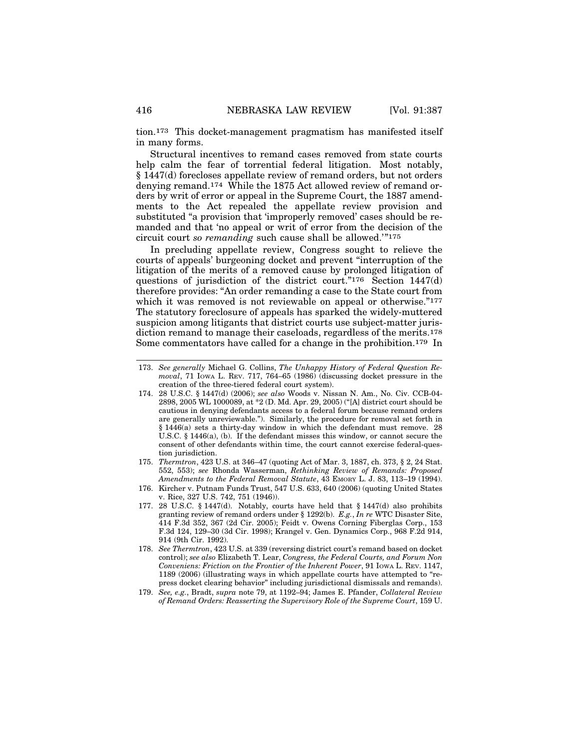tion.[173] This docket-management pragmatism has manifested itself in many forms.

Structural incentives to remand cases removed from state courts help calm the fear of torrential federal litigation. Most notably, § 1447(d) forecloses appellate review of remand orders, but not orders denying remand.[174] While the 1875 Act allowed review of remand orders by writ of error or appeal in the Supreme Court, the 1887 amendments to the Act repealed the appellate review provision and substituted "a provision that 'improperly removed' cases should be remanded and that 'no appeal or writ of error from the decision of the circuit court *so remanding* such cause shall be allowed.'"[175]

In precluding appellate review, Congress sought to relieve the courts of appeals' burgeoning docket and prevent "interruption of the litigation of the merits of a removed cause by prolonged litigation of questions of jurisdiction of the district court."[176] Section 1447(d) therefore provides: "An order remanding a case to the State court from which it was removed is not reviewable on appeal or otherwise."[177] The statutory foreclosure of appeals has sparked the widely-muttered suspicion among litigants that district courts use subject-matter jurisdiction remand to manage their caseloads, regardless of the merits.[178] Some commentators have called for a change in the prohibition.[179] In

---

173. *See generally* Michael G. Collins, *The Unhappy History of Federal Question Removal*, 71 IOWA L. REV. 717, 764–65 (1986) (discussing docket pressure in the creation of the three-tiered federal court system).

174. 28 U.S.C. § 1447(d) (2006); *see also* Woods v. Nissan N. Am., No. Civ. CCB-04-2898, 2005 WL 1000089, at *2 (D. Md. Apr. 29, 2005) ("[A] district court should be cautious in denying defendants access to a federal forum because remand orders are generally unreviewable."). Similarly, the procedure for removal set forth in § 1446(a) sets a thirty-day window in which the defendant must remove. 28 U.S.C. § 1446(a), (b). If the defendant misses this window, or cannot secure the consent of other defendants within time, the court cannot exercise federal-question jurisdiction.

175. *Thermtron*, 423 U.S. at 346–47 (quoting Act of Mar. 3, 1887, ch. 373, § 2, 24 Stat. 552, 553); *see* Rhonda Wasserman, *Rethinking Review of Remands: Proposed Amendments to the Federal Removal Statute*, 43 EMORY L. J. 83, 113–19 (1994).

176. Kircher v. Putnam Funds Trust, 547 U.S. 633, 640 (2006) (quoting United States v. Rice, 327 U.S. 742, 751 (1946)).

177. 28 U.S.C. § 1447(d). Notably, courts have held that § 1447(d) also prohibits granting review of remand orders under § 1292(b). *E.g.*, *In re* WTC Disaster Site, 414 F.3d 352, 367 (2d Cir. 2005); Feidt v. Owens Corning Fiberglas Corp., 153 F.3d 124, 129–30 (3d Cir. 1998); Krangel v. Gen. Dynamics Corp., 968 F.2d 914, 914 (9th Cir. 1992).

178. *See Thermtron*, 423 U.S. at 339 (reversing district court's remand based on docket control); *see also* Elizabeth T. Lear, *Congress, the Federal Courts, and Forum Non Conveniens: Friction on the Frontier of the Inherent Power*, 91 IOWA L. REV. 1147, 1189 (2006) (illustrating ways in which appellate courts have attempted to "repress docket clearing behavior" including jurisdictional dismissals and remands).

179. *See, e.g.*, Bradt, *supra* note 79, at 1192–94; James E. Pfander, *Collateral Review of Remand Orders: Reasserting the Supervisory Role of the Supreme Court*, 159 U.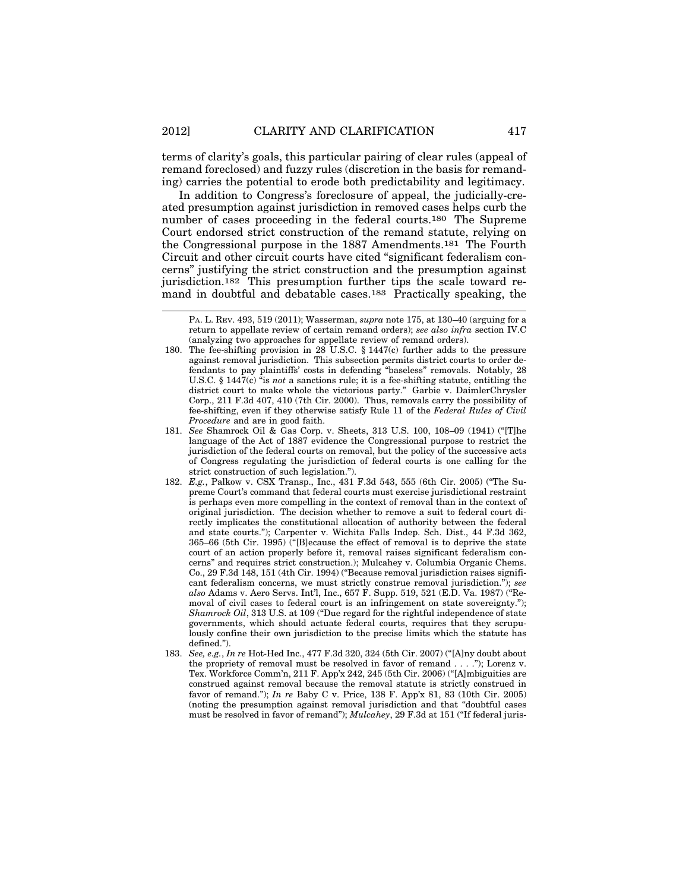terms of clarity's goals, this particular pairing of clear rules (appeal of remand foreclosed) and fuzzy rules (discretion in the basis for remanding) carries the potential to erode both predictability and legitimacy.

In addition to Congress's foreclosure of appeal, the judicially-created presumption against jurisdiction in removed cases helps curb the number of cases proceeding in the federal courts.[180] The Supreme Court endorsed strict construction of the remand statute, relying on the Congressional purpose in the 1887 Amendments.[181] The Fourth Circuit and other circuit courts have cited "significant federalism concerns" justifying the strict construction and the presumption against jurisdiction.[182] This presumption further tips the scale toward remand in doubtful and debatable cases.[183] Practically speaking, the

---

PA. L. REV. 493, 519 (2011); Wasserman, *supra* note 175, at 130–40 (arguing for a return to appellate review of certain remand orders); *see also infra* section IV.C (analyzing two approaches for appellate review of remand orders).

180. The fee-shifting provision in 28 U.S.C. § 1447(c) further adds to the pressure against removal jurisdiction. This subsection permits district courts to order defendants to pay plaintiffs' costs in defending "baseless" removals. Notably, 28 U.S.C. § 1447(c) "is *not* a sanctions rule; it is a fee-shifting statute, entitling the district court to make whole the victorious party." Garbie v. DaimlerChrysler Corp., 211 F.3d 407, 410 (7th Cir. 2000). Thus, removals carry the possibility of fee-shifting, even if they otherwise satisfy Rule 11 of the *Federal Rules of Civil Procedure* and are in good faith.

181. *See* Shamrock Oil & Gas Corp. v. Sheets, 313 U.S. 100, 108–09 (1941) ("[T]he language of the Act of 1887 evidence the Congressional purpose to restrict the jurisdiction of the federal courts on removal, but the policy of the successive acts of Congress regulating the jurisdiction of federal courts is one calling for the strict construction of such legislation.").

182. *E.g.*, Palkow v. CSX Transp., Inc., 431 F.3d 543, 555 (6th Cir. 2005) ("The Supreme Court's command that federal courts must exercise jurisdictional restraint is perhaps even more compelling in the context of removal than in the context of original jurisdiction. The decision whether to remove a suit to federal court directly implicates the constitutional allocation of authority between the federal and state courts."); Carpenter v. Wichita Falls Indep. Sch. Dist., 44 F.3d 362, 365–66 (5th Cir. 1995) ("[B]ecause the effect of removal is to deprive the state court of an action properly before it, removal raises significant federalism concerns" and requires strict construction.); Mulcahey v. Columbia Organic Chems. Co., 29 F.3d 148, 151 (4th Cir. 1994) ("Because removal jurisdiction raises significant federalism concerns, we must strictly construe removal jurisdiction."); *see also* Adams v. Aero Servs. Int'l, Inc., 657 F. Supp. 519, 521 (E.D. Va. 1987) ("Removal of civil cases to federal court is an infringement on state sovereignty."); *Shamrock Oil*, 313 U.S. at 109 ("Due regard for the rightful independence of state governments, which should actuate federal courts, requires that they scrupulously confine their own jurisdiction to the precise limits which the statute has defined.").

183. *See, e.g.*, *In re* Hot-Hed Inc., 477 F.3d 320, 324 (5th Cir. 2007) ("[A]ny doubt about the propriety of removal must be resolved in favor of remand . . . ."); Lorenz v. Tex. Workforce Comm'n, 211 F. App'x 242, 245 (5th Cir. 2006) ("[A]mbiguities are construed against removal because the removal statute is strictly construed in favor of remand."); *In re* Baby C v. Price, 138 F. App'x 81, 83 (10th Cir. 2005) (noting the presumption against removal jurisdiction and that "doubtful cases must be resolved in favor of remand"); *Mulcahey*, 29 F.3d at 151 ("If federal juris-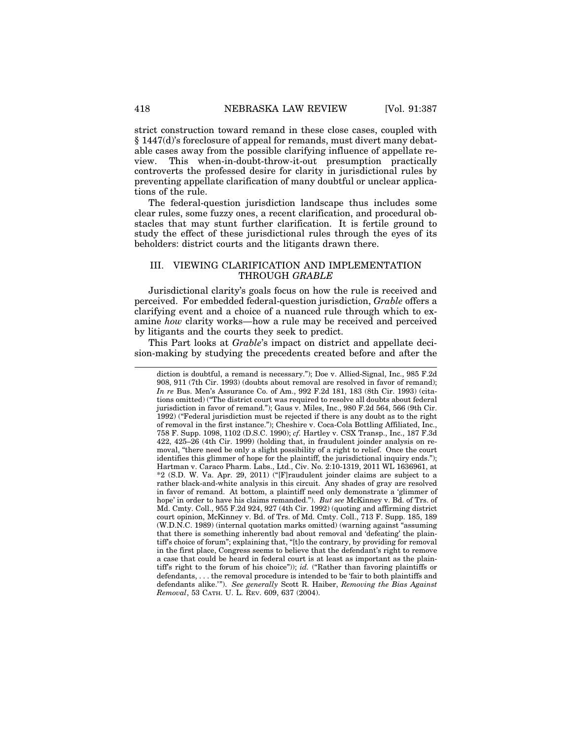strict construction toward remand in these close cases, coupled with § 1447(d)'s foreclosure of appeal for remands, must divert many debatable cases away from the possible clarifying influence of appellate review. This when-in-doubt-throw-it-out presumption practically controverts the professed desire for clarity in jurisdictional rules by preventing appellate clarification of many doubtful or unclear applications of the rule.

The federal-question jurisdiction landscape thus includes some clear rules, some fuzzy ones, a recent clarification, and procedural obstacles that may stunt further clarification. It is fertile ground to study the effect of these jurisdictional rules through the eyes of its beholders: district courts and the litigants drawn there.

## III. VIEWING CLARIFICATION AND IMPLEMENTATION THROUGH *GRABLE*

Jurisdictional clarity's goals focus on how the rule is received and perceived. For embedded federal-question jurisdiction, *Grable* offers a clarifying event and a choice of a nuanced rule through which to examine *how* clarity works—how a rule may be received and perceived by litigants and the courts they seek to predict.

This Part looks at *Grable*'s impact on district and appellate decision-making by studying the precedents created before and after the

---

diction is doubtful, a remand is necessary."); Doe v. Allied-Signal, Inc., 985 F.2d 908, 911 (7th Cir. 1993) (doubts about removal are resolved in favor of remand); *In re* Bus. Men's Assurance Co. of Am., 992 F.2d 181, 183 (8th Cir. 1993) (citations omitted) ("The district court was required to resolve all doubts about federal jurisdiction in favor of remand."); Gaus v. Miles, Inc., 980 F.2d 564, 566 (9th Cir. 1992) ("Federal jurisdiction must be rejected if there is any doubt as to the right of removal in the first instance."); Cheshire v. Coca-Cola Bottling Affiliated, Inc., 758 F. Supp. 1098, 1102 (D.S.C. 1990); *cf.* Hartley v. CSX Transp., Inc., 187 F.3d 422, 425–26 (4th Cir. 1999) (holding that, in fraudulent joinder analysis on removal, "there need be only a slight possibility of a right to relief. Once the court identifies this glimmer of hope for the plaintiff, the jurisdictional inquiry ends."); Hartman v. Caraco Pharm. Labs., Ltd., Civ. No. 2:10-1319, 2011 WL 1636961, at *2 (S.D. W. Va. Apr. 29, 2011) ("[F]raudulent joinder claims are subject to a rather black-and-white analysis in this circuit. Any shades of gray are resolved in favor of remand. At bottom, a plaintiff need only demonstrate a 'glimmer of hope' in order to have his claims remanded."). *But see* McKinney v. Bd. of Trs. of Md. Cmty. Coll., 955 F.2d 924, 927 (4th Cir. 1992) (quoting and affirming district court opinion, McKinney v. Bd. of Trs. of Md. Cmty. Coll., 713 F. Supp. 185, 189 (W.D.N.C. 1989) (internal quotation marks omitted) (warning against "assuming that there is something inherently bad about removal and 'defeating' the plaintiff's choice of forum"; explaining that, "[t]o the contrary, by providing for removal in the first place, Congress seems to believe that the defendant's right to remove a case that could be heard in federal court is at least as important as the plaintiff's right to the forum of his choice")); *id.* ("Rather than favoring plaintiffs or defendants, . . . the removal procedure is intended to be 'fair to both plaintiffs and defendants alike.'"). *See generally* Scott R. Haiber, *Removing the Bias Against Removal*, 53 CATH. U. L. REV. 609, 637 (2004).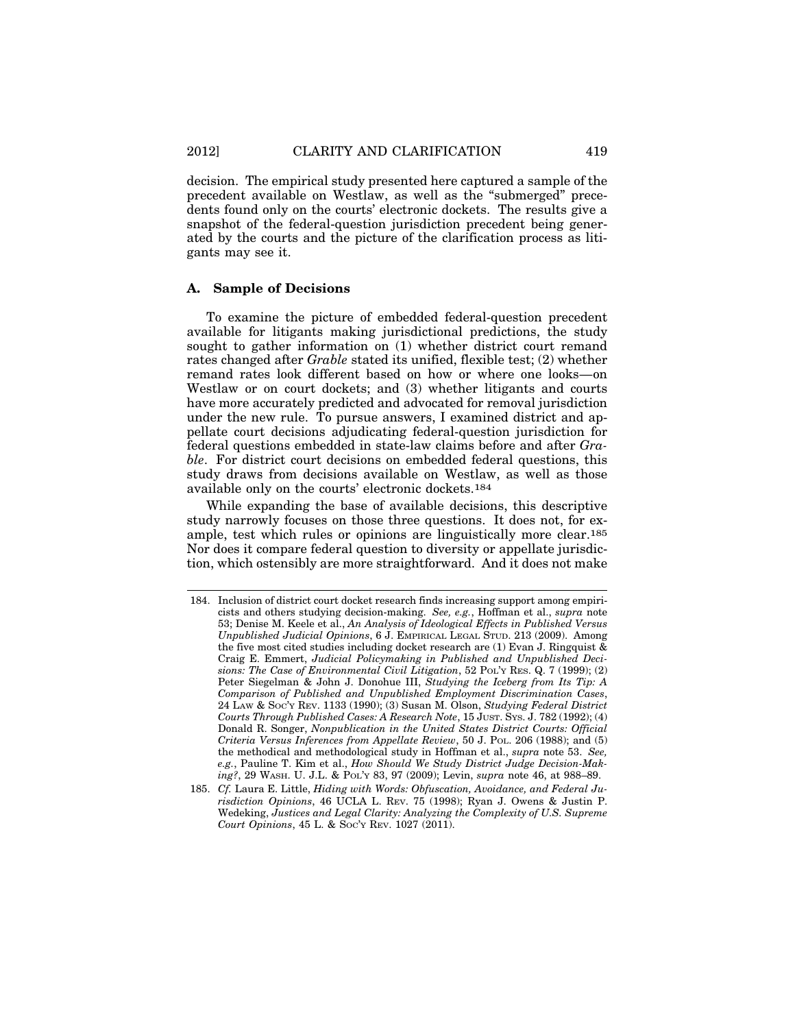decision. The empirical study presented here captured a sample of the precedent available on Westlaw, as well as the "submerged" precedents found only on the courts' electronic dockets. The results give a snapshot of the federal-question jurisdiction precedent being generated by the courts and the picture of the clarification process as litigants may see it.

### A. Sample of Decisions

To examine the picture of embedded federal-question precedent available for litigants making jurisdictional predictions, the study sought to gather information on (1) whether district court remand rates changed after *Grable* stated its unified, flexible test; (2) whether remand rates look different based on how or where one looks—on Westlaw or on court dockets; and (3) whether litigants and courts have more accurately predicted and advocated for removal jurisdiction under the new rule. To pursue answers, I examined district and appellate court decisions adjudicating federal-question jurisdiction for federal questions embedded in state-law claims before and after *Grable*. For district court decisions on embedded federal questions, this study draws from decisions available on Westlaw, as well as those available only on the courts' electronic dockets.[184]

While expanding the base of available decisions, this descriptive study narrowly focuses on those three questions. It does not, for example, test which rules or opinions are linguistically more clear.[185] Nor does it compare federal question to diversity or appellate jurisdiction, which ostensibly are more straightforward. And it does not make

---

184. Inclusion of district court docket research finds increasing support among empiricists and others studying decision-making. *See, e.g.*, Hoffman et al., *supra* note 53; Denise M. Keele et al., *An Analysis of Ideological Effects in Published Versus Unpublished Judicial Opinions*, 6 J. EMPIRICAL LEGAL STUD. 213 (2009). Among the five most cited studies including docket research are (1) Evan J. Ringquist & Craig E. Emmert, *Judicial Policymaking in Published and Unpublished Decisions: The Case of Environmental Civil Litigation*, 52 POL'Y RES. Q. 7 (1999); (2) Peter Siegelman & John J. Donohue III, *Studying the Iceberg from Its Tip: A Comparison of Published and Unpublished Employment Discrimination Cases*, 24 LAW & SOC'Y REV. 1133 (1990); (3) Susan M. Olson, *Studying Federal District Courts Through Published Cases: A Research Note*, 15 JUST. SYS. J. 782 (1992); (4) Donald R. Songer, *Nonpublication in the United States District Courts: Official Criteria Versus Inferences from Appellate Review*, 50 J. POL. 206 (1988); and (5) the methodical and methodological study in Hoffman et al., *supra* note 53. *See, e.g.*, Pauline T. Kim et al., *How Should We Study District Judge Decision-Making?*, 29 WASH. U. J.L. & POL'Y 83, 97 (2009); Levin, *supra* note 46, at 988–89.

185. *Cf.* Laura E. Little, *Hiding with Words: Obfuscation, Avoidance, and Federal Jurisdiction Opinions*, 46 UCLA L. REV. 75 (1998); Ryan J. Owens & Justin P. Wedeking, *Justices and Legal Clarity: Analyzing the Complexity of U.S. Supreme Court Opinions*, 45 L. & SOC'Y REV. 1027 (2011).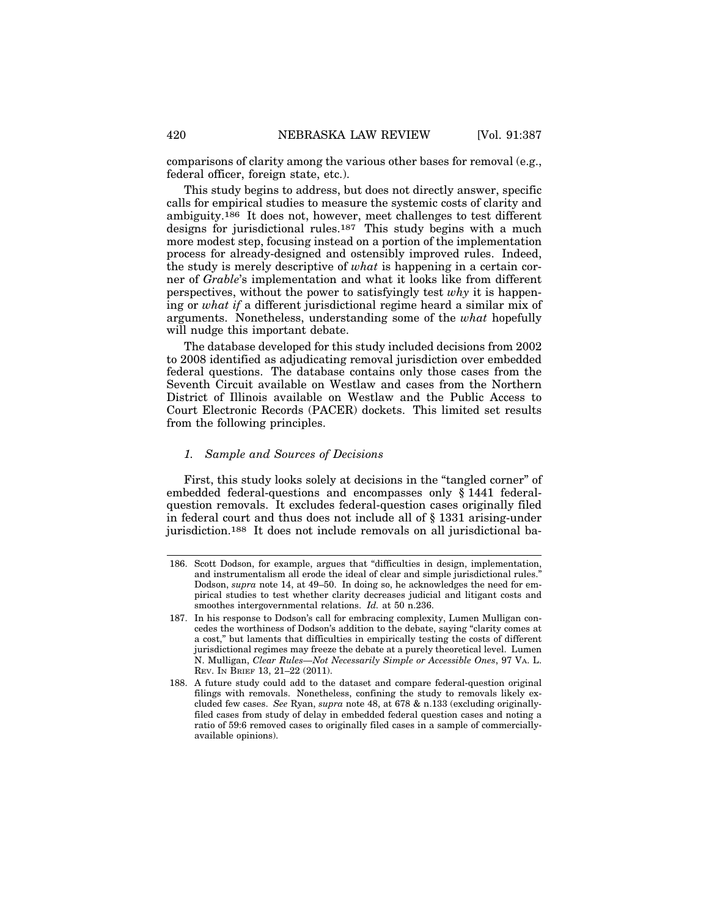comparisons of clarity among the various other bases for removal (e.g., federal officer, foreign state, etc.).

This study begins to address, but does not directly answer, specific calls for empirical studies to measure the systemic costs of clarity and ambiguity.[186] It does not, however, meet challenges to test different designs for jurisdictional rules.[187] This study begins with a much more modest step, focusing instead on a portion of the implementation process for already-designed and ostensibly improved rules. Indeed, the study is merely descriptive of *what* is happening in a certain corner of *Grable*'s implementation and what it looks like from different perspectives, without the power to satisfyingly test *why* it is happening or *what if* a different jurisdictional regime heard a similar mix of arguments. Nonetheless, understanding some of the *what* hopefully will nudge this important debate.

The database developed for this study included decisions from 2002 to 2008 identified as adjudicating removal jurisdiction over embedded federal questions. The database contains only those cases from the Seventh Circuit available on Westlaw and cases from the Northern District of Illinois available on Westlaw and the Public Access to Court Electronic Records (PACER) dockets. This limited set results from the following principles.

### *1. Sample and Sources of Decisions*

First, this study looks solely at decisions in the "tangled corner" of embedded federal-questions and encompasses only § 1441 federal-question removals. It excludes federal-question cases originally filed in federal court and thus does not include all of § 1331 arising-under jurisdiction.[188] It does not include removals on all jurisdictional ba-

---

186. Scott Dodson, for example, argues that "difficulties in design, implementation, and instrumentalism all erode the ideal of clear and simple jurisdictional rules." Dodson, *supra* note 14, at 49–50. In doing so, he acknowledges the need for empirical studies to test whether clarity decreases judicial and litigant costs and smoothes intergovernmental relations. *Id.* at 50 n.236.

187. In his response to Dodson's call for embracing complexity, Lumen Mulligan concedes the worthiness of Dodson's addition to the debate, saying "clarity comes at a cost," but laments that difficulties in empirically testing the costs of different jurisdictional regimes may freeze the debate at a purely theoretical level. Lumen N. Mulligan, *Clear Rules—Not Necessarily Simple or Accessible Ones*, 97 VA. L. REV. IN BRIEF 13, 21–22 (2011).

188. A future study could add to the dataset and compare federal-question original filings with removals. Nonetheless, confining the study to removals likely excluded few cases. *See* Ryan, *supra* note 48, at 678 & n.133 (excluding originally-filed cases from study of delay in embedded federal question cases and noting a ratio of 59:6 removed cases to originally filed cases in a sample of commercially-available opinions).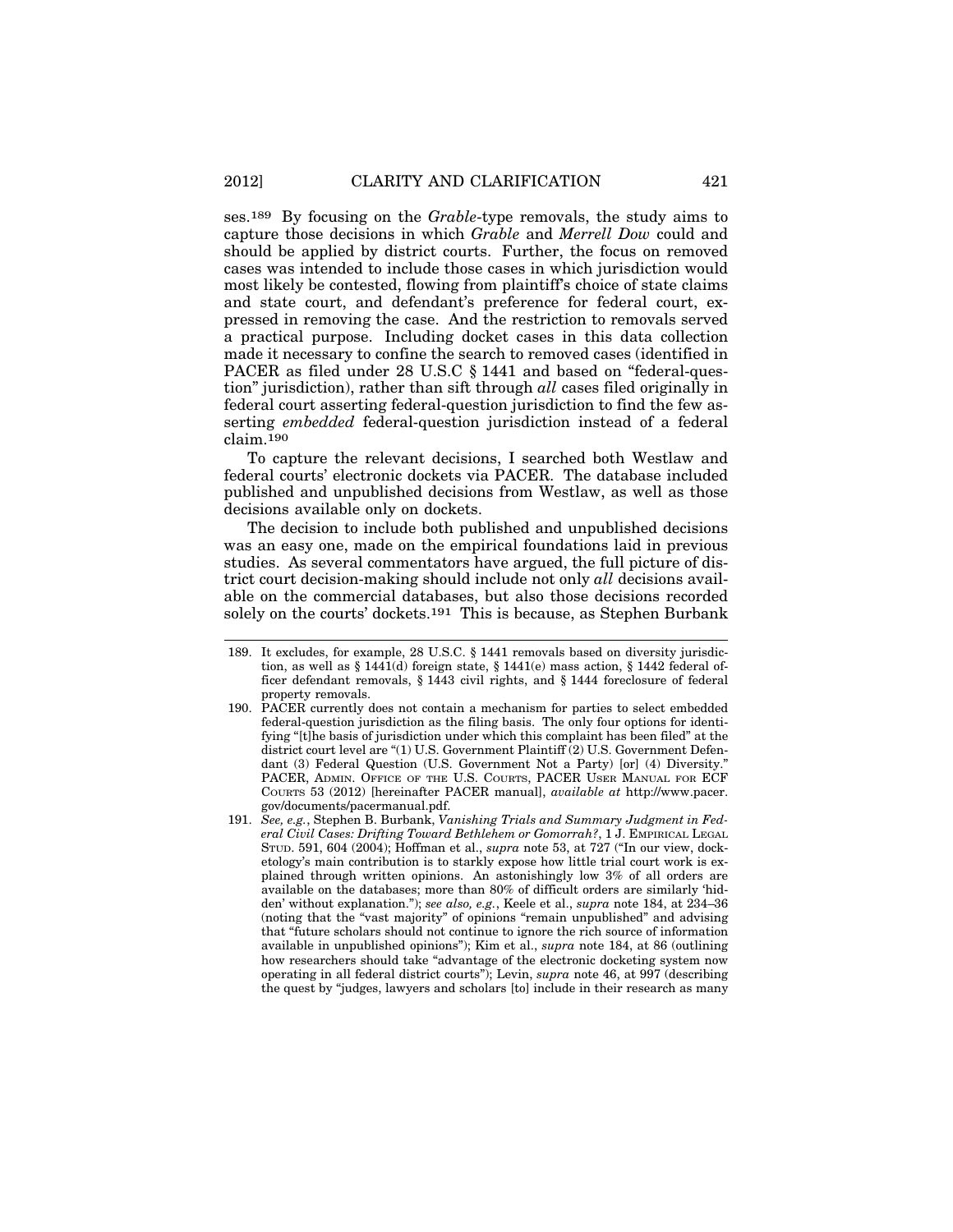ses.[189] By focusing on the *Grable*-type removals, the study aims to capture those decisions in which *Grable* and *Merrell Dow* could and should be applied by district courts. Further, the focus on removed cases was intended to include those cases in which jurisdiction would most likely be contested, flowing from plaintiff's choice of state claims and state court, and defendant's preference for federal court, expressed in removing the case. And the restriction to removals served a practical purpose. Including docket cases in this data collection made it necessary to confine the search to removed cases (identified in PACER as filed under 28 U.S.C § 1441 and based on "federal-question" jurisdiction), rather than sift through *all* cases filed originally in federal court asserting federal-question jurisdiction to find the few asserting *embedded* federal-question jurisdiction instead of a federal claim.[190]

To capture the relevant decisions, I searched both Westlaw and federal courts' electronic dockets via PACER. The database included published and unpublished decisions from Westlaw, as well as those decisions available only on dockets.

The decision to include both published and unpublished decisions was an easy one, made on the empirical foundations laid in previous studies. As several commentators have argued, the full picture of district court decision-making should include not only *all* decisions available on the commercial databases, but also those decisions recorded solely on the courts' dockets.[191] This is because, as Stephen Burbank

---

189. It excludes, for example, 28 U.S.C. § 1441 removals based on diversity jurisdiction, as well as § 1441(d) foreign state, § 1441(e) mass action, § 1442 federal officer defendant removals, § 1443 civil rights, and § 1444 foreclosure of federal property removals.

190. PACER currently does not contain a mechanism for parties to select embedded federal-question jurisdiction as the filing basis. The only four options for identifying "[t]he basis of jurisdiction under which this complaint has been filed" at the district court level are "(1) U.S. Government Plaintiff (2) U.S. Government Defendant (3) Federal Question (U.S. Government Not a Party) [or] (4) Diversity." PACER, ADMIN. OFFICE OF THE U.S. COURTS, PACER USER MANUAL FOR ECF COURTS 53 (2012) [hereinafter PACER manual], *available at* http://www.pacer.gov/documents/pacermanual.pdf.

191. *See, e.g.*, Stephen B. Burbank, *Vanishing Trials and Summary Judgment in Federal Civil Cases: Drifting Toward Bethlehem or Gomorrah?*, 1 J. EMPIRICAL LEGAL STUD. 591, 604 (2004); Hoffman et al., *supra* note 53, at 727 ("In our view, docketology's main contribution is to starkly expose how little trial court work is explained through written opinions. An astonishingly low 3% of all orders are available on the databases; more than 80% of difficult orders are similarly 'hidden' without explanation."); *see also, e.g.*, Keele et al., *supra* note 184, at 234–36 (noting that the "vast majority" of opinions "remain unpublished" and advising that "future scholars should not continue to ignore the rich source of information available in unpublished opinions"); Kim et al., *supra* note 184, at 86 (outlining how researchers should take "advantage of the electronic docketing system now operating in all federal district courts"); Levin, *supra* note 46, at 997 (describing the quest by "judges, lawyers and scholars [to] include in their research as many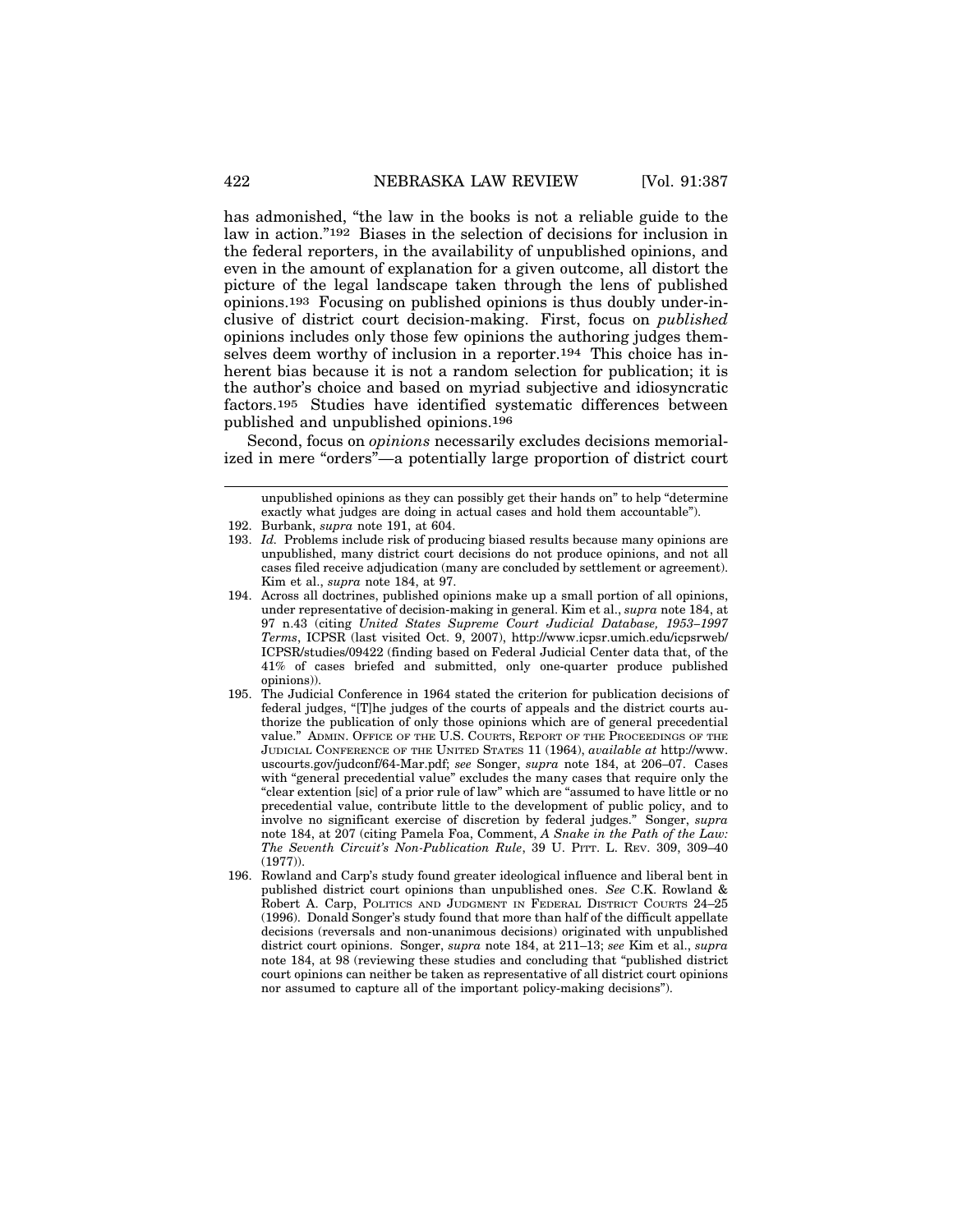has admonished, "the law in the books is not a reliable guide to the law in action."[192] Biases in the selection of decisions for inclusion in the federal reporters, in the availability of unpublished opinions, and even in the amount of explanation for a given outcome, all distort the picture of the legal landscape taken through the lens of published opinions.[193] Focusing on published opinions is thus doubly under-inclusive of district court decision-making. First, focus on *published* opinions includes only those few opinions the authoring judges themselves deem worthy of inclusion in a reporter.[194] This choice has inherent bias because it is not a random selection for publication; it is the author's choice and based on myriad subjective and idiosyncratic factors.[195] Studies have identified systematic differences between published and unpublished opinions.[196]

Second, focus on *opinions* necessarily excludes decisions memorialized in mere "orders"—a potentially large proportion of district court

---

unpublished opinions as they can possibly get their hands on" to help "determine exactly what judges are doing in actual cases and hold them accountable").

192. Burbank, *supra* note 191, at 604.

193. *Id.* Problems include risk of producing biased results because many opinions are unpublished, many district court decisions do not produce opinions, and not all cases filed receive adjudication (many are concluded by settlement or agreement). Kim et al., *supra* note 184, at 97.

194. Across all doctrines, published opinions make up a small portion of all opinions, under representative of decision-making in general. Kim et al., *supra* note 184, at 97 n.43 (citing *United States Supreme Court Judicial Database, 1953–1997 Terms*, ICPSR (last visited Oct. 9, 2007), http://www.icpsr.umich.edu/icpsrweb/ICPSR/studies/09422 (finding based on Federal Judicial Center data that, of the 41% of cases briefed and submitted, only one-quarter produce published opinions)).

195. The Judicial Conference in 1964 stated the criterion for publication decisions of federal judges, "[T]he judges of the courts of appeals and the district courts authorize the publication of only those opinions which are of general precedential value." ADMIN. OFFICE OF THE U.S. COURTS, REPORT OF THE PROCEEDINGS OF THE JUDICIAL CONFERENCE OF THE UNITED STATES 11 (1964), *available at* http://www.uscourts.gov/judconf/64-Mar.pdf; *see* Songer, *supra* note 184, at 206–07. Cases with "general precedential value" excludes the many cases that require only the "clear extention [sic] of a prior rule of law" which are "assumed to have little or no precedential value, contribute little to the development of public policy, and to involve no significant exercise of discretion by federal judges." Songer, *supra* note 184, at 207 (citing Pamela Foa, Comment, *A Snake in the Path of the Law: The Seventh Circuit's Non-Publication Rule*, 39 U. PITT. L. REV. 309, 309–40 (1977)).

196. Rowland and Carp's study found greater ideological influence and liberal bent in published district court opinions than unpublished ones. *See* C.K. Rowland & Robert A. Carp, POLITICS AND JUDGMENT IN FEDERAL DISTRICT COURTS 24–25 (1996). Donald Songer's study found that more than half of the difficult appellate decisions (reversals and non-unanimous decisions) originated with unpublished district court opinions. Songer, *supra* note 184, at 211–13; *see* Kim et al., *supra* note 184, at 98 (reviewing these studies and concluding that "published district court opinions can neither be taken as representative of all district court opinions nor assumed to capture all of the important policy-making decisions").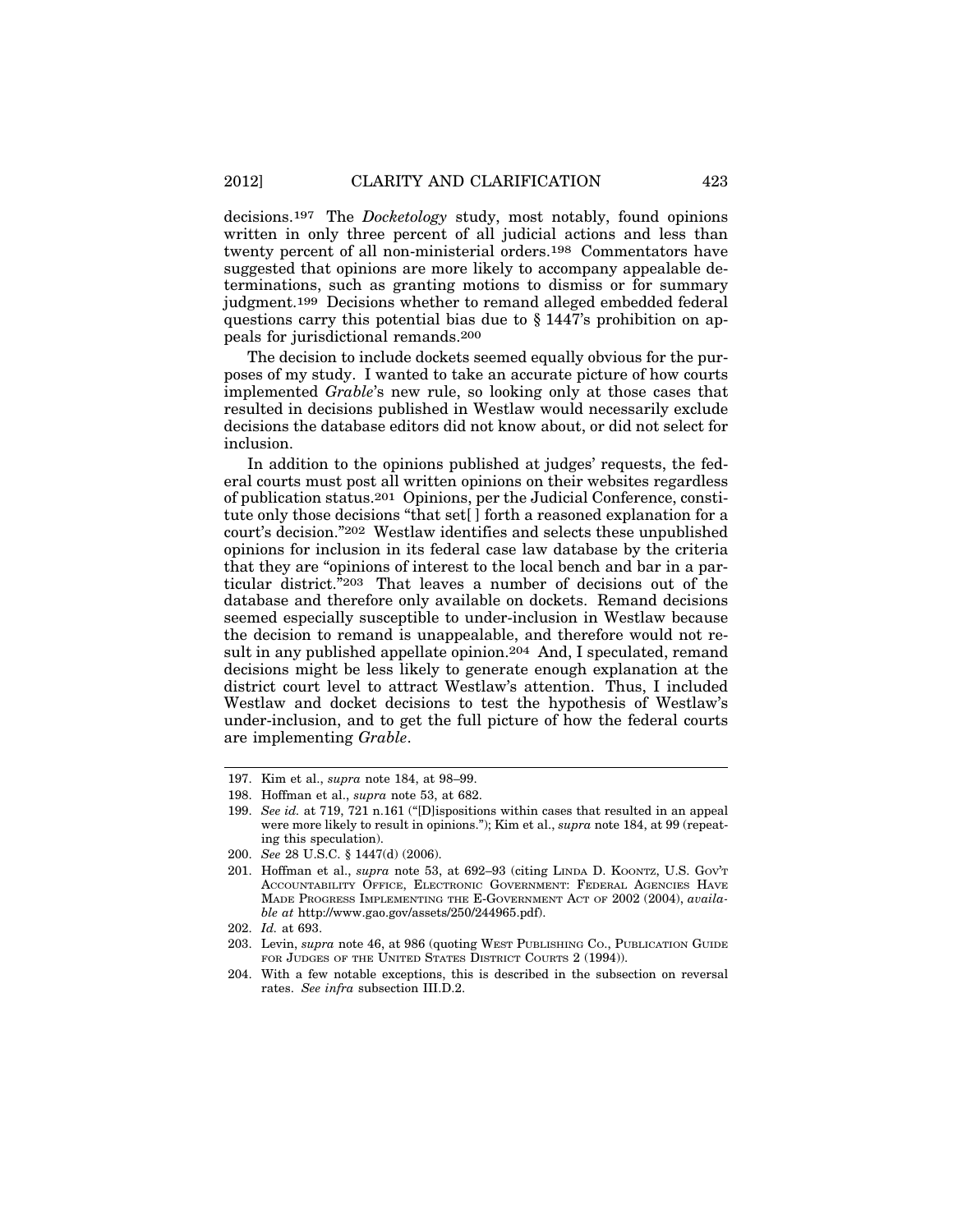decisions.[197] The *Docketology* study, most notably, found opinions written in only three percent of all judicial actions and less than twenty percent of all non-ministerial orders.[198] Commentators have suggested that opinions are more likely to accompany appealable determinations, such as granting motions to dismiss or for summary judgment.[199] Decisions whether to remand alleged embedded federal questions carry this potential bias due to § 1447's prohibition on appeals for jurisdictional remands.[200]

The decision to include dockets seemed equally obvious for the purposes of my study. I wanted to take an accurate picture of how courts implemented *Grable*'s new rule, so looking only at those cases that resulted in decisions published in Westlaw would necessarily exclude decisions the database editors did not know about, or did not select for inclusion.

In addition to the opinions published at judges' requests, the federal courts must post all written opinions on their websites regardless of publication status.[201] Opinions, per the Judicial Conference, constitute only those decisions "that set[ ] forth a reasoned explanation for a court's decision."[202] Westlaw identifies and selects these unpublished opinions for inclusion in its federal case law database by the criteria that they are "opinions of interest to the local bench and bar in a particular district."[203] That leaves a number of decisions out of the database and therefore only available on dockets. Remand decisions seemed especially susceptible to under-inclusion in Westlaw because the decision to remand is unappealable, and therefore would not result in any published appellate opinion.[204] And, I speculated, remand decisions might be less likely to generate enough explanation at the district court level to attract Westlaw's attention. Thus, I included Westlaw and docket decisions to test the hypothesis of Westlaw's under-inclusion, and to get the full picture of how the federal courts are implementing *Grable*.

---

197. Kim et al., *supra* note 184, at 98–99.

198. Hoffman et al., *supra* note 53, at 682.

199. *See id.* at 719, 721 n.161 ("[D]ispositions within cases that resulted in an appeal were more likely to result in opinions."); Kim et al., *supra* note 184, at 99 (repeating this speculation).

200. *See* 28 U.S.C. § 1447(d) (2006).

201. Hoffman et al., *supra* note 53, at 692–93 (citing LINDA D. KOONTZ, U.S. GOV'T ACCOUNTABILITY OFFICE, ELECTRONIC GOVERNMENT: FEDERAL AGENCIES HAVE MADE PROGRESS IMPLEMENTING THE E-GOVERNMENT ACT OF 2002 (2004), *available at* http://www.gao.gov/assets/250/244965.pdf).

202. *Id.* at 693.

203. Levin, *supra* note 46, at 986 (quoting WEST PUBLISHING CO., PUBLICATION GUIDE FOR JUDGES OF THE UNITED STATES DISTRICT COURTS 2 (1994)).

204. With a few notable exceptions, this is described in the subsection on reversal rates. *See infra* subsection III.D.2.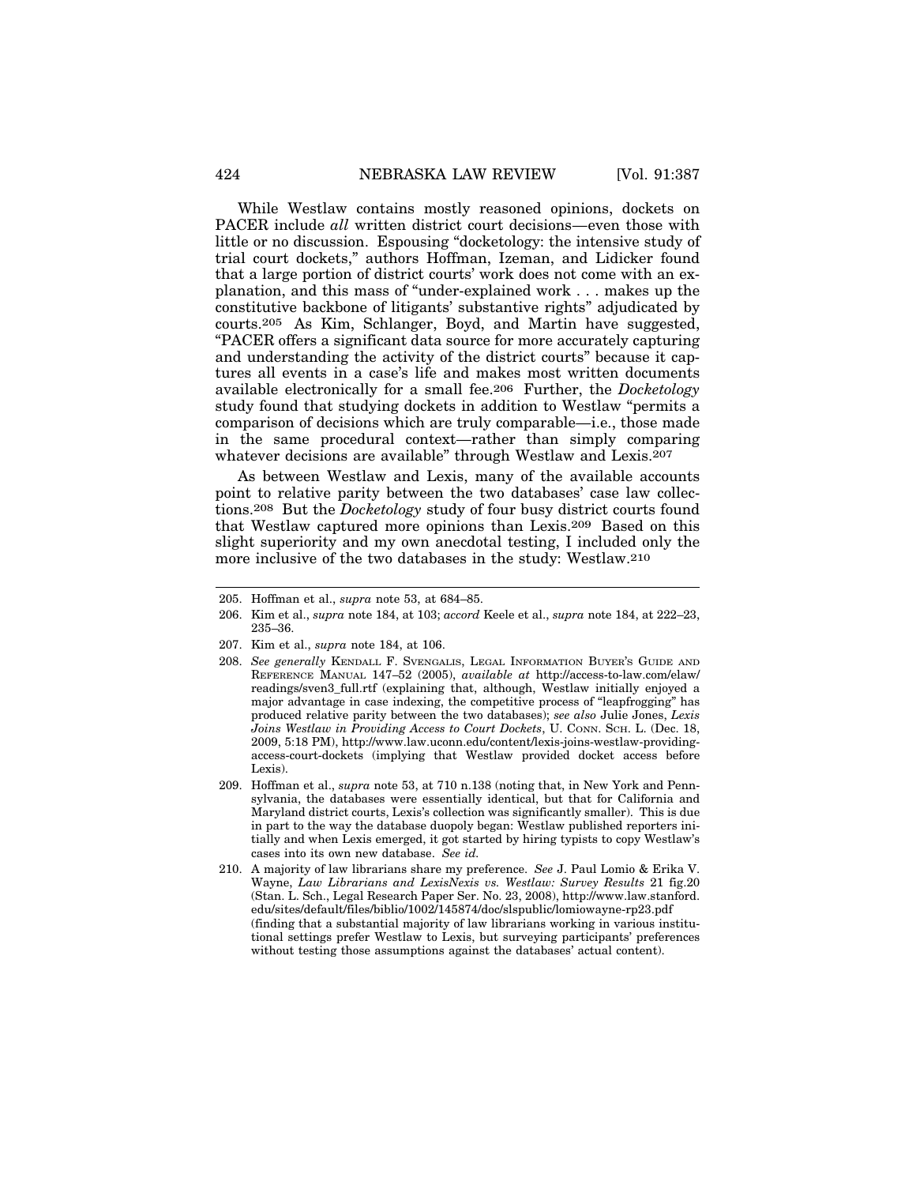While Westlaw contains mostly reasoned opinions, dockets on PACER include *all* written district court decisions—even those with little or no discussion. Espousing "docketology: the intensive study of trial court dockets," authors Hoffman, Izeman, and Lidicker found that a large portion of district courts' work does not come with an explanation, and this mass of "under-explained work . . . makes up the constitutive backbone of litigants' substantive rights" adjudicated by courts.[205] As Kim, Schlanger, Boyd, and Martin have suggested, "PACER offers a significant data source for more accurately capturing and understanding the activity of the district courts" because it captures all events in a case's life and makes most written documents available electronically for a small fee.[206] Further, the *Docketology* study found that studying dockets in addition to Westlaw "permits a comparison of decisions which are truly comparable—i.e., those made in the same procedural context—rather than simply comparing whatever decisions are available" through Westlaw and Lexis.[207]

As between Westlaw and Lexis, many of the available accounts point to relative parity between the two databases' case law collections.[208] But the *Docketology* study of four busy district courts found that Westlaw captured more opinions than Lexis.[209] Based on this slight superiority and my own anecdotal testing, I included only the more inclusive of the two databases in the study: Westlaw.[210]

---

205. Hoffman et al., *supra* note 53, at 684–85.

206. Kim et al., *supra* note 184, at 103; *accord* Keele et al., *supra* note 184, at 222–23, 235–36.

207. Kim et al., *supra* note 184, at 106.

208. *See generally* KENDALL F. SVENGALIS, LEGAL INFORMATION BUYER'S GUIDE AND REFERENCE MANUAL 147–52 (2005), *available at* http://access-to-law.com/elaw/readings/sven3_full.rtf (explaining that, although, Westlaw initially enjoyed a major advantage in case indexing, the competitive process of "leapfrogging" has produced relative parity between the two databases); *see also* Julie Jones, *Lexis Joins Westlaw in Providing Access to Court Dockets*, U. CONN. SCH. L. (Dec. 18, 2009, 5:18 PM), http://www.law.uconn.edu/content/lexis-joins-westlaw-providing-access-court-dockets (implying that Westlaw provided docket access before Lexis).

209. Hoffman et al., *supra* note 53, at 710 n.138 (noting that, in New York and Pennsylvania, the databases were essentially identical, but that for California and Maryland district courts, Lexis's collection was significantly smaller). This is due in part to the way the database duopoly began: Westlaw published reporters initially and when Lexis emerged, it got started by hiring typists to copy Westlaw's cases into its own new database. *See id.*

210. A majority of law librarians share my preference. *See* J. Paul Lomio & Erika V. Wayne, *Law Librarians and LexisNexis vs. Westlaw: Survey Results* 21 fig.20 (Stan. L. Sch., Legal Research Paper Ser. No. 23, 2008), http://www.law.stanford.edu/sites/default/files/biblio/1002/145874/doc/slspublic/lomiowayne-rp23.pdf (finding that a substantial majority of law librarians working in various institutional settings prefer Westlaw to Lexis, but surveying participants' preferences without testing those assumptions against the databases' actual content).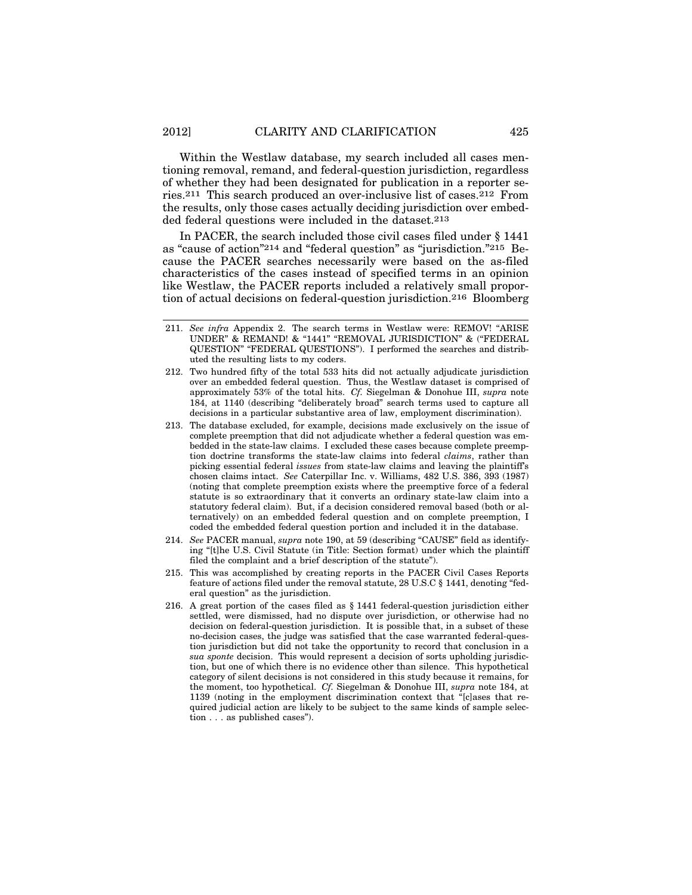Within the Westlaw database, my search included all cases mentioning removal, remand, and federal-question jurisdiction, regardless of whether they had been designated for publication in a reporter series.[211] This search produced an over-inclusive list of cases.[212] From the results, only those cases actually deciding jurisdiction over embedded federal questions were included in the dataset.[213]

In PACER, the search included those civil cases filed under § 1441 as "cause of action"[214] and "federal question" as "jurisdiction."[215] Because the PACER searches necessarily were based on the as-filed characteristics of the cases instead of specified terms in an opinion like Westlaw, the PACER reports included a relatively small proportion of actual decisions on federal-question jurisdiction.[216] Bloomberg

---

211. *See infra* Appendix 2. The search terms in Westlaw were: REMOV! "ARISE UNDER" & REMAND! & "1441" "REMOVAL JURISDICTION" & ("FEDERAL QUESTION" "FEDERAL QUESTIONS"). I performed the searches and distributed the resulting lists to my coders.

212. Two hundred fifty of the total 533 hits did not actually adjudicate jurisdiction over an embedded federal question. Thus, the Westlaw dataset is comprised of approximately 53% of the total hits. *Cf.* Siegelman & Donohue III, *supra* note 184, at 1140 (describing "deliberately broad" search terms used to capture all decisions in a particular substantive area of law, employment discrimination).

213. The database excluded, for example, decisions made exclusively on the issue of complete preemption that did not adjudicate whether a federal question was embedded in the state-law claims. I excluded these cases because complete preemption doctrine transforms the state-law claims into federal *claims*, rather than picking essential federal *issues* from state-law claims and leaving the plaintiff's chosen claims intact. *See* Caterpillar Inc. v. Williams, 482 U.S. 386, 393 (1987) (noting that complete preemption exists where the preemptive force of a federal statute is so extraordinary that it converts an ordinary state-law claim into a statutory federal claim). But, if a decision considered removal based (both or alternatively) on an embedded federal question and on complete preemption, I coded the embedded federal question portion and included it in the database.

214. *See* PACER manual, *supra* note 190, at 59 (describing "CAUSE" field as identifying "[t]he U.S. Civil Statute (in Title: Section format) under which the plaintiff filed the complaint and a brief description of the statute").

215. This was accomplished by creating reports in the PACER Civil Cases Reports feature of actions filed under the removal statute, 28 U.S.C § 1441, denoting "federal question" as the jurisdiction.

216. A great portion of the cases filed as § 1441 federal-question jurisdiction either settled, were dismissed, had no dispute over jurisdiction, or otherwise had no decision on federal-question jurisdiction. It is possible that, in a subset of these no-decision cases, the judge was satisfied that the case warranted federal-question jurisdiction but did not take the opportunity to record that conclusion in a *sua sponte* decision. This would represent a decision of sorts upholding jurisdiction, but one of which there is no evidence other than silence. This hypothetical category of silent decisions is not considered in this study because it remains, for the moment, too hypothetical. *Cf.* Siegelman & Donohue III, *supra* note 184, at 1139 (noting in the employment discrimination context that "[c]ases that required judicial action are likely to be subject to the same kinds of sample selection . . . as published cases").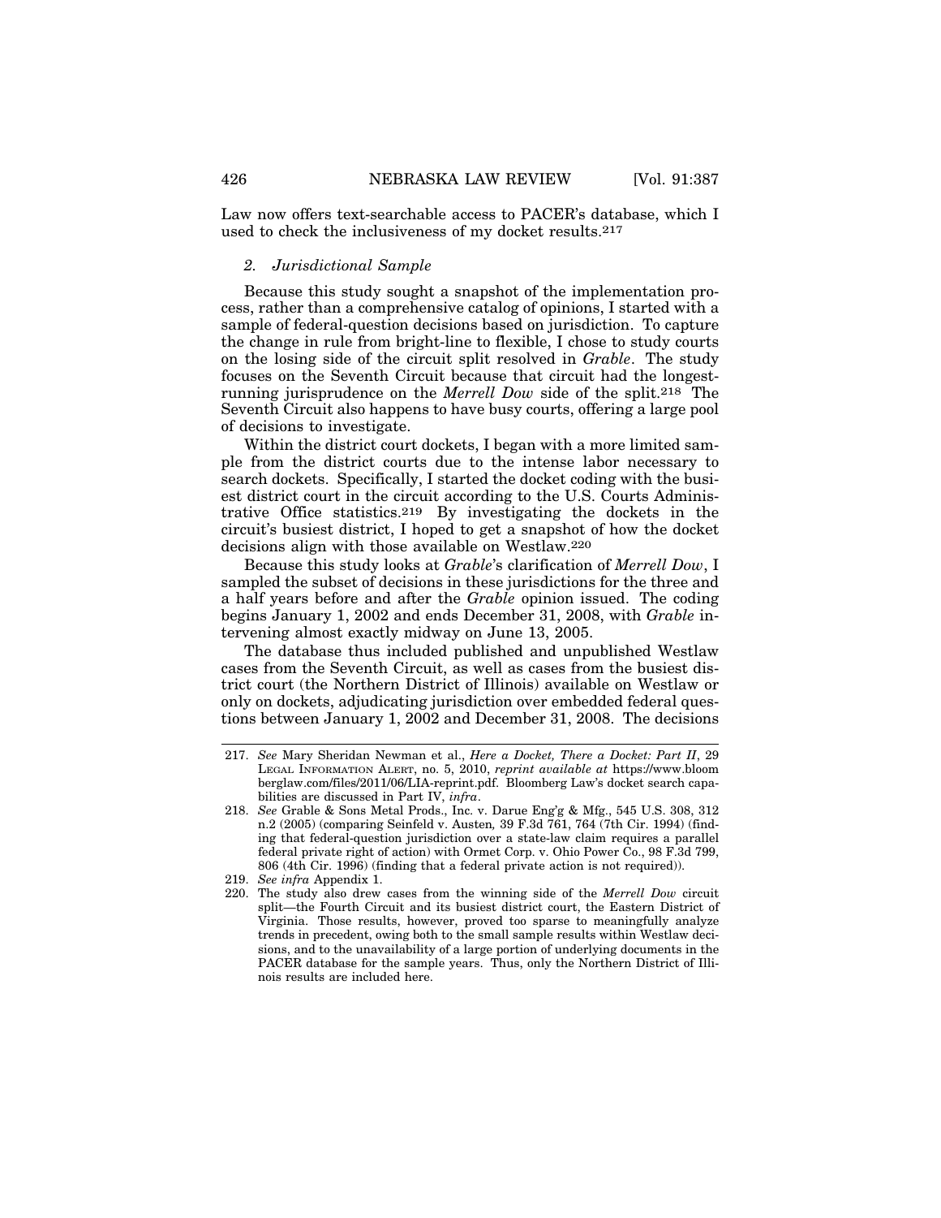Law now offers text-searchable access to PACER's database, which I used to check the inclusiveness of my docket results.[217]

#### *2. Jurisdictional Sample*

Because this study sought a snapshot of the implementation process, rather than a comprehensive catalog of opinions, I started with a sample of federal-question decisions based on jurisdiction. To capture the change in rule from bright-line to flexible, I chose to study courts on the losing side of the circuit split resolved in *Grable*. The study focuses on the Seventh Circuit because that circuit had the longest-running jurisprudence on the *Merrell Dow* side of the split.[218] The Seventh Circuit also happens to have busy courts, offering a large pool of decisions to investigate.

Within the district court dockets, I began with a more limited sample from the district courts due to the intense labor necessary to search dockets. Specifically, I started the docket coding with the busiest district court in the circuit according to the U.S. Courts Administrative Office statistics.[219] By investigating the dockets in the circuit's busiest district, I hoped to get a snapshot of how the docket decisions align with those available on Westlaw.[220]

Because this study looks at *Grable*'s clarification of *Merrell Dow*, I sampled the subset of decisions in these jurisdictions for the three and a half years before and after the *Grable* opinion issued. The coding begins January 1, 2002 and ends December 31, 2008, with *Grable* intervening almost exactly midway on June 13, 2005.

The database thus included published and unpublished Westlaw cases from the Seventh Circuit, as well as cases from the busiest district court (the Northern District of Illinois) available on Westlaw or only on dockets, adjudicating jurisdiction over embedded federal questions between January 1, 2002 and December 31, 2008. The decisions

---

217. *See* Mary Sheridan Newman et al., *Here a Docket, There a Docket: Part II*, 29 LEGAL INFORMATION ALERT, no. 5, 2010, *reprint available at* https://www.bloomberglaw.com/files/2011/06/LIA-reprint.pdf. Bloomberg Law's docket search capabilities are discussed in Part IV, *infra*.

218. *See* Grable & Sons Metal Prods., Inc. v. Darue Eng'g & Mfg., 545 U.S. 308, 312 n.2 (2005) (comparing Seinfeld v. Austen*,* 39 F.3d 761, 764 (7th Cir. 1994) (finding that federal-question jurisdiction over a state-law claim requires a parallel federal private right of action) with Ormet Corp. v. Ohio Power Co., 98 F.3d 799, 806 (4th Cir. 1996) (finding that a federal private action is not required)).

219. *See infra* Appendix 1.

220. The study also drew cases from the winning side of the *Merrell Dow* circuit split—the Fourth Circuit and its busiest district court, the Eastern District of Virginia. Those results, however, proved too sparse to meaningfully analyze trends in precedent, owing both to the small sample results within Westlaw decisions, and to the unavailability of a large portion of underlying documents in the PACER database for the sample years. Thus, only the Northern District of Illinois results are included here.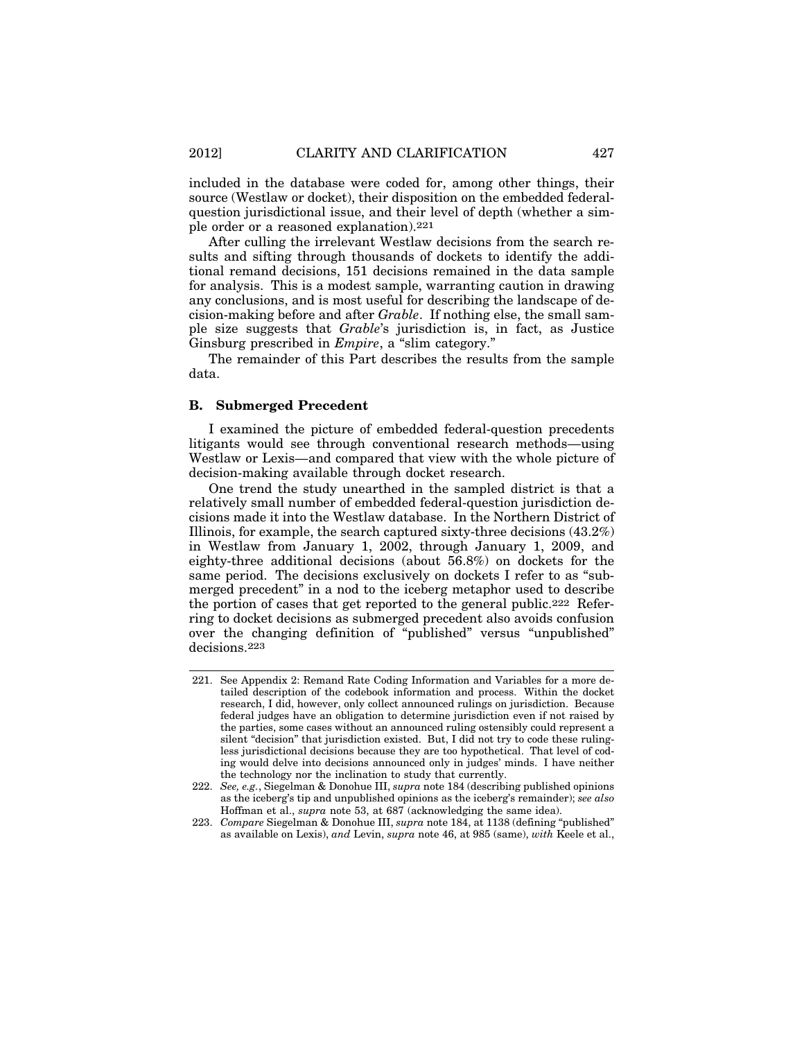included in the database were coded for, among other things, their source (Westlaw or docket), their disposition on the embedded federal-question jurisdictional issue, and their level of depth (whether a simple order or a reasoned explanation).[221]

After culling the irrelevant Westlaw decisions from the search results and sifting through thousands of dockets to identify the additional remand decisions, 151 decisions remained in the data sample for analysis. This is a modest sample, warranting caution in drawing any conclusions, and is most useful for describing the landscape of decision-making before and after *Grable*. If nothing else, the small sample size suggests that *Grable*'s jurisdiction is, in fact, as Justice Ginsburg prescribed in *Empire*, a "slim category."

The remainder of this Part describes the results from the sample data.

### B. Submerged Precedent

I examined the picture of embedded federal-question precedents litigants would see through conventional research methods—using Westlaw or Lexis—and compared that view with the whole picture of decision-making available through docket research.

One trend the study unearthed in the sampled district is that a relatively small number of embedded federal-question jurisdiction decisions made it into the Westlaw database. In the Northern District of Illinois, for example, the search captured sixty-three decisions (43.2%) in Westlaw from January 1, 2002, through January 1, 2009, and eighty-three additional decisions (about 56.8%) on dockets for the same period. The decisions exclusively on dockets I refer to as "submerged precedent" in a nod to the iceberg metaphor used to describe the portion of cases that get reported to the general public.[222] Referring to docket decisions as submerged precedent also avoids confusion over the changing definition of "published" versus "unpublished" decisions.[223]

---

221. See Appendix 2: Remand Rate Coding Information and Variables for a more detailed description of the codebook information and process. Within the docket research, I did, however, only collect announced rulings on jurisdiction. Because federal judges have an obligation to determine jurisdiction even if not raised by the parties, some cases without an announced ruling ostensibly could represent a silent "decision" that jurisdiction existed. But, I did not try to code these rulingless jurisdictional decisions because they are too hypothetical. That level of coding would delve into decisions announced only in judges' minds. I have neither the technology nor the inclination to study that currently.

222. *See, e.g.*, Siegelman & Donohue III, *supra* note 184 (describing published opinions as the iceberg's tip and unpublished opinions as the iceberg's remainder); *see also* Hoffman et al., *supra* note 53, at 687 (acknowledging the same idea).

223. *Compare* Siegelman & Donohue III, *supra* note 184, at 1138 (defining "published" as available on Lexis), *and* Levin, *supra* note 46, at 985 (same), *with* Keele et al.,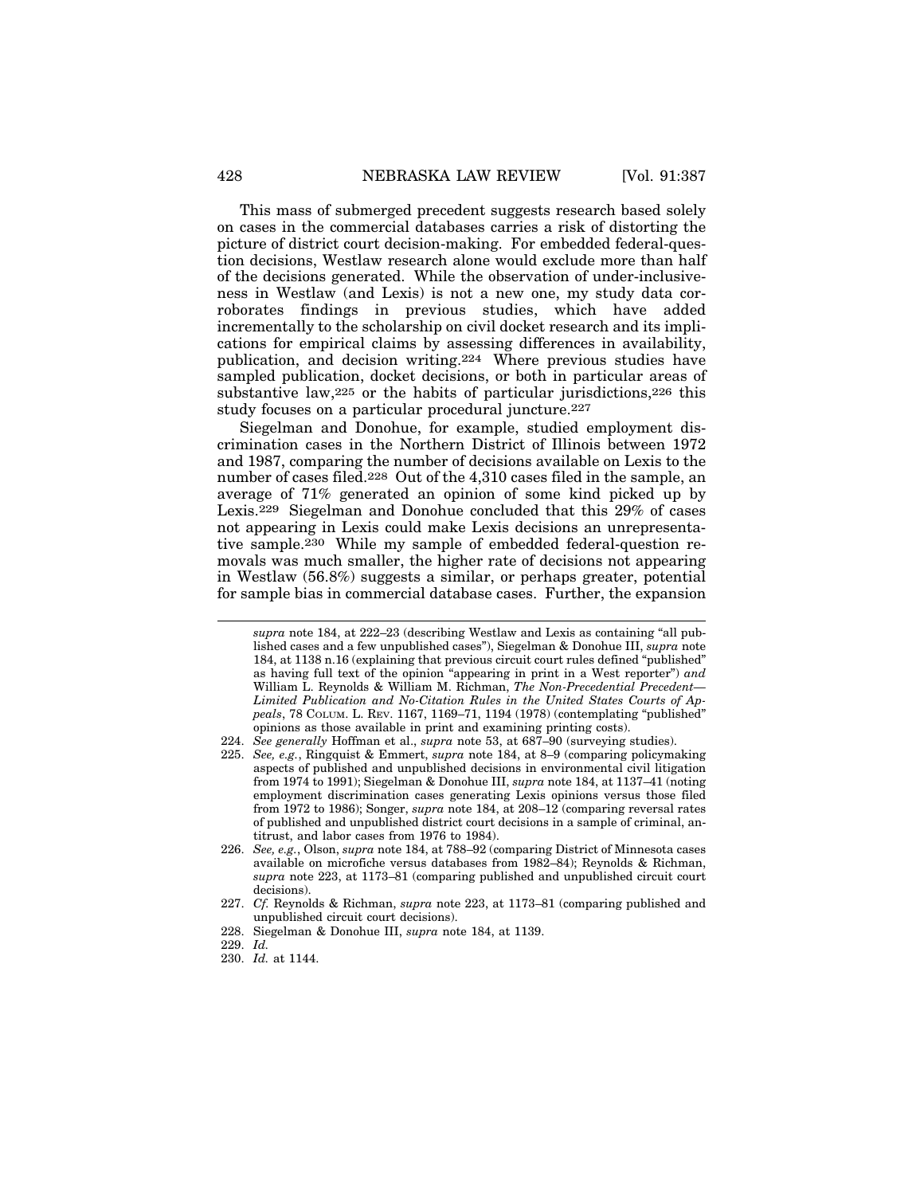This mass of submerged precedent suggests research based solely on cases in the commercial databases carries a risk of distorting the picture of district court decision-making. For embedded federal-question decisions, Westlaw research alone would exclude more than half of the decisions generated. While the observation of under-inclusiveness in Westlaw (and Lexis) is not a new one, my study data corroborates findings in previous studies, which have added incrementally to the scholarship on civil docket research and its implications for empirical claims by assessing differences in availability, publication, and decision writing.[224] Where previous studies have sampled publication, docket decisions, or both in particular areas of substantive law,[225] or the habits of particular jurisdictions,[226] this study focuses on a particular procedural juncture.[227]

Siegelman and Donohue, for example, studied employment discrimination cases in the Northern District of Illinois between 1972 and 1987, comparing the number of decisions available on Lexis to the number of cases filed.[228] Out of the 4,310 cases filed in the sample, an average of 71% generated an opinion of some kind picked up by Lexis.[229] Siegelman and Donohue concluded that this 29% of cases not appearing in Lexis could make Lexis decisions an unrepresentative sample.[230] While my sample of embedded federal-question removals was much smaller, the higher rate of decisions not appearing in Westlaw (56.8%) suggests a similar, or perhaps greater, potential for sample bias in commercial database cases. Further, the expansion

---

*supra* note 184, at 222–23 (describing Westlaw and Lexis as containing "all published cases and a few unpublished cases"), Siegelman & Donohue III, *supra* note 184, at 1138 n.16 (explaining that previous circuit court rules defined "published" as having full text of the opinion "appearing in print in a West reporter") *and* William L. Reynolds & William M. Richman, *The Non-Precedential Precedent—Limited Publication and No-Citation Rules in the United States Courts of Appeals*, 78 COLUM. L. REV. 1167, 1169–71, 1194 (1978) (contemplating "published" opinions as those available in print and examining printing costs).

224. *See generally* Hoffman et al., *supra* note 53, at 687–90 (surveying studies).

225. *See, e.g.*, Ringquist & Emmert, *supra* note 184, at 8–9 (comparing policymaking aspects of published and unpublished decisions in environmental civil litigation from 1974 to 1991); Siegelman & Donohue III, *supra* note 184, at 1137–41 (noting employment discrimination cases generating Lexis opinions versus those filed from 1972 to 1986); Songer, *supra* note 184, at 208–12 (comparing reversal rates of published and unpublished district court decisions in a sample of criminal, antitrust, and labor cases from 1976 to 1984).

226. *See, e.g.*, Olson, *supra* note 184, at 788–92 (comparing District of Minnesota cases available on microfiche versus databases from 1982–84); Reynolds & Richman, *supra* note 223, at 1173–81 (comparing published and unpublished circuit court decisions).

227. *Cf.* Reynolds & Richman, *supra* note 223, at 1173–81 (comparing published and unpublished circuit court decisions).

228. Siegelman & Donohue III, *supra* note 184, at 1139.

229. *Id.*

230. *Id.* at 1144.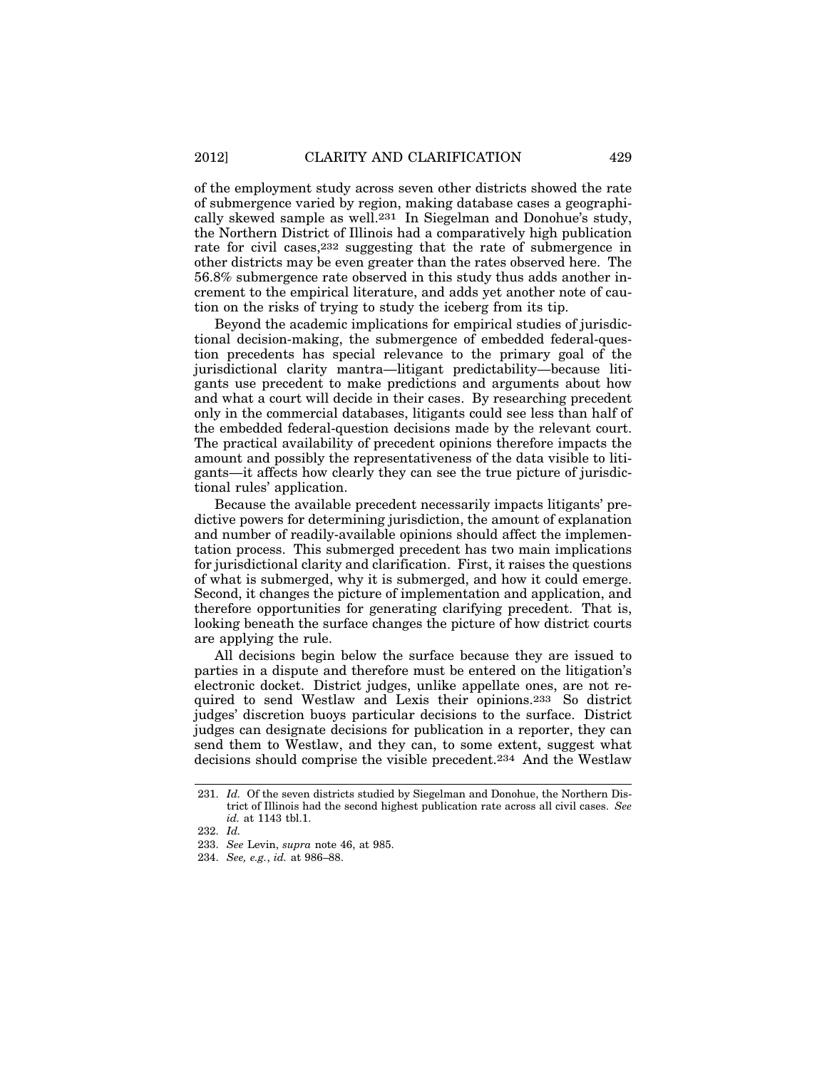of the employment study across seven other districts showed the rate of submergence varied by region, making database cases a geographically skewed sample as well.[231] In Siegelman and Donohue's study, the Northern District of Illinois had a comparatively high publication rate for civil cases,[232] suggesting that the rate of submergence in other districts may be even greater than the rates observed here. The 56.8% submergence rate observed in this study thus adds another increment to the empirical literature, and adds yet another note of caution on the risks of trying to study the iceberg from its tip.

Beyond the academic implications for empirical studies of jurisdictional decision-making, the submergence of embedded federal-question precedents has special relevance to the primary goal of the jurisdictional clarity mantra—litigant predictability—because litigants use precedent to make predictions and arguments about how and what a court will decide in their cases. By researching precedent only in the commercial databases, litigants could see less than half of the embedded federal-question decisions made by the relevant court. The practical availability of precedent opinions therefore impacts the amount and possibly the representativeness of the data visible to litigants—it affects how clearly they can see the true picture of jurisdictional rules' application.

Because the available precedent necessarily impacts litigants' predictive powers for determining jurisdiction, the amount of explanation and number of readily-available opinions should affect the implementation process. This submerged precedent has two main implications for jurisdictional clarity and clarification. First, it raises the questions of what is submerged, why it is submerged, and how it could emerge. Second, it changes the picture of implementation and application, and therefore opportunities for generating clarifying precedent. That is, looking beneath the surface changes the picture of how district courts are applying the rule.

All decisions begin below the surface because they are issued to parties in a dispute and therefore must be entered on the litigation's electronic docket. District judges, unlike appellate ones, are not required to send Westlaw and Lexis their opinions.[233] So district judges' discretion buoys particular decisions to the surface. District judges can designate decisions for publication in a reporter, they can send them to Westlaw, and they can, to some extent, suggest what decisions should comprise the visible precedent.[234] And the Westlaw

---

231. *Id.* Of the seven districts studied by Siegelman and Donohue, the Northern District of Illinois had the second highest publication rate across all civil cases. *See id.* at 1143 tbl.1.

232. *Id.*

233. *See* Levin, *supra* note 46, at 985.

234. *See, e.g.*, *id.* at 986–88.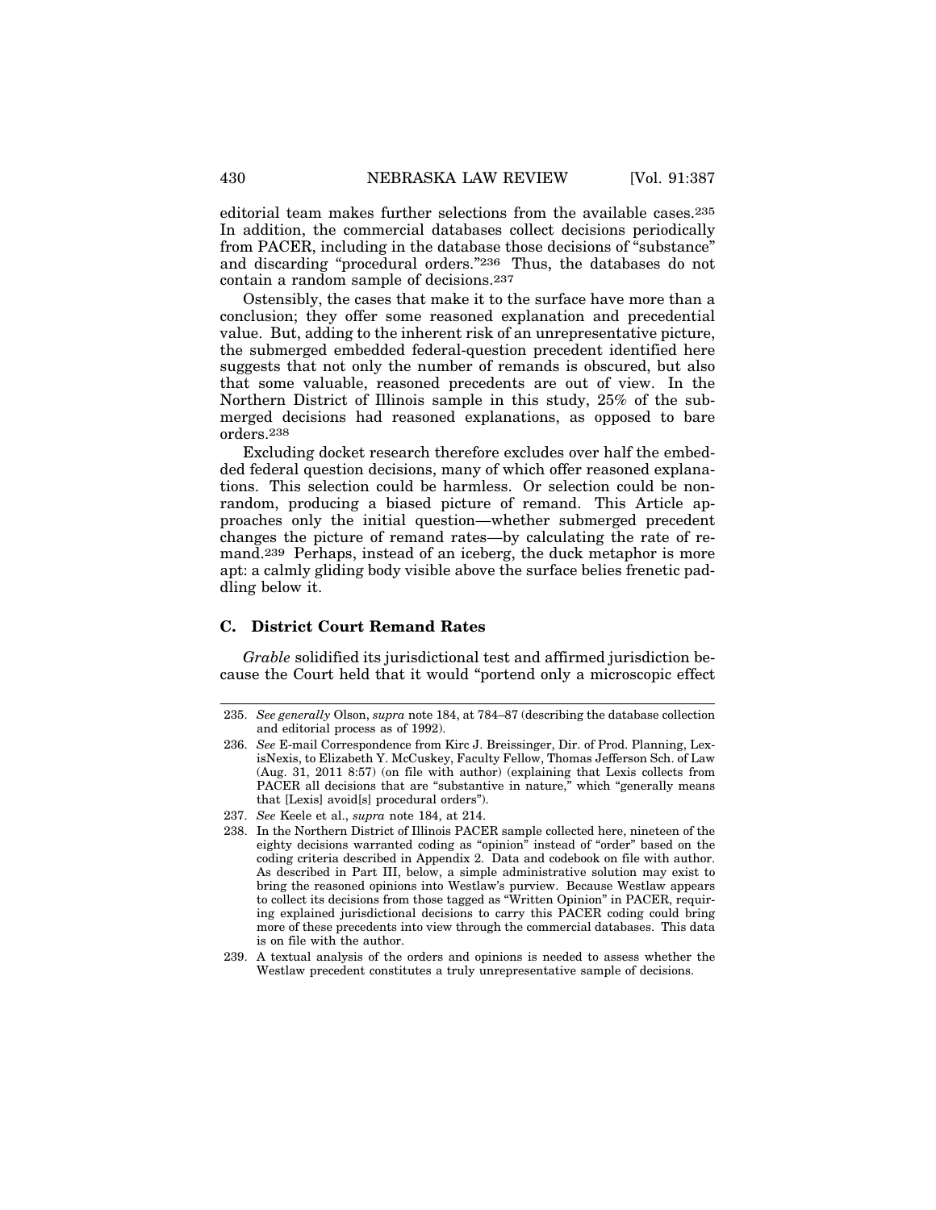editorial team makes further selections from the available cases.[235] In addition, the commercial databases collect decisions periodically from PACER, including in the database those decisions of "substance" and discarding "procedural orders."[236] Thus, the databases do not contain a random sample of decisions.[237]

Ostensibly, the cases that make it to the surface have more than a conclusion; they offer some reasoned explanation and precedential value. But, adding to the inherent risk of an unrepresentative picture, the submerged embedded federal-question precedent identified here suggests that not only the number of remands is obscured, but also that some valuable, reasoned precedents are out of view. In the Northern District of Illinois sample in this study, 25% of the submerged decisions had reasoned explanations, as opposed to bare orders.[238]

Excluding docket research therefore excludes over half the embedded federal question decisions, many of which offer reasoned explanations. This selection could be harmless. Or selection could be non-random, producing a biased picture of remand. This Article approaches only the initial question—whether submerged precedent changes the picture of remand rates—by calculating the rate of remand.[239] Perhaps, instead of an iceberg, the duck metaphor is more apt: a calmly gliding body visible above the surface belies frenetic paddling below it.

### C. District Court Remand Rates

*Grable* solidified its jurisdictional test and affirmed jurisdiction because the Court held that it would "portend only a microscopic effect

---

235. *See generally* Olson, *supra* note 184, at 784–87 (describing the database collection and editorial process as of 1992).

236. *See* E-mail Correspondence from Kirc J. Breissinger, Dir. of Prod. Planning, LexisNexis, to Elizabeth Y. McCuskey, Faculty Fellow, Thomas Jefferson Sch. of Law (Aug. 31, 2011 8:57) (on file with author) (explaining that Lexis collects from PACER all decisions that are "substantive in nature," which "generally means that [Lexis] avoid[s] procedural orders").

237. *See* Keele et al., *supra* note 184, at 214.

238. In the Northern District of Illinois PACER sample collected here, nineteen of the eighty decisions warranted coding as "opinion" instead of "order" based on the coding criteria described in Appendix 2. Data and codebook on file with author. As described in Part III, below, a simple administrative solution may exist to bring the reasoned opinions into Westlaw's purview. Because Westlaw appears to collect its decisions from those tagged as "Written Opinion" in PACER, requiring explained jurisdictional decisions to carry this PACER coding could bring more of these precedents into view through the commercial databases. This data is on file with the author.

239. A textual analysis of the orders and opinions is needed to assess whether the Westlaw precedent constitutes a truly unrepresentative sample of decisions.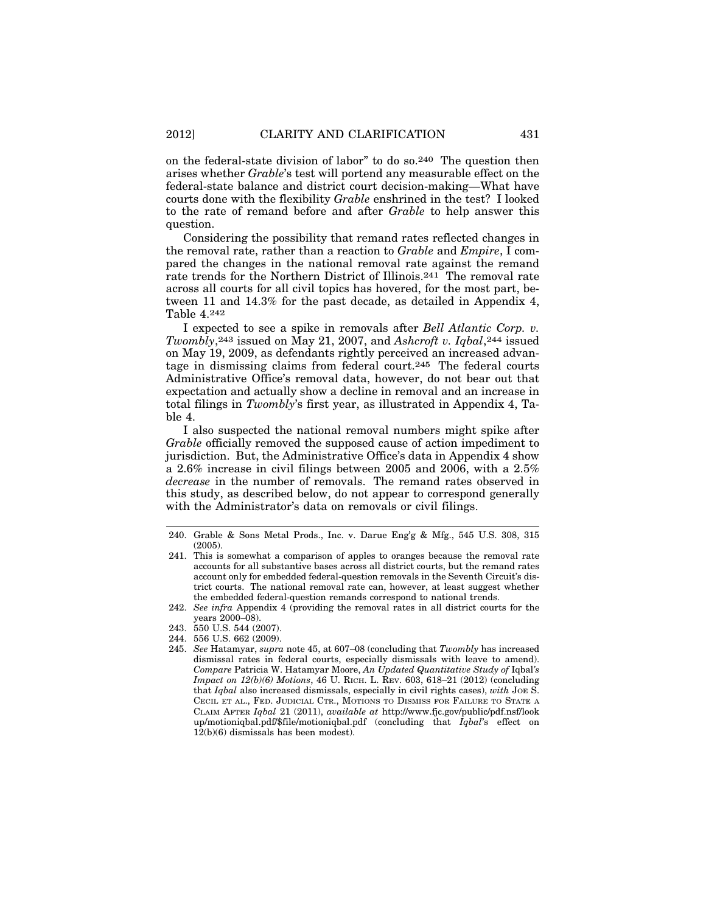on the federal-state division of labor" to do so.[240] The question then arises whether *Grable*'s test will portend any measurable effect on the federal-state balance and district court decision-making—What have courts done with the flexibility *Grable* enshrined in the test? I looked to the rate of remand before and after *Grable* to help answer this question.

Considering the possibility that remand rates reflected changes in the removal rate, rather than a reaction to *Grable* and *Empire*, I compared the changes in the national removal rate against the remand rate trends for the Northern District of Illinois.[241] The removal rate across all courts for all civil topics has hovered, for the most part, between 11 and 14.3% for the past decade, as detailed in Appendix 4, Table 4.[242]

I expected to see a spike in removals after *Bell Atlantic Corp. v. Twombly*,[243] issued on May 21, 2007, and *Ashcroft v. Iqbal*,[244] issued on May 19, 2009, as defendants rightly perceived an increased advantage in dismissing claims from federal court.[245] The federal courts Administrative Office's removal data, however, do not bear out that expectation and actually show a decline in removal and an increase in total filings in *Twombly*'s first year, as illustrated in Appendix 4, Table 4.

I also suspected the national removal numbers might spike after *Grable* officially removed the supposed cause of action impediment to jurisdiction. But, the Administrative Office's data in Appendix 4 show a 2.6% increase in civil filings between 2005 and 2006, with a 2.5% *decrease* in the number of removals. The remand rates observed in this study, as described below, do not appear to correspond generally with the Administrator's data on removals or civil filings.

---

240. Grable & Sons Metal Prods., Inc. v. Darue Eng'g & Mfg., 545 U.S. 308, 315 (2005).

241. This is somewhat a comparison of apples to oranges because the removal rate accounts for all substantive bases across all district courts, but the remand rates account only for embedded federal-question removals in the Seventh Circuit's district courts. The national removal rate can, however, at least suggest whether the embedded federal-question remands correspond to national trends.

242. *See infra* Appendix 4 (providing the removal rates in all district courts for the years 2000–08).

243. 550 U.S. 544 (2007).

244. 556 U.S. 662 (2009).

245. *See* Hatamyar, *supra* note 45, at 607–08 (concluding that *Twombly* has increased dismissal rates in federal courts, especially dismissals with leave to amend). *Compare* Patricia W. Hatamyar Moore, *An Updated Quantitative Study of* Iqbal*'s Impact on 12(b)(6) Motions*, 46 U. RICH. L. REV. 603, 618–21 (2012) (concluding that *Iqbal* also increased dismissals, especially in civil rights cases), *with* JOE S. CECIL ET AL., FED. JUDICIAL CTR., MOTIONS TO DISMISS FOR FAILURE TO STATE A CLAIM AFTER *Iqbal* 21 (2011), *available at* http://www.fjc.gov/public/pdf.nsf/lookup/motioniqbal.pdf/$file/motioniqbal.pdf (concluding that *Iqbal*'s effect on 12(b)(6) dismissals has been modest).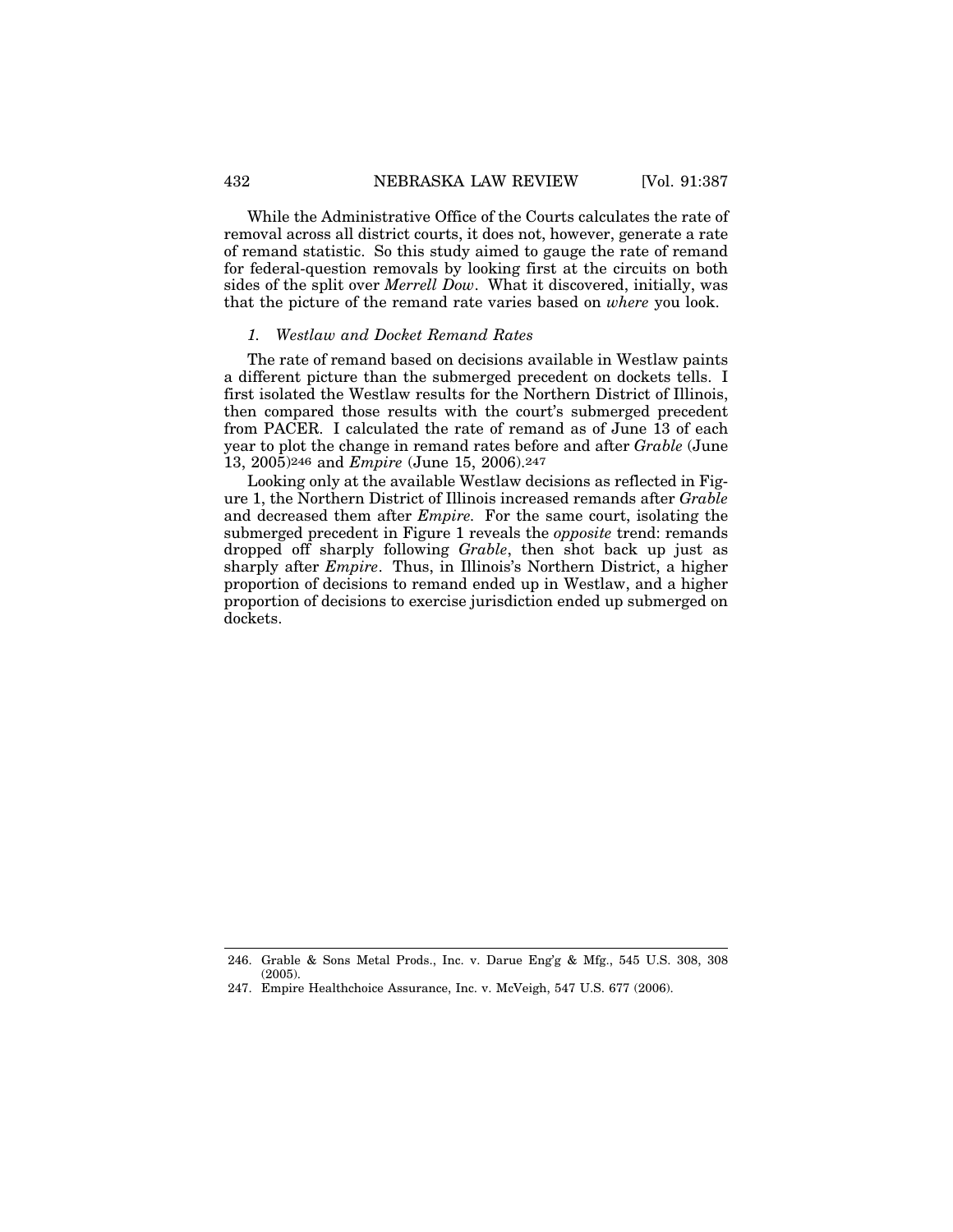While the Administrative Office of the Courts calculates the rate of removal across all district courts, it does not, however, generate a rate of remand statistic. So this study aimed to gauge the rate of remand for federal-question removals by looking first at the circuits on both sides of the split over *Merrell Dow*. What it discovered, initially, was that the picture of the remand rate varies based on *where* you look.

### *1. Westlaw and Docket Remand Rates*

The rate of remand based on decisions available in Westlaw paints a different picture than the submerged precedent on dockets tells. I first isolated the Westlaw results for the Northern District of Illinois, then compared those results with the court's submerged precedent from PACER. I calculated the rate of remand as of June 13 of each year to plot the change in remand rates before and after *Grable* (June 13, 2005)[246] and *Empire* (June 15, 2006).[247]

Looking only at the available Westlaw decisions as reflected in Figure 1, the Northern District of Illinois increased remands after *Grable* and decreased them after *Empire*. For the same court, isolating the submerged precedent in Figure 1 reveals the *opposite* trend: remands dropped off sharply following *Grable*, then shot back up just as sharply after *Empire*. Thus, in Illinois's Northern District, a higher proportion of decisions to remand ended up in Westlaw, and a higher proportion of decisions to exercise jurisdiction ended up submerged on dockets.

246. Grable & Sons Metal Prods., Inc. v. Darue Eng'g & Mfg., 545 U.S. 308, 308 (2005).

247. Empire Healthchoice Assurance, Inc. v. McVeigh, 547 U.S. 677 (2006).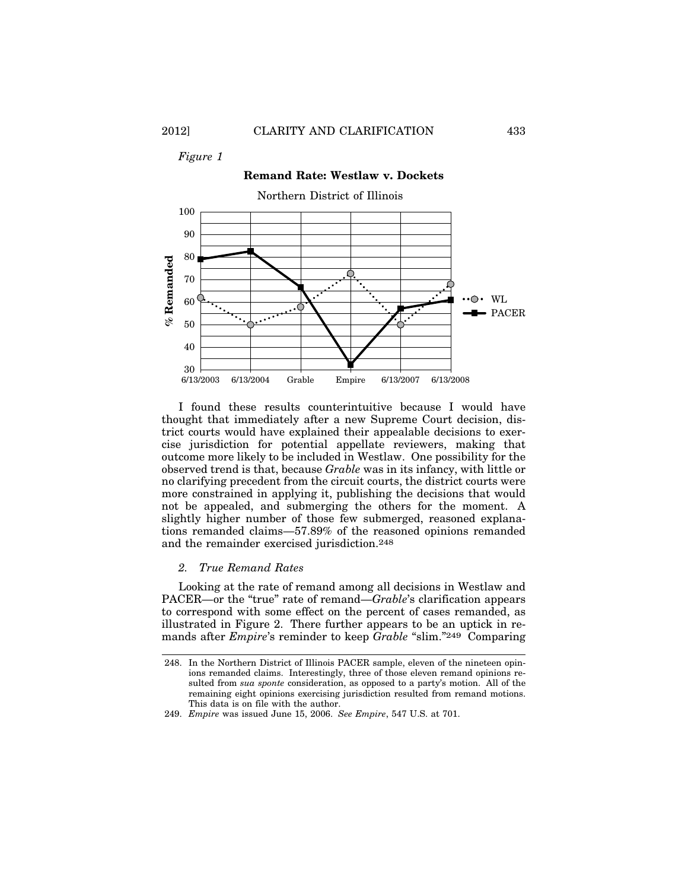*Figure 1*

**Remand Rate: Westlaw v. Dockets**

Northern District of Illinois

I found these results counterintuitive because I would have thought that immediately after a new Supreme Court decision, district courts would have explained their appealable decisions to exercise jurisdiction for potential appellate reviewers, making that outcome more likely to be included in Westlaw. One possibility for the observed trend is that, because *Grable* was in its infancy, with little or no clarifying precedent from the circuit courts, the district courts were more constrained in applying it, publishing the decisions that would not be appealed, and submerging the others for the moment. A slightly higher number of those few submerged, reasoned explanations remanded claims—57.89% of the reasoned opinions remanded and the remainder exercised jurisdiction.[248]

### *2. True Remand Rates*

Looking at the rate of remand among all decisions in Westlaw and PACER—or the "true" rate of remand—*Grable*'s clarification appears to correspond with some effect on the percent of cases remanded, as illustrated in Figure 2. There further appears to be an uptick in remands after *Empire*'s reminder to keep *Grable* "slim."[249] Comparing

---

248. In the Northern District of Illinois PACER sample, eleven of the nineteen opinions remanded claims. Interestingly, three of those eleven remand opinions resulted from *sua sponte* consideration, as opposed to a party's motion. All of the remaining eight opinions exercising jurisdiction resulted from remand motions. This data is on file with the author.

249. *Empire* was issued June 15, 2006. *See Empire*, 547 U.S. at 701.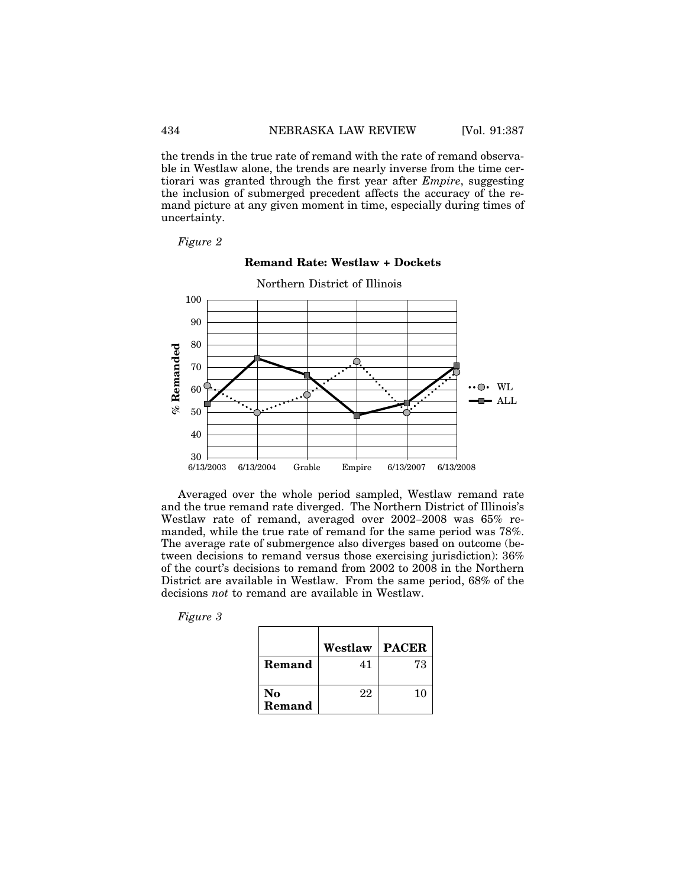the trends in the true rate of remand with the rate of remand observable in Westlaw alone, the trends are nearly inverse from the time certiorari was granted through the first year after *Empire*, suggesting the inclusion of submerged precedent affects the accuracy of the remand picture at any given moment in time, especially during times of uncertainty.

*Figure 2*

**Remand Rate: Westlaw + Dockets**

Northern District of Illinois

Averaged over the whole period sampled, Westlaw remand rate and the true remand rate diverged. The Northern District of Illinois's Westlaw rate of remand, averaged over 2002–2008 was 65% remanded, while the true rate of remand for the same period was 78%. The average rate of submergence also diverges based on outcome (between decisions to remand versus those exercising jurisdiction): 36% of the court's decisions to remand from 2002 to 2008 in the Northern District are available in Westlaw. From the same period, 68% of the decisions *not* to remand are available in Westlaw.

*Figure 3*

| | **Westlaw** | **PACER** |
|---|---|---|
| **Remand** | 41 | 73 |
| **No Remand** | 22 | 10 |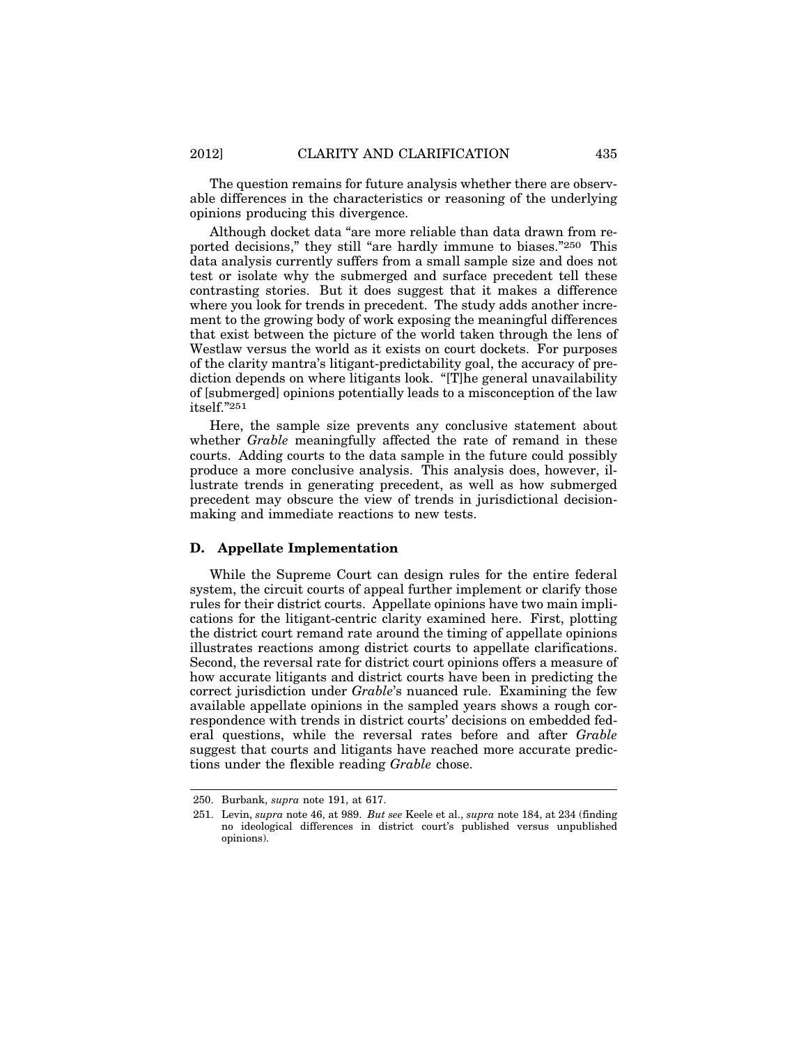The question remains for future analysis whether there are observable differences in the characteristics or reasoning of the underlying opinions producing this divergence.

Although docket data "are more reliable than data drawn from reported decisions," they still "are hardly immune to biases."[250] This data analysis currently suffers from a small sample size and does not test or isolate why the submerged and surface precedent tell these contrasting stories. But it does suggest that it makes a difference where you look for trends in precedent. The study adds another increment to the growing body of work exposing the meaningful differences that exist between the picture of the world taken through the lens of Westlaw versus the world as it exists on court dockets. For purposes of the clarity mantra's litigant-predictability goal, the accuracy of prediction depends on where litigants look. "[T]he general unavailability of [submerged] opinions potentially leads to a misconception of the law itself."[251]

Here, the sample size prevents any conclusive statement about whether *Grable* meaningfully affected the rate of remand in these courts. Adding courts to the data sample in the future could possibly produce a more conclusive analysis. This analysis does, however, illustrate trends in generating precedent, as well as how submerged precedent may obscure the view of trends in jurisdictional decision-making and immediate reactions to new tests.

### D. Appellate Implementation

While the Supreme Court can design rules for the entire federal system, the circuit courts of appeal further implement or clarify those rules for their district courts. Appellate opinions have two main implications for the litigant-centric clarity examined here. First, plotting the district court remand rate around the timing of appellate opinions illustrates reactions among district courts to appellate clarifications. Second, the reversal rate for district court opinions offers a measure of how accurate litigants and district courts have been in predicting the correct jurisdiction under *Grable*'s nuanced rule. Examining the few available appellate opinions in the sampled years shows a rough correspondence with trends in district courts' decisions on embedded federal questions, while the reversal rates before and after *Grable* suggest that courts and litigants have reached more accurate predictions under the flexible reading *Grable* chose.

---

250. Burbank, *supra* note 191, at 617.

251. Levin, *supra* note 46, at 989. *But see* Keele et al., *supra* note 184, at 234 (finding no ideological differences in district court's published versus unpublished opinions).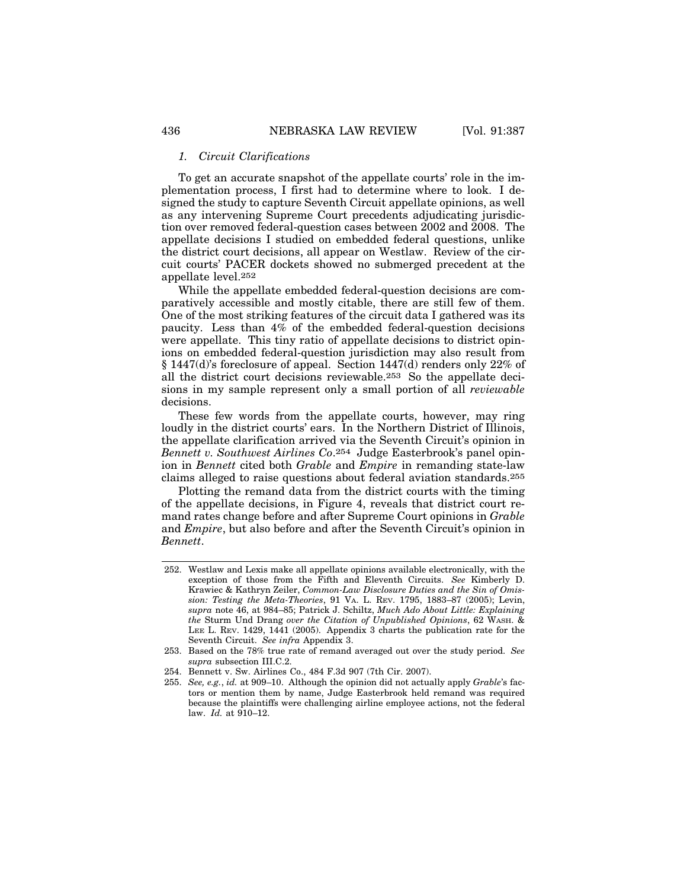### *1. Circuit Clarifications*

To get an accurate snapshot of the appellate courts' role in the implementation process, I first had to determine where to look. I designed the study to capture Seventh Circuit appellate opinions, as well as any intervening Supreme Court precedents adjudicating jurisdiction over removed federal-question cases between 2002 and 2008. The appellate decisions I studied on embedded federal questions, unlike the district court decisions, all appear on Westlaw. Review of the circuit courts' PACER dockets showed no submerged precedent at the appellate level.[252]

While the appellate embedded federal-question decisions are comparatively accessible and mostly citable, there are still few of them. One of the most striking features of the circuit data I gathered was its paucity. Less than 4% of the embedded federal-question decisions were appellate. This tiny ratio of appellate decisions to district opinions on embedded federal-question jurisdiction may also result from § 1447(d)'s foreclosure of appeal. Section 1447(d) renders only 22% of all the district court decisions reviewable.[253] So the appellate decisions in my sample represent only a small portion of all *reviewable* decisions.

These few words from the appellate courts, however, may ring loudly in the district courts' ears. In the Northern District of Illinois, the appellate clarification arrived via the Seventh Circuit's opinion in *Bennett v. Southwest Airlines Co*.[254] Judge Easterbrook's panel opinion in *Bennett* cited both *Grable* and *Empire* in remanding state-law claims alleged to raise questions about federal aviation standards.[255]

Plotting the remand data from the district courts with the timing of the appellate decisions, in Figure 4, reveals that district court remand rates change before and after Supreme Court opinions in *Grable* and *Empire*, but also before and after the Seventh Circuit's opinion in *Bennett*.

---

252. Westlaw and Lexis make all appellate opinions available electronically, with the exception of those from the Fifth and Eleventh Circuits. *See* Kimberly D. Krawiec & Kathryn Zeiler, *Common-Law Disclosure Duties and the Sin of Omission: Testing the Meta-Theories*, 91 VA. L. REV. 1795, 1883–87 (2005); Levin, *supra* note 46, at 984–85; Patrick J. Schiltz, *Much Ado About Little: Explaining the* Sturm Und Drang *over the Citation of Unpublished Opinions*, 62 WASH. & LEE L. REV. 1429, 1441 (2005). Appendix 3 charts the publication rate for the Seventh Circuit. *See infra* Appendix 3.

253. Based on the 78% true rate of remand averaged out over the study period. *See supra* subsection III.C.2.

254. Bennett v. Sw. Airlines Co., 484 F.3d 907 (7th Cir. 2007).

255. *See, e.g.*, *id.* at 909–10. Although the opinion did not actually apply *Grable*'s factors or mention them by name, Judge Easterbrook held remand was required because the plaintiffs were challenging airline employee actions, not the federal law. *Id.* at 910–12.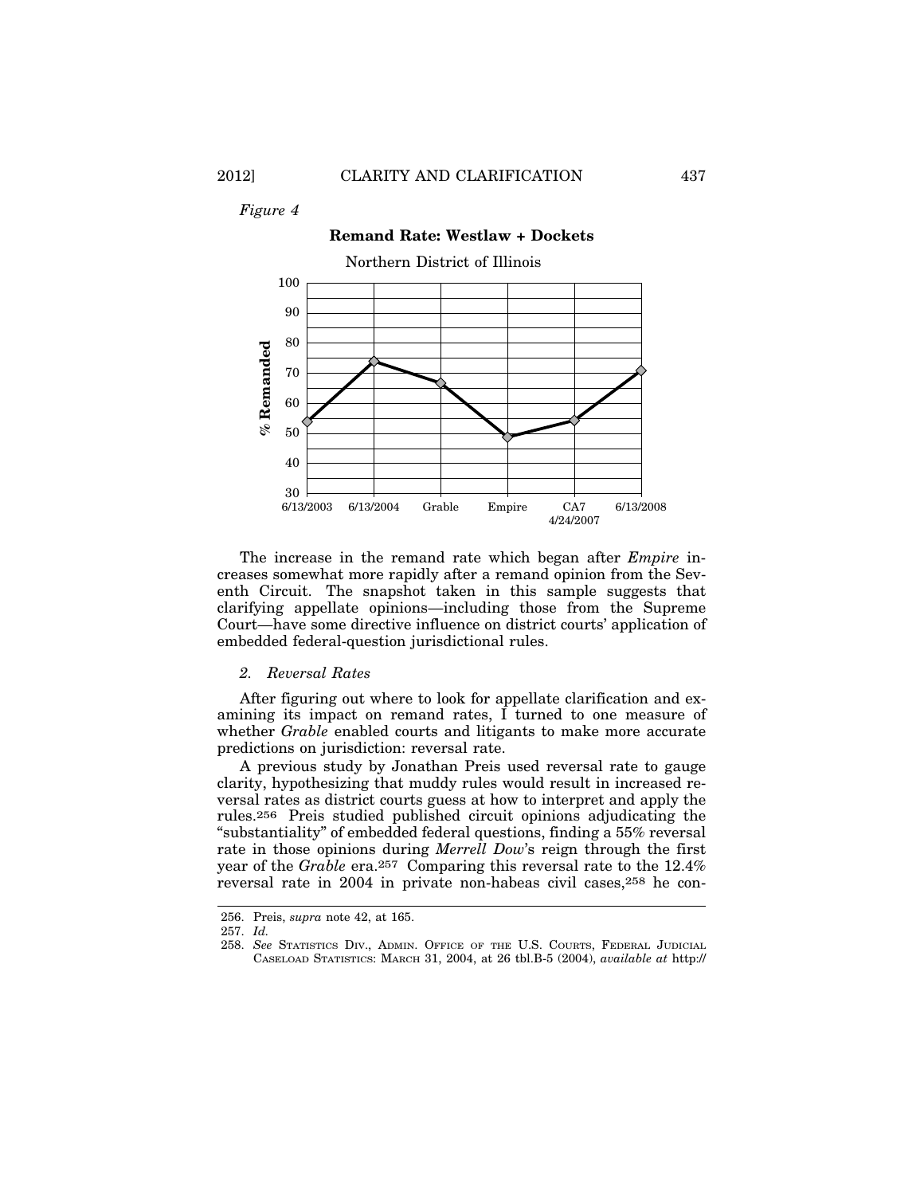*Figure 4*

**Remand Rate: Westlaw + Dockets**

Northern District of Illinois

The increase in the remand rate which began after *Empire* increases somewhat more rapidly after a remand opinion from the Seventh Circuit. The snapshot taken in this sample suggests that clarifying appellate opinions—including those from the Supreme Court—have some directive influence on district courts' application of embedded federal-question jurisdictional rules.

### *2. Reversal Rates*

After figuring out where to look for appellate clarification and examining its impact on remand rates, I turned to one measure of whether *Grable* enabled courts and litigants to make more accurate predictions on jurisdiction: reversal rate.

A previous study by Jonathan Preis used reversal rate to gauge clarity, hypothesizing that muddy rules would result in increased reversal rates as district courts guess at how to interpret and apply the rules.[256] Preis studied published circuit opinions adjudicating the "substantiality" of embedded federal questions, finding a 55% reversal rate in those opinions during *Merrell Dow*'s reign through the first year of the *Grable* era.[257] Comparing this reversal rate to the 12.4% reversal rate in 2004 in private non-habeas civil cases,[258] he con-

---

256. Preis, *supra* note 42, at 165.

257. *Id.*

258. *See* STATISTICS DIV., ADMIN. OFFICE OF THE U.S. COURTS, FEDERAL JUDICIAL CASELOAD STATISTICS: MARCH 31, 2004, at 26 tbl.B-5 (2004), *available at* http://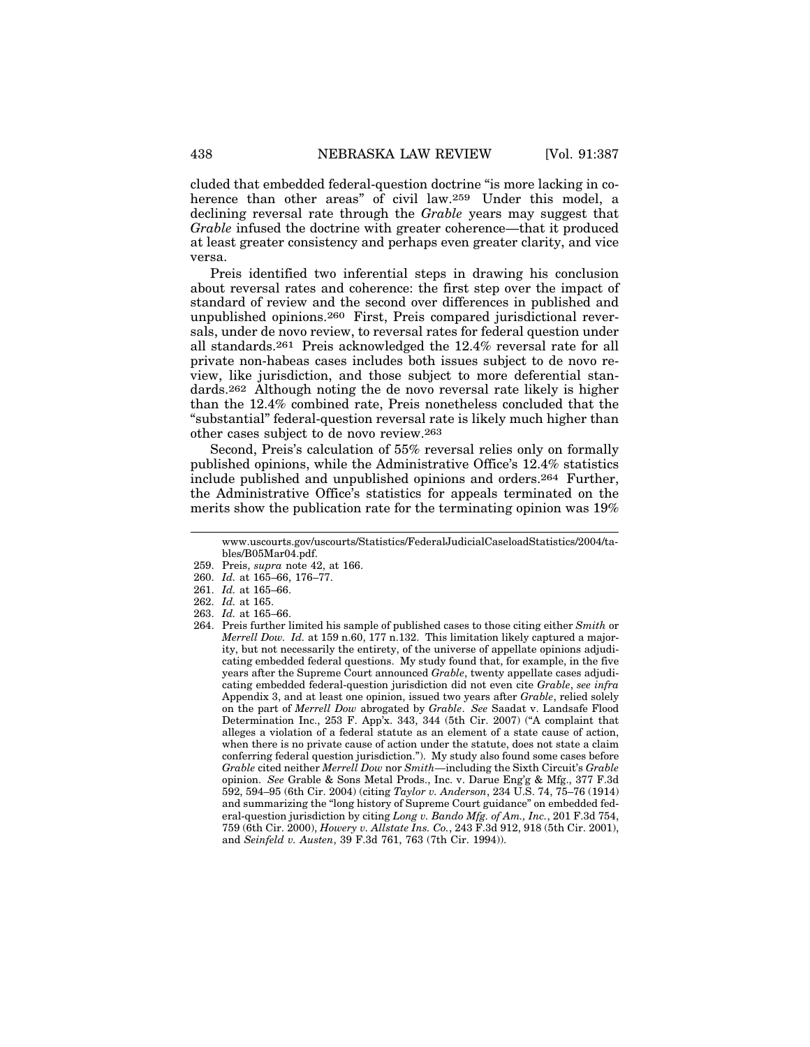cluded that embedded federal-question doctrine "is more lacking in coherence than other areas" of civil law.[259] Under this model, a declining reversal rate through the *Grable* years may suggest that *Grable* infused the doctrine with greater coherence—that it produced at least greater consistency and perhaps even greater clarity, and vice versa.

Preis identified two inferential steps in drawing his conclusion about reversal rates and coherence: the first step over the impact of standard of review and the second over differences in published and unpublished opinions.[260] First, Preis compared jurisdictional reversals, under de novo review, to reversal rates for federal question under all standards.[261] Preis acknowledged the 12.4% reversal rate for all private non-habeas cases includes both issues subject to de novo review, like jurisdiction, and those subject to more deferential standards.[262] Although noting the de novo reversal rate likely is higher than the 12.4% combined rate, Preis nonetheless concluded that the "substantial" federal-question reversal rate is likely much higher than other cases subject to de novo review.[263]

Second, Preis's calculation of 55% reversal relies only on formally published opinions, while the Administrative Office's 12.4% statistics include published and unpublished opinions and orders.[264] Further, the Administrative Office's statistics for appeals terminated on the merits show the publication rate for the terminating opinion was 19%

---

www.uscourts.gov/uscourts/Statistics/FederalJudicialCaseloadStatistics/2004/tables/B05Mar04.pdf.

259. Preis, *supra* note 42, at 166.

260. *Id.* at 165–66, 176–77.

261. *Id.* at 165–66.

262. *Id.* at 165.

263. *Id.* at 165–66.

264. Preis further limited his sample of published cases to those citing either *Smith* or *Merrell Dow*. *Id.* at 159 n.60, 177 n.132. This limitation likely captured a majority, but not necessarily the entirety, of the universe of appellate opinions adjudicating embedded federal questions. My study found that, for example, in the five years after the Supreme Court announced *Grable*, twenty appellate cases adjudicating embedded federal-question jurisdiction did not even cite *Grable*, *see infra* Appendix 3, and at least one opinion, issued two years after *Grable*, relied solely on the part of *Merrell Dow* abrogated by *Grable*. *See* Saadat v. Landsafe Flood Determination Inc., 253 F. App'x. 343, 344 (5th Cir. 2007) ("A complaint that alleges a violation of a federal statute as an element of a state cause of action, when there is no private cause of action under the statute, does not state a claim conferring federal question jurisdiction."). My study also found some cases before *Grable* cited neither *Merrell Dow* nor *Smith*—including the Sixth Circuit's *Grable* opinion. *See* Grable & Sons Metal Prods., Inc. v. Darue Eng'g & Mfg., 377 F.3d 592, 594–95 (6th Cir. 2004) (citing *Taylor v. Anderson*, 234 U.S. 74, 75–76 (1914) and summarizing the "long history of Supreme Court guidance" on embedded federal-question jurisdiction by citing *Long v. Bando Mfg. of Am., Inc.*, 201 F.3d 754, 759 (6th Cir. 2000), *Howery v. Allstate Ins. Co.*, 243 F.3d 912, 918 (5th Cir. 2001), and *Seinfeld v. Austen*, 39 F.3d 761, 763 (7th Cir. 1994)).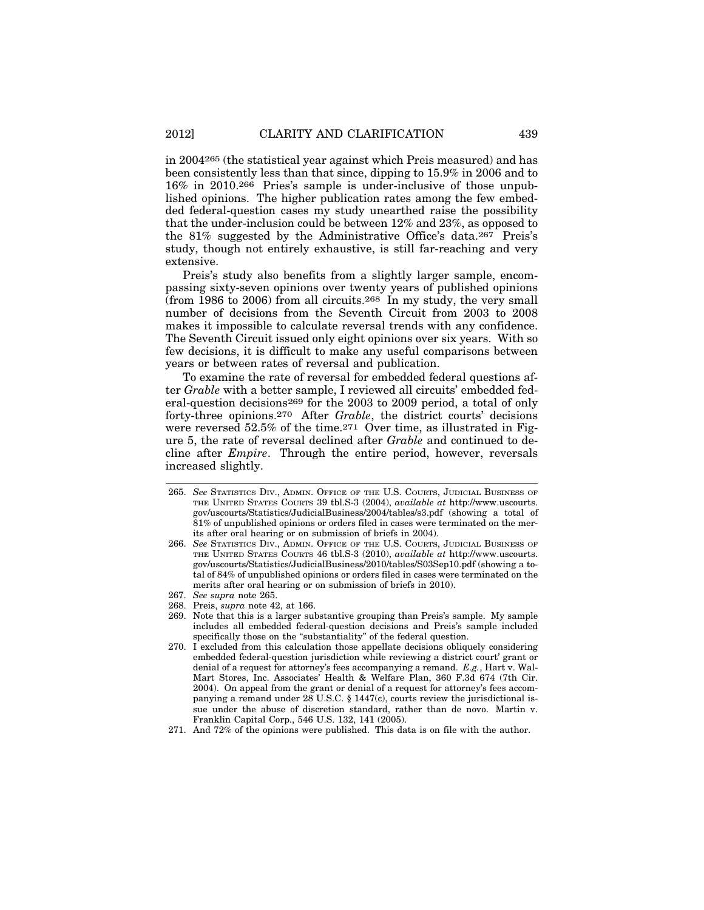in 2004[265] (the statistical year against which Preis measured) and has been consistently less than that since, dipping to 15.9% in 2006 and to 16% in 2010.[266] Pries's sample is under-inclusive of those unpublished opinions. The higher publication rates among the few embedded federal-question cases my study unearthed raise the possibility that the under-inclusion could be between 12% and 23%, as opposed to the 81% suggested by the Administrative Office's data.[267] Preis's study, though not entirely exhaustive, is still far-reaching and very extensive.

Preis's study also benefits from a slightly larger sample, encompassing sixty-seven opinions over twenty years of published opinions (from 1986 to 2006) from all circuits.[268] In my study, the very small number of decisions from the Seventh Circuit from 2003 to 2008 makes it impossible to calculate reversal trends with any confidence. The Seventh Circuit issued only eight opinions over six years. With so few decisions, it is difficult to make any useful comparisons between years or between rates of reversal and publication.

To examine the rate of reversal for embedded federal questions after *Grable* with a better sample, I reviewed all circuits' embedded federal-question decisions[269] for the 2003 to 2009 period, a total of only forty-three opinions.[270] After *Grable*, the district courts' decisions were reversed 52.5% of the time.[271] Over time, as illustrated in Figure 5, the rate of reversal declined after *Grable* and continued to decline after *Empire*. Through the entire period, however, reversals increased slightly.

---

265. *See* STATISTICS DIV., ADMIN. OFFICE OF THE U.S. COURTS, JUDICIAL BUSINESS OF THE UNITED STATES COURTS 39 tbl.S-3 (2004), *available at* http://www.uscourts.gov/uscourts/Statistics/JudicialBusiness/2004/tables/s3.pdf (showing a total of 81% of unpublished opinions or orders filed in cases were terminated on the merits after oral hearing or on submission of briefs in 2004).

266. *See* STATISTICS DIV., ADMIN. OFFICE OF THE U.S. COURTS, JUDICIAL BUSINESS OF THE UNITED STATES COURTS 46 tbl.S-3 (2010), *available at* http://www.uscourts.gov/uscourts/Statistics/JudicialBusiness/2010/tables/S03Sep10.pdf (showing a total of 84% of unpublished opinions or orders filed in cases were terminated on the merits after oral hearing or on submission of briefs in 2010).

267. *See supra* note 265.

268. Preis, *supra* note 42, at 166.

269. Note that this is a larger substantive grouping than Preis's sample. My sample includes all embedded federal-question decisions and Preis's sample included specifically those on the "substantiality" of the federal question.

270. I excluded from this calculation those appellate decisions obliquely considering embedded federal-question jurisdiction while reviewing a district court' grant or denial of a request for attorney's fees accompanying a remand. *E.g.*, Hart v. Wal-Mart Stores, Inc. Associates' Health & Welfare Plan, 360 F.3d 674 (7th Cir. 2004). On appeal from the grant or denial of a request for attorney's fees accompanying a remand under 28 U.S.C. § 1447(c), courts review the jurisdictional issue under the abuse of discretion standard, rather than de novo. Martin v. Franklin Capital Corp., 546 U.S. 132, 141 (2005).

271. And 72% of the opinions were published. This data is on file with the author.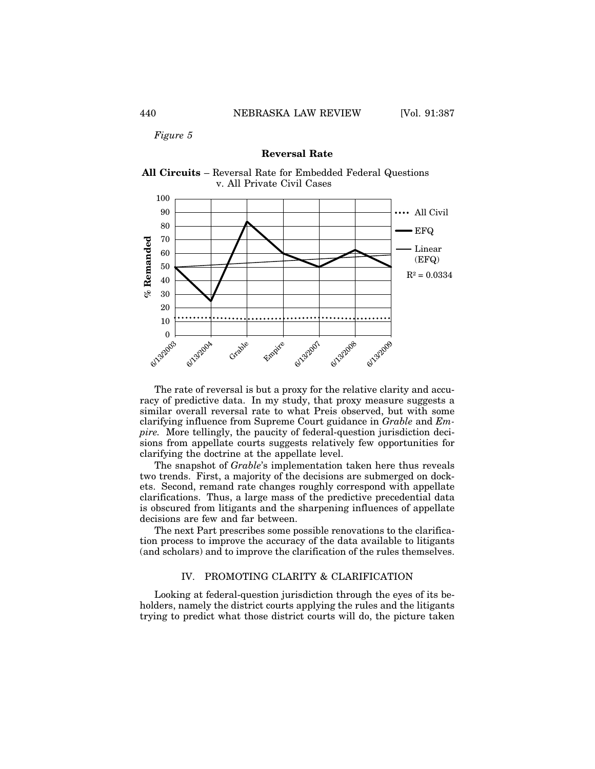*Figure 5*

**Reversal Rate**

**All Circuits** – Reversal Rate for Embedded Federal Questions v. All Private Civil Cases

The rate of reversal is but a proxy for the relative clarity and accuracy of predictive data. In my study, that proxy measure suggests a similar overall reversal rate to what Preis observed, but with some clarifying influence from Supreme Court guidance in *Grable* and *Empire.* More tellingly, the paucity of federal-question jurisdiction decisions from appellate courts suggests relatively few opportunities for clarifying the doctrine at the appellate level.

The snapshot of *Grable*'s implementation taken here thus reveals two trends. First, a majority of the decisions are submerged on dockets. Second, remand rate changes roughly correspond with appellate clarifications. Thus, a large mass of the predictive precedential data is obscured from litigants and the sharpening influences of appellate decisions are few and far between.

The next Part prescribes some possible renovations to the clarification process to improve the accuracy of the data available to litigants (and scholars) and to improve the clarification of the rules themselves.

## IV. PROMOTING CLARITY & CLARIFICATION

Looking at federal-question jurisdiction through the eyes of its beholders, namely the district courts applying the rules and the litigants trying to predict what those district courts will do, the picture taken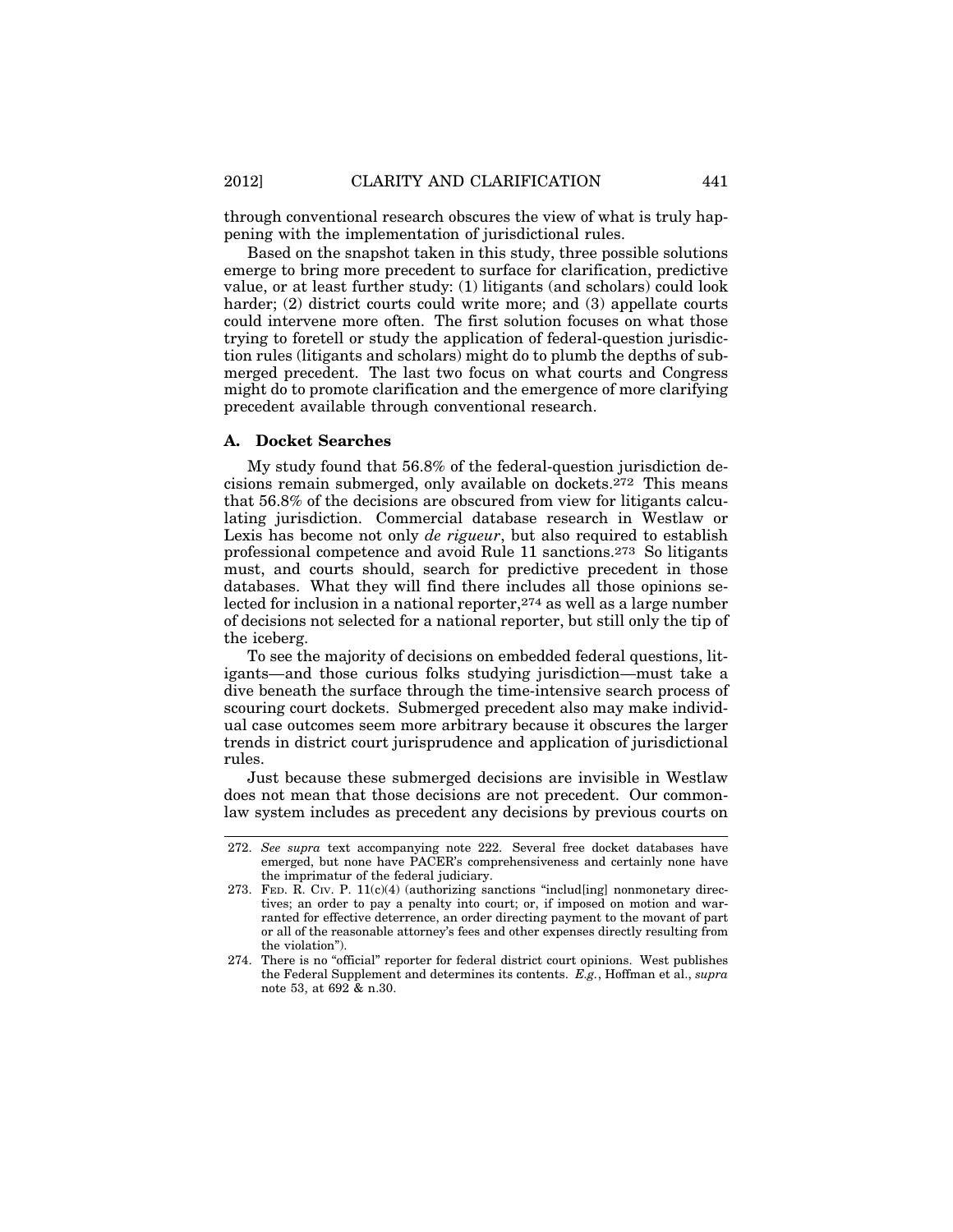through conventional research obscures the view of what is truly happening with the implementation of jurisdictional rules.

Based on the snapshot taken in this study, three possible solutions emerge to bring more precedent to surface for clarification, predictive value, or at least further study: (1) litigants (and scholars) could look harder; (2) district courts could write more; and (3) appellate courts could intervene more often. The first solution focuses on what those trying to foretell or study the application of federal-question jurisdiction rules (litigants and scholars) might do to plumb the depths of submerged precedent. The last two focus on what courts and Congress might do to promote clarification and the emergence of more clarifying precedent available through conventional research.

### A. Docket Searches

My study found that 56.8% of the federal-question jurisdiction decisions remain submerged, only available on dockets.[272] This means that 56.8% of the decisions are obscured from view for litigants calculating jurisdiction. Commercial database research in Westlaw or Lexis has become not only *de rigueur*, but also required to establish professional competence and avoid Rule 11 sanctions.[273] So litigants must, and courts should, search for predictive precedent in those databases. What they will find there includes all those opinions selected for inclusion in a national reporter,[274] as well as a large number of decisions not selected for a national reporter, but still only the tip of the iceberg.

To see the majority of decisions on embedded federal questions, litigants—and those curious folks studying jurisdiction—must take a dive beneath the surface through the time-intensive search process of scouring court dockets. Submerged precedent also may make individual case outcomes seem more arbitrary because it obscures the larger trends in district court jurisprudence and application of jurisdictional rules.

Just because these submerged decisions are invisible in Westlaw does not mean that those decisions are not precedent. Our common-law system includes as precedent any decisions by previous courts on

---

272. *See supra* text accompanying note 222. Several free docket databases have emerged, but none have PACER's comprehensiveness and certainly none have the imprimatur of the federal judiciary.

273. FED. R. CIV. P. 11(c)(4) (authorizing sanctions "includ[ing] nonmonetary directives; an order to pay a penalty into court; or, if imposed on motion and warranted for effective deterrence, an order directing payment to the movant of part or all of the reasonable attorney's fees and other expenses directly resulting from the violation").

274. There is no "official" reporter for federal district court opinions. West publishes the Federal Supplement and determines its contents. *E.g.*, Hoffman et al., *supra* note 53, at 692 & n.30.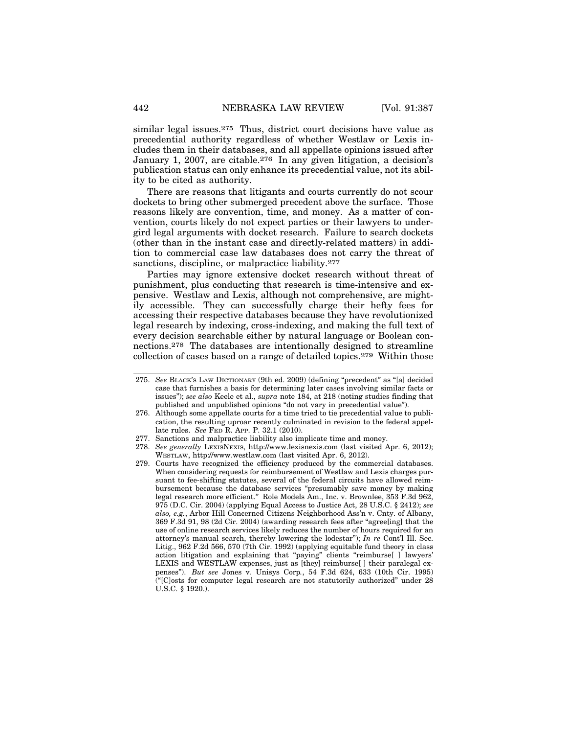similar legal issues.[275] Thus, district court decisions have value as precedential authority regardless of whether Westlaw or Lexis includes them in their databases, and all appellate opinions issued after January 1, 2007, are citable.[276] In any given litigation, a decision's publication status can only enhance its precedential value, not its ability to be cited as authority.

There are reasons that litigants and courts currently do not scour dockets to bring other submerged precedent above the surface. Those reasons likely are convention, time, and money. As a matter of convention, courts likely do not expect parties or their lawyers to undergird legal arguments with docket research. Failure to search dockets (other than in the instant case and directly-related matters) in addition to commercial case law databases does not carry the threat of sanctions, discipline, or malpractice liability.[277]

Parties may ignore extensive docket research without threat of punishment, plus conducting that research is time-intensive and expensive. Westlaw and Lexis, although not comprehensive, are mightily accessible. They can successfully charge their hefty fees for accessing their respective databases because they have revolutionized legal research by indexing, cross-indexing, and making the full text of every decision searchable either by natural language or Boolean connections.[278] The databases are intentionally designed to streamline collection of cases based on a range of detailed topics.[279] Within those

---

275. *See* BLACK'S LAW DICTIONARY (9th ed. 2009) (defining "precedent" as "[a] decided case that furnishes a basis for determining later cases involving similar facts or issues"); *see also* Keele et al., *supra* note 184, at 218 (noting studies finding that published and unpublished opinions "do not vary in precedential value").

276. Although some appellate courts for a time tried to tie precedential value to publication, the resulting uproar recently culminated in revision to the federal appellate rules. *See* FED R. APP. P. 32.1 (2010).

277. Sanctions and malpractice liability also implicate time and money.

278. *See generally* LEXISNEXIS, http://www.lexisnexis.com (last visited Apr. 6, 2012); WESTLAW, http://www.westlaw.com (last visited Apr. 6, 2012).

279. Courts have recognized the efficiency produced by the commercial databases. When considering requests for reimbursement of Westlaw and Lexis charges pursuant to fee-shifting statutes, several of the federal circuits have allowed reimbursement because the database services "presumably save money by making legal research more efficient." Role Models Am., Inc. v. Brownlee, 353 F.3d 962, 975 (D.C. Cir. 2004) (applying Equal Access to Justice Act, 28 U.S.C. § 2412); *see also, e.g.*, Arbor Hill Concerned Citizens Neighborhood Ass'n v. Cnty. of Albany, 369 F.3d 91, 98 (2d Cir. 2004) (awarding research fees after "agree[ing] that the use of online research services likely reduces the number of hours required for an attorney's manual search, thereby lowering the lodestar"); *In re* Cont'l Ill. Sec. Litig., 962 F.2d 566, 570 (7th Cir. 1992) (applying equitable fund theory in class action litigation and explaining that "paying" clients "reimburse[ ] lawyers' LEXIS and WESTLAW expenses, just as [they] reimburse[ ] their paralegal expenses"). *But see* Jones v. Unisys Corp., 54 F.3d 624, 633 (10th Cir. 1995) ("[C]osts for computer legal research are not statutorily authorized" under 28 U.S.C. § 1920.).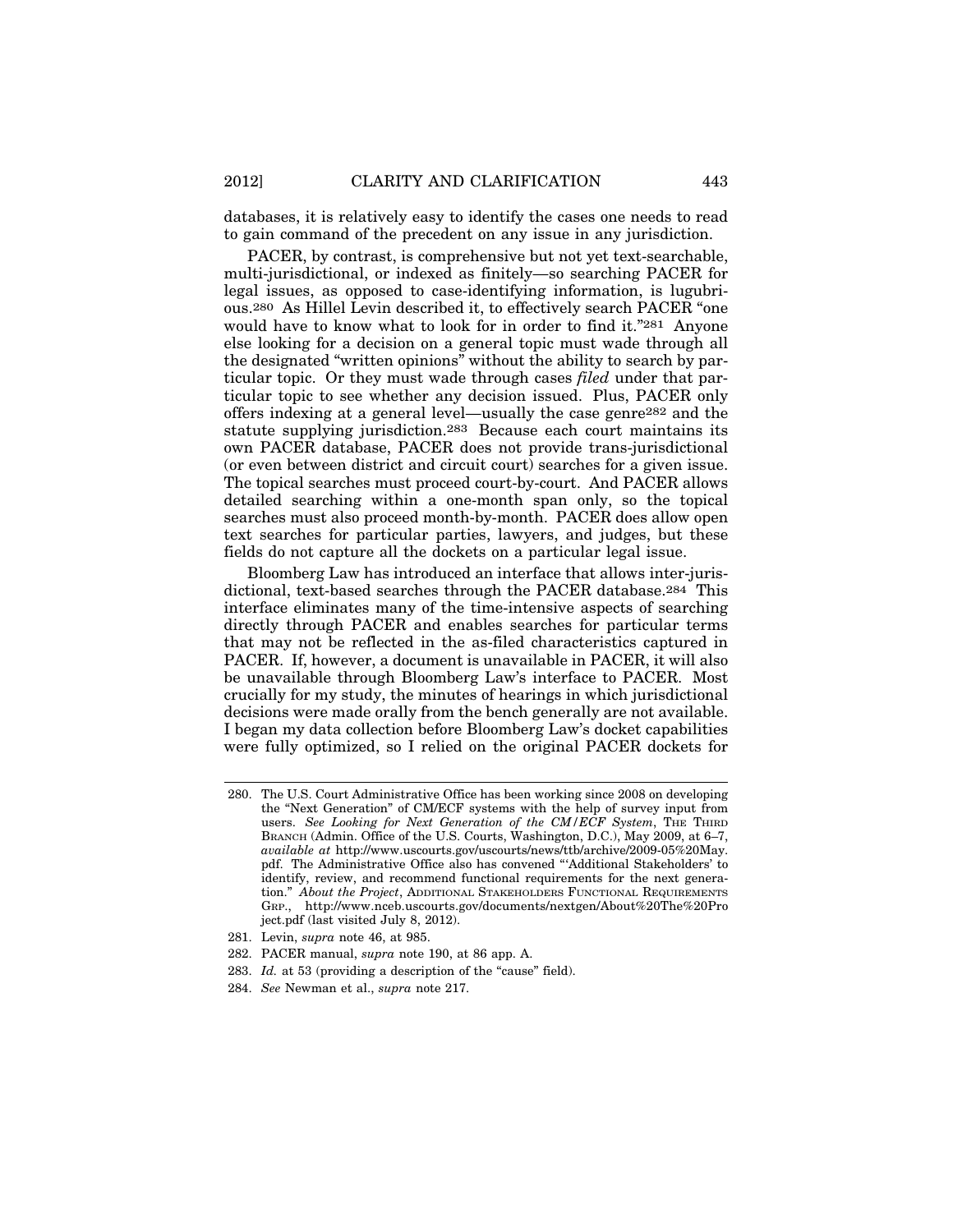databases, it is relatively easy to identify the cases one needs to read to gain command of the precedent on any issue in any jurisdiction.

PACER, by contrast, is comprehensive but not yet text-searchable, multi-jurisdictional, or indexed as finitely—so searching PACER for legal issues, as opposed to case-identifying information, is lugubrious.[280] As Hillel Levin described it, to effectively search PACER "one would have to know what to look for in order to find it."[281] Anyone else looking for a decision on a general topic must wade through all the designated "written opinions" without the ability to search by particular topic. Or they must wade through cases *filed* under that particular topic to see whether any decision issued. Plus, PACER only offers indexing at a general level—usually the case genre[282] and the statute supplying jurisdiction.[283] Because each court maintains its own PACER database, PACER does not provide trans-jurisdictional (or even between district and circuit court) searches for a given issue. The topical searches must proceed court-by-court. And PACER allows detailed searching within a one-month span only, so the topical searches must also proceed month-by-month. PACER does allow open text searches for particular parties, lawyers, and judges, but these fields do not capture all the dockets on a particular legal issue.

Bloomberg Law has introduced an interface that allows inter-jurisdictional, text-based searches through the PACER database.[284] This interface eliminates many of the time-intensive aspects of searching directly through PACER and enables searches for particular terms that may not be reflected in the as-filed characteristics captured in PACER. If, however, a document is unavailable in PACER, it will also be unavailable through Bloomberg Law's interface to PACER. Most crucially for my study, the minutes of hearings in which jurisdictional decisions were made orally from the bench generally are not available. I began my data collection before Bloomberg Law's docket capabilities were fully optimized, so I relied on the original PACER dockets for

---

280. The U.S. Court Administrative Office has been working since 2008 on developing the "Next Generation" of CM/ECF systems with the help of survey input from users. *See Looking for Next Generation of the CM/ECF System*, THE THIRD BRANCH (Admin. Office of the U.S. Courts, Washington, D.C.), May 2009, at 6–7, *available at* http://www.uscourts.gov/uscourts/news/ttb/archive/2009-05%20May.pdf. The Administrative Office also has convened "'Additional Stakeholders' to identify, review, and recommend functional requirements for the next generation." *About the Project*, ADDITIONAL STAKEHOLDERS FUNCTIONAL REQUIREMENTS GRP., http://www.nceb.uscourts.gov/documents/nextgen/About%20The%20Project.pdf (last visited July 8, 2012).

281. Levin, *supra* note 46, at 985.

282. PACER manual, *supra* note 190, at 86 app. A.

283. *Id.* at 53 (providing a description of the "cause" field).

284. *See* Newman et al., *supra* note 217.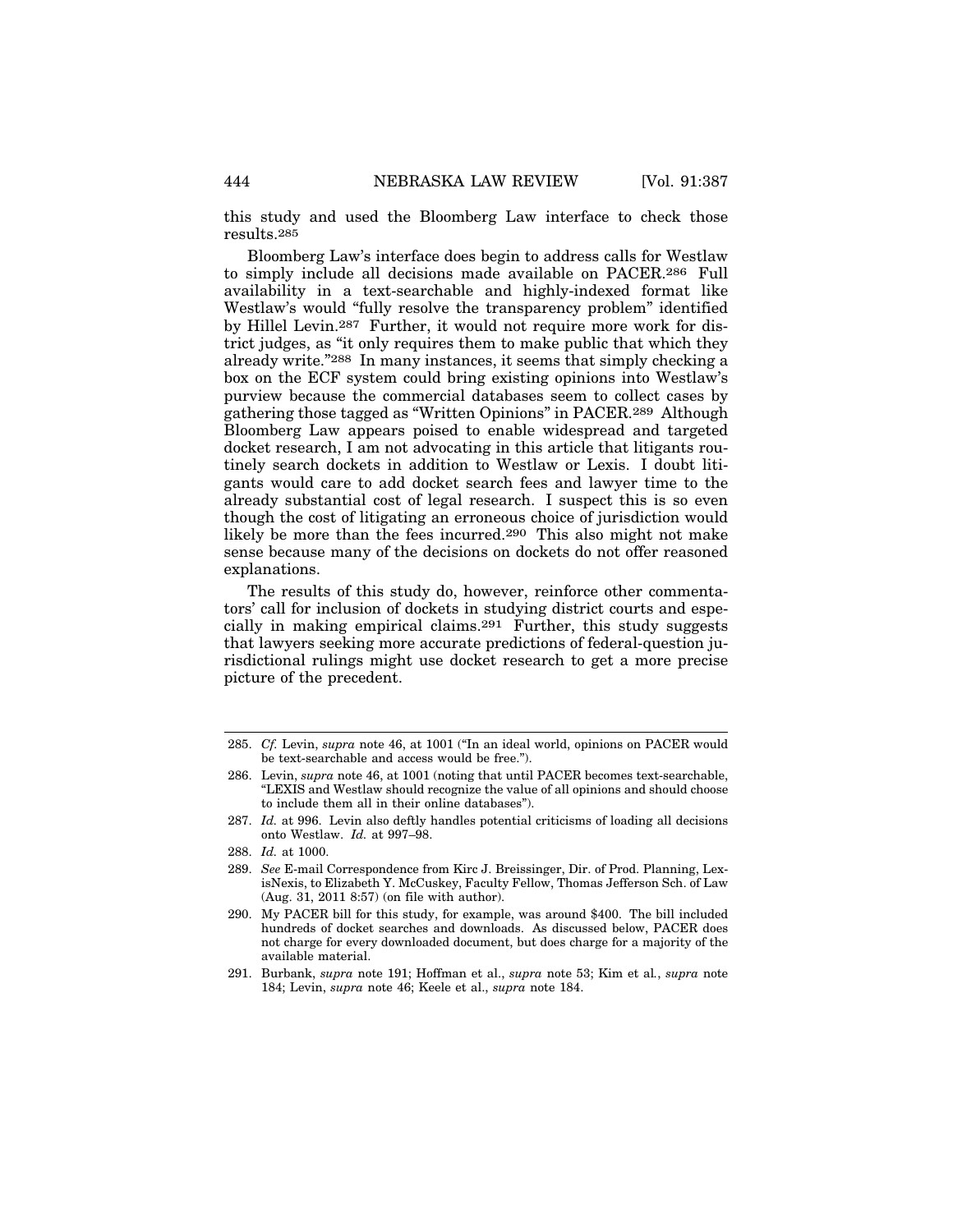this study and used the Bloomberg Law interface to check those results.[285]

Bloomberg Law's interface does begin to address calls for Westlaw to simply include all decisions made available on PACER.[286] Full availability in a text-searchable and highly-indexed format like Westlaw's would "fully resolve the transparency problem" identified by Hillel Levin.[287] Further, it would not require more work for district judges, as "it only requires them to make public that which they already write."[288] In many instances, it seems that simply checking a box on the ECF system could bring existing opinions into Westlaw's purview because the commercial databases seem to collect cases by gathering those tagged as "Written Opinions" in PACER.[289] Although Bloomberg Law appears poised to enable widespread and targeted docket research, I am not advocating in this article that litigants routinely search dockets in addition to Westlaw or Lexis. I doubt litigants would care to add docket search fees and lawyer time to the already substantial cost of legal research. I suspect this is so even though the cost of litigating an erroneous choice of jurisdiction would likely be more than the fees incurred.[290] This also might not make sense because many of the decisions on dockets do not offer reasoned explanations.

The results of this study do, however, reinforce other commentators' call for inclusion of dockets in studying district courts and especially in making empirical claims.[291] Further, this study suggests that lawyers seeking more accurate predictions of federal-question jurisdictional rulings might use docket research to get a more precise picture of the precedent.

---

285. *Cf.* Levin, *supra* note 46, at 1001 ("In an ideal world, opinions on PACER would be text-searchable and access would be free.").

286. Levin, *supra* note 46, at 1001 (noting that until PACER becomes text-searchable, "LEXIS and Westlaw should recognize the value of all opinions and should choose to include them all in their online databases").

287. *Id.* at 996. Levin also deftly handles potential criticisms of loading all decisions onto Westlaw. *Id.* at 997–98.

288. *Id.* at 1000.

289. *See* E-mail Correspondence from Kirc J. Breissinger, Dir. of Prod. Planning, LexisNexis, to Elizabeth Y. McCuskey, Faculty Fellow, Thomas Jefferson Sch. of Law (Aug. 31, 2011 8:57) (on file with author).

290. My PACER bill for this study, for example, was around $400. The bill included hundreds of docket searches and downloads. As discussed below, PACER does not charge for every downloaded document, but does charge for a majority of the available material.

291. Burbank, *supra* note 191; Hoffman et al., *supra* note 53; Kim et al., *supra* note 184; Levin, *supra* note 46; Keele et al., *supra* note 184.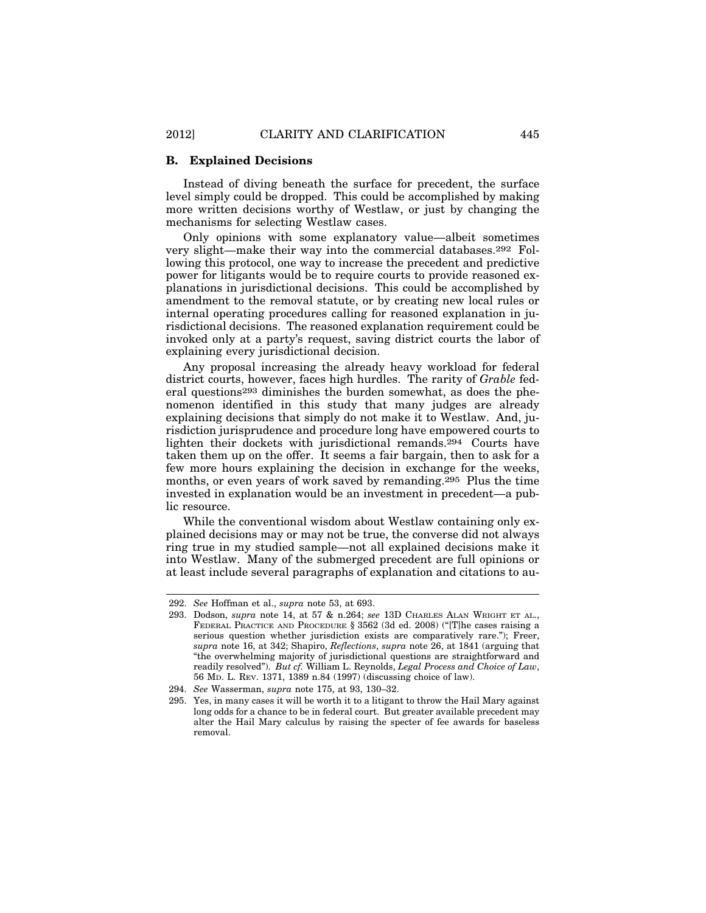### B. Explained Decisions

Instead of diving beneath the surface for precedent, the surface level simply could be dropped. This could be accomplished by making more written decisions worthy of Westlaw, or just by changing the mechanisms for selecting Westlaw cases.

Only opinions with some explanatory value—albeit sometimes very slight—make their way into the commercial databases.[292] Following this protocol, one way to increase the precedent and predictive power for litigants would be to require courts to provide reasoned explanations in jurisdictional decisions. This could be accomplished by amendment to the removal statute, or by creating new local rules or internal operating procedures calling for reasoned explanation in jurisdictional decisions. The reasoned explanation requirement could be invoked only at a party's request, saving district courts the labor of explaining every jurisdictional decision.

Any proposal increasing the already heavy workload for federal district courts, however, faces high hurdles. The rarity of *Grable* federal questions[293] diminishes the burden somewhat, as does the phenomenon identified in this study that many judges are already explaining decisions that simply do not make it to Westlaw. And, jurisdiction jurisprudence and procedure long have empowered courts to lighten their dockets with jurisdictional remands.[294] Courts have taken them up on the offer. It seems a fair bargain, then to ask for a few more hours explaining the decision in exchange for the weeks, months, or even years of work saved by remanding.[295] Plus the time invested in explanation would be an investment in precedent—a public resource.

While the conventional wisdom about Westlaw containing only explained decisions may or may not be true, the converse did not always ring true in my studied sample—not all explained decisions make it into Westlaw. Many of the submerged precedent are full opinions or at least include several paragraphs of explanation and citations to au-

---

292. *See* Hoffman et al., *supra* note 53, at 693.

293. Dodson, *supra* note 14, at 57 & n.264; *see* 13D CHARLES ALAN WRIGHT ET AL., FEDERAL PRACTICE AND PROCEDURE § 3562 (3d ed. 2008) ("[T]he cases raising a serious question whether jurisdiction exists are comparatively rare."); Freer, *supra* note 16, at 342; Shapiro, *Reflections*, *supra* note 26, at 1841 (arguing that "the overwhelming majority of jurisdictional questions are straightforward and readily resolved"). *But cf.* William L. Reynolds, *Legal Process and Choice of Law*, 56 MD. L. REV. 1371, 1389 n.84 (1997) (discussing choice of law).

294. *See* Wasserman, *supra* note 175, at 93, 130–32.

295. Yes, in many cases it will be worth it to a litigant to throw the Hail Mary against long odds for a chance to be in federal court. But greater available precedent may alter the Hail Mary calculus by raising the specter of fee awards for baseless removal.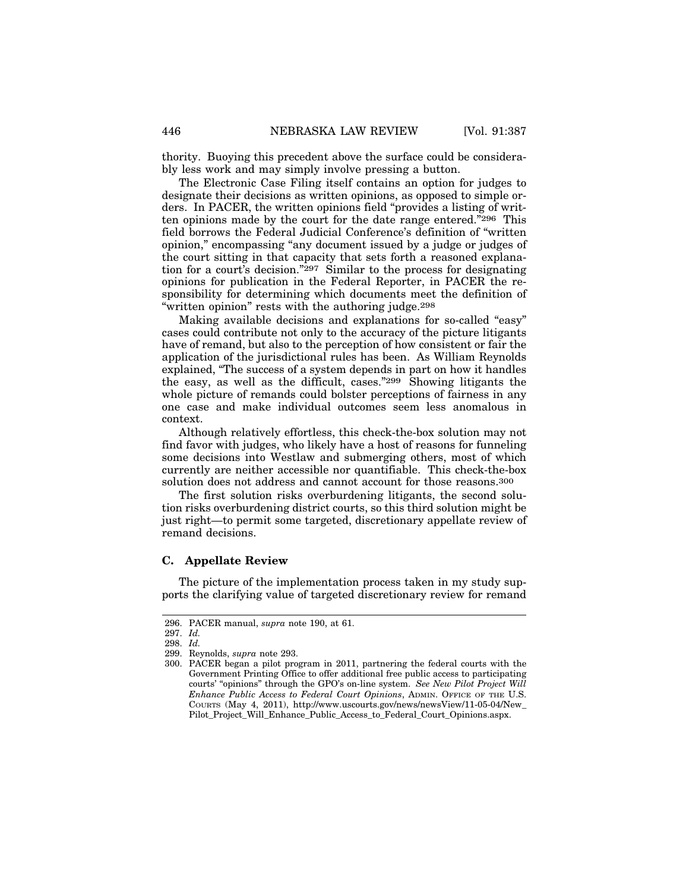thority. Buoying this precedent above the surface could be considerably less work and may simply involve pressing a button.

The Electronic Case Filing itself contains an option for judges to designate their decisions as written opinions, as opposed to simple orders. In PACER, the written opinions field "provides a listing of written opinions made by the court for the date range entered."[296] This field borrows the Federal Judicial Conference's definition of "written opinion," encompassing "any document issued by a judge or judges of the court sitting in that capacity that sets forth a reasoned explanation for a court's decision."[297] Similar to the process for designating opinions for publication in the Federal Reporter, in PACER the responsibility for determining which documents meet the definition of "written opinion" rests with the authoring judge.[298]

Making available decisions and explanations for so-called "easy" cases could contribute not only to the accuracy of the picture litigants have of remand, but also to the perception of how consistent or fair the application of the jurisdictional rules has been. As William Reynolds explained, "The success of a system depends in part on how it handles the easy, as well as the difficult, cases."[299] Showing litigants the whole picture of remands could bolster perceptions of fairness in any one case and make individual outcomes seem less anomalous in context.

Although relatively effortless, this check-the-box solution may not find favor with judges, who likely have a host of reasons for funneling some decisions into Westlaw and submerging others, most of which currently are neither accessible nor quantifiable. This check-the-box solution does not address and cannot account for those reasons.[300]

The first solution risks overburdening litigants, the second solution risks overburdening district courts, so this third solution might be just right—to permit some targeted, discretionary appellate review of remand decisions.

### C. Appellate Review

The picture of the implementation process taken in my study supports the clarifying value of targeted discretionary review for remand

---

296. PACER manual, *supra* note 190, at 61.

297. *Id.*

298. *Id.*

299. Reynolds, *supra* note 293.

300. PACER began a pilot program in 2011, partnering the federal courts with the Government Printing Office to offer additional free public access to participating courts' "opinions" through the GPO's on-line system. *See New Pilot Project Will Enhance Public Access to Federal Court Opinions*, Admin. Office of the U.S. Courts (May 4, 2011), http://www.uscourts.gov/news/newsView/11-05-04/New_Pilot_Project_Will_Enhance_Public_Access_to_Federal_Court_Opinions.aspx.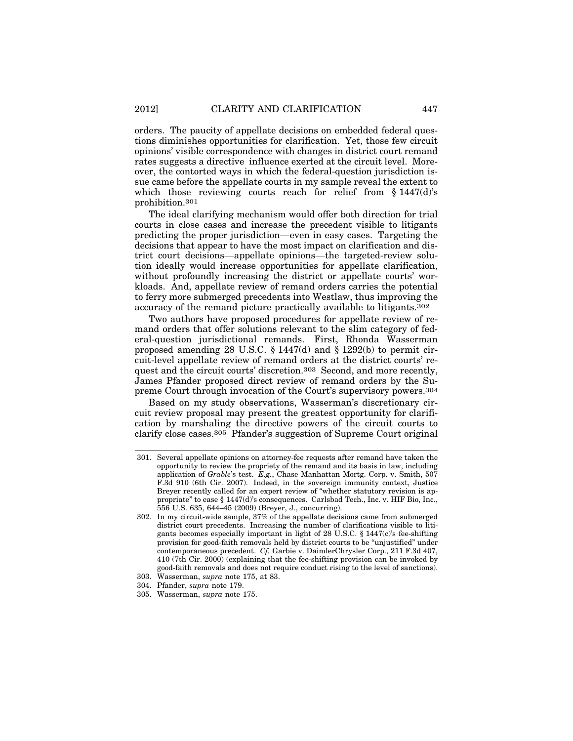orders. The paucity of appellate decisions on embedded federal questions diminishes opportunities for clarification. Yet, those few circuit opinions' visible correspondence with changes in district court remand rates suggests a directive influence exerted at the circuit level. Moreover, the contorted ways in which the federal-question jurisdiction issue came before the appellate courts in my sample reveal the extent to which those reviewing courts reach for relief from § 1447(d)'s prohibition.[301]

The ideal clarifying mechanism would offer both direction for trial courts in close cases and increase the precedent visible to litigants predicting the proper jurisdiction—even in easy cases. Targeting the decisions that appear to have the most impact on clarification and district court decisions—appellate opinions—the targeted-review solution ideally would increase opportunities for appellate clarification, without profoundly increasing the district or appellate courts' workloads. And, appellate review of remand orders carries the potential to ferry more submerged precedents into Westlaw, thus improving the accuracy of the remand picture practically available to litigants.[302]

Two authors have proposed procedures for appellate review of remand orders that offer solutions relevant to the slim category of federal-question jurisdictional remands. First, Rhonda Wasserman proposed amending 28 U.S.C. § 1447(d) and § 1292(b) to permit circuit-level appellate review of remand orders at the district courts' request and the circuit courts' discretion.[303] Second, and more recently, James Pfander proposed direct review of remand orders by the Supreme Court through invocation of the Court's supervisory powers.[304]

Based on my study observations, Wasserman's discretionary circuit review proposal may present the greatest opportunity for clarification by marshaling the directive powers of the circuit courts to clarify close cases.[305] Pfander's suggestion of Supreme Court original

---

301. Several appellate opinions on attorney-fee requests after remand have taken the opportunity to review the propriety of the remand and its basis in law, including application of *Grable*'s test. *E.g.*, Chase Manhattan Mortg. Corp. v. Smith, 507 F.3d 910 (6th Cir. 2007). Indeed, in the sovereign immunity context, Justice Breyer recently called for an expert review of "whether statutory revision is appropriate" to ease § 1447(d)'s consequences. Carlsbad Tech., Inc. v. HIF Bio, Inc., 556 U.S. 635, 644–45 (2009) (Breyer, J., concurring).

302. In my circuit-wide sample, 37% of the appellate decisions came from submerged district court precedents. Increasing the number of clarifications visible to litigants becomes especially important in light of 28 U.S.C. § 1447(c)'s fee-shifting provision for good-faith removals held by district courts to be "unjustified" under contemporaneous precedent. *Cf.* Garbie v. DaimlerChrysler Corp., 211 F.3d 407, 410 (7th Cir. 2000) (explaining that the fee-shifting provision can be invoked by good-faith removals and does not require conduct rising to the level of sanctions).

303. Wasserman, *supra* note 175, at 83.

304. Pfander, *supra* note 179.

305. Wasserman, *supra* note 175.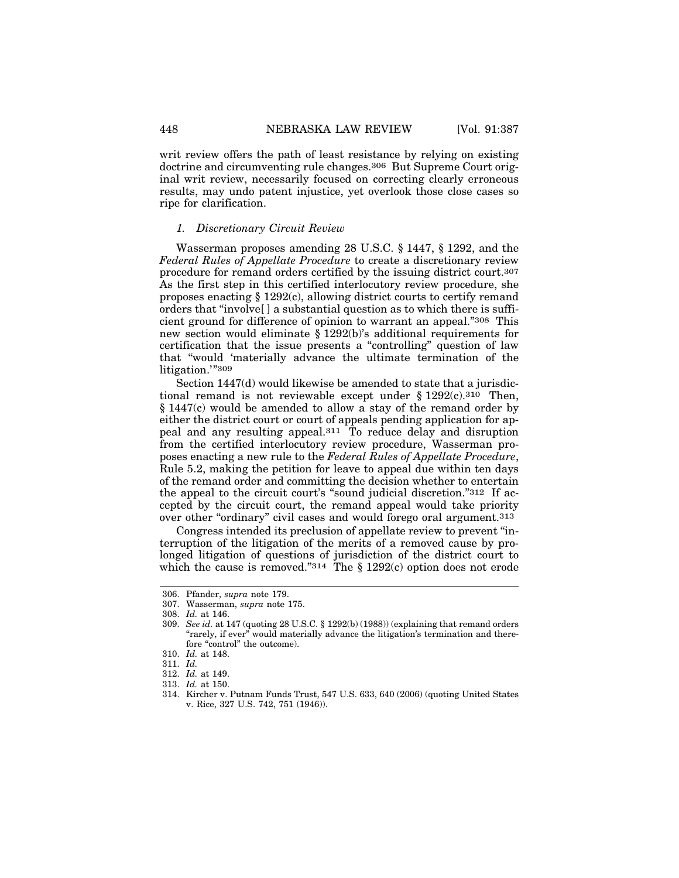writ review offers the path of least resistance by relying on existing doctrine and circumventing rule changes.[306] But Supreme Court original writ review, necessarily focused on correcting clearly erroneous results, may undo patent injustice, yet overlook those close cases so ripe for clarification.

### *1. Discretionary Circuit Review*

Wasserman proposes amending 28 U.S.C. § 1447, § 1292, and the *Federal Rules of Appellate Procedure* to create a discretionary review procedure for remand orders certified by the issuing district court.[307] As the first step in this certified interlocutory review procedure, she proposes enacting § 1292(c), allowing district courts to certify remand orders that "involve[ ] a substantial question as to which there is sufficient ground for difference of opinion to warrant an appeal."[308] This new section would eliminate § 1292(b)'s additional requirements for certification that the issue presents a "controlling" question of law that "would 'materially advance the ultimate termination of the litigation.'"[309]

Section 1447(d) would likewise be amended to state that a jurisdictional remand is not reviewable except under § 1292(c).[310] Then, § 1447(c) would be amended to allow a stay of the remand order by either the district court or court of appeals pending application for appeal and any resulting appeal.[311] To reduce delay and disruption from the certified interlocutory review procedure, Wasserman proposes enacting a new rule to the *Federal Rules of Appellate Procedure*, Rule 5.2, making the petition for leave to appeal due within ten days of the remand order and committing the decision whether to entertain the appeal to the circuit court's "sound judicial discretion."[312] If accepted by the circuit court, the remand appeal would take priority over other "ordinary" civil cases and would forego oral argument.[313]

Congress intended its preclusion of appellate review to prevent "interruption of the litigation of the merits of a removed cause by prolonged litigation of questions of jurisdiction of the district court to which the cause is removed."[314] The § 1292(c) option does not erode

---

306. Pfander, *supra* note 179.

307. Wasserman, *supra* note 175.

308. *Id.* at 146.

309. *See id.* at 147 (quoting 28 U.S.C. § 1292(b) (1988)) (explaining that remand orders "rarely, if ever" would materially advance the litigation's termination and therefore "control" the outcome).

310. *Id.* at 148.

311. *Id.*

312. *Id.* at 149.

313. *Id.* at 150.

314. Kircher v. Putnam Funds Trust, 547 U.S. 633, 640 (2006) (quoting United States v. Rice, 327 U.S. 742, 751 (1946)).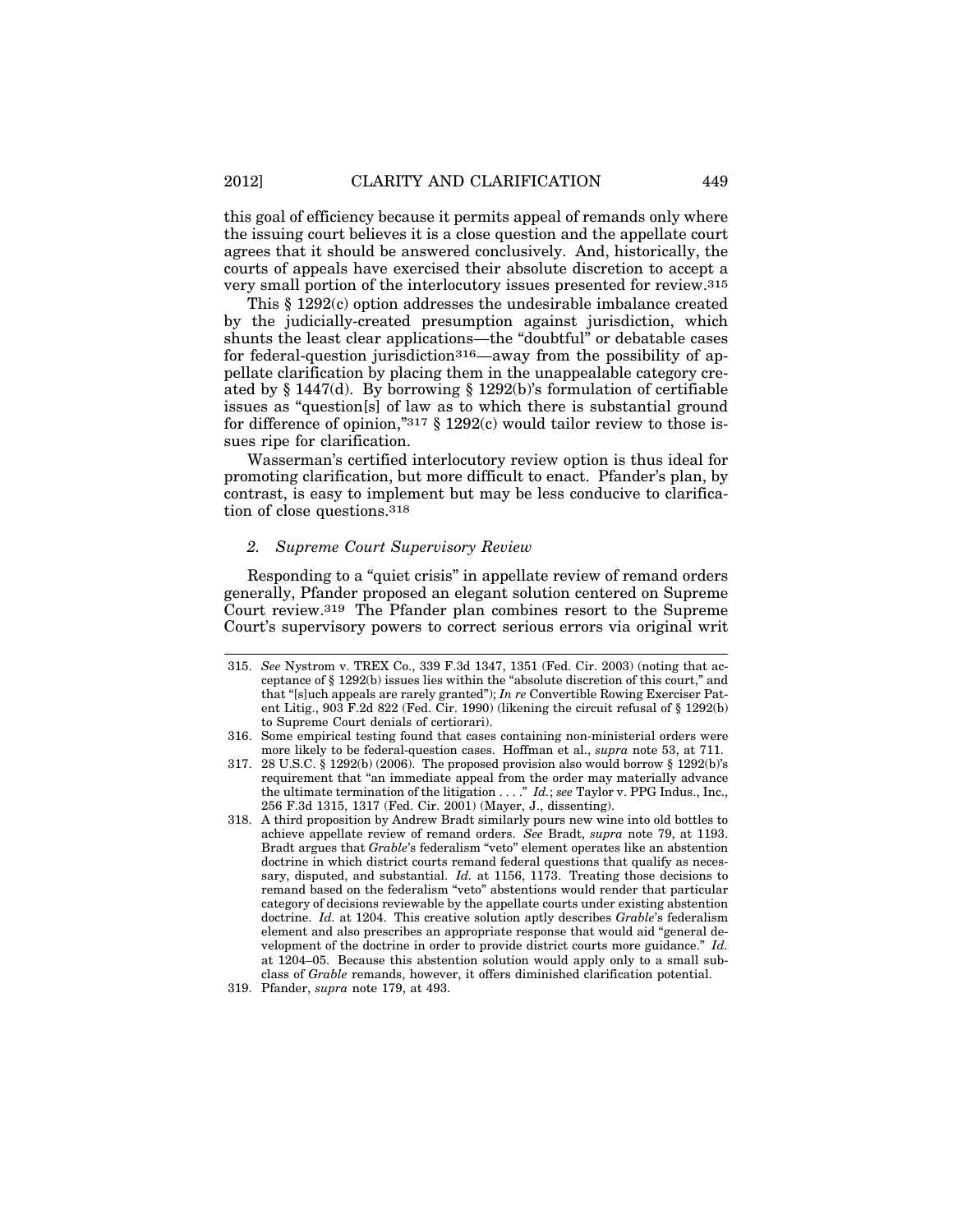this goal of efficiency because it permits appeal of remands only where the issuing court believes it is a close question and the appellate court agrees that it should be answered conclusively. And, historically, the courts of appeals have exercised their absolute discretion to accept a very small portion of the interlocutory issues presented for review.[315]

This § 1292(c) option addresses the undesirable imbalance created by the judicially-created presumption against jurisdiction, which shunts the least clear applications—the "doubtful" or debatable cases for federal-question jurisdiction[316]—away from the possibility of appellate clarification by placing them in the unappealable category created by § 1447(d). By borrowing § 1292(b)'s formulation of certifiable issues as "question[s] of law as to which there is substantial ground for difference of opinion,"[317] § 1292(c) would tailor review to those issues ripe for clarification.

Wasserman's certified interlocutory review option is thus ideal for promoting clarification, but more difficult to enact. Pfander's plan, by contrast, is easy to implement but may be less conducive to clarification of close questions.[318]

#### *2. Supreme Court Supervisory Review*

Responding to a "quiet crisis" in appellate review of remand orders generally, Pfander proposed an elegant solution centered on Supreme Court review.[319] The Pfander plan combines resort to the Supreme Court's supervisory powers to correct serious errors via original writ

---

315. *See* Nystrom v. TREX Co., 339 F.3d 1347, 1351 (Fed. Cir. 2003) (noting that acceptance of § 1292(b) issues lies within the "absolute discretion of this court," and that "[s]uch appeals are rarely granted"); *In re* Convertible Rowing Exerciser Patent Litig., 903 F.2d 822 (Fed. Cir. 1990) (likening the circuit refusal of § 1292(b) to Supreme Court denials of certiorari).

316. Some empirical testing found that cases containing non-ministerial orders were more likely to be federal-question cases. Hoffman et al., *supra* note 53, at 711.

317. 28 U.S.C. § 1292(b) (2006). The proposed provision also would borrow § 1292(b)'s requirement that "an immediate appeal from the order may materially advance the ultimate termination of the litigation . . . ." *Id.*; *see* Taylor v. PPG Indus., Inc., 256 F.3d 1315, 1317 (Fed. Cir. 2001) (Mayer, J., dissenting).

318. A third proposition by Andrew Bradt similarly pours new wine into old bottles to achieve appellate review of remand orders. *See* Bradt, *supra* note 79, at 1193. Bradt argues that *Grable*'s federalism "veto" element operates like an abstention doctrine in which district courts remand federal questions that qualify as necessary, disputed, and substantial. *Id.* at 1156, 1173. Treating those decisions to remand based on the federalism "veto" abstentions would render that particular category of decisions reviewable by the appellate courts under existing abstention doctrine. *Id.* at 1204. This creative solution aptly describes *Grable*'s federalism element and also prescribes an appropriate response that would aid "general development of the doctrine in order to provide district courts more guidance." *Id.* at 1204–05. Because this abstention solution would apply only to a small subclass of *Grable* remands, however, it offers diminished clarification potential.

319. Pfander, *supra* note 179, at 493.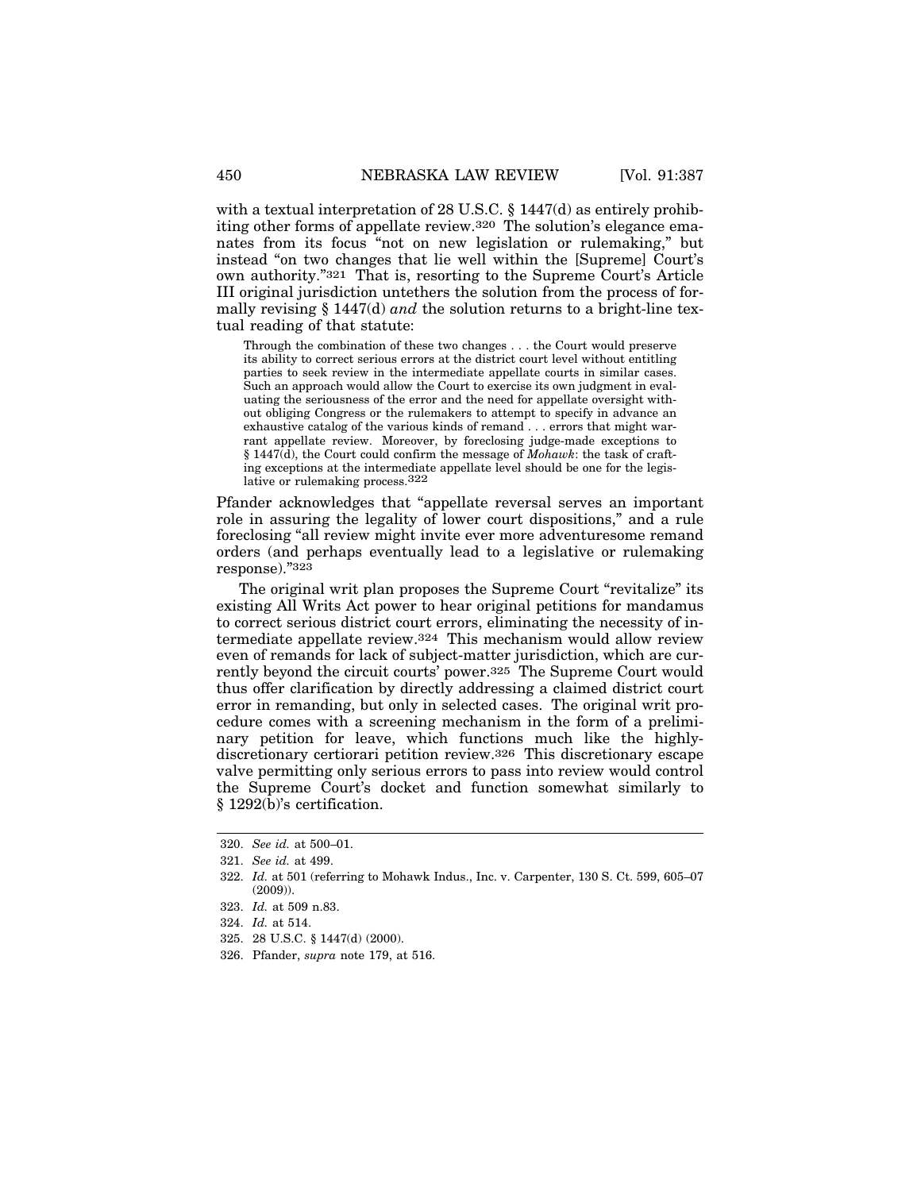with a textual interpretation of 28 U.S.C. § 1447(d) as entirely prohibiting other forms of appellate review.[320] The solution's elegance emanates from its focus "not on new legislation or rulemaking," but instead "on two changes that lie well within the [Supreme] Court's own authority."[321] That is, resorting to the Supreme Court's Article III original jurisdiction untethers the solution from the process of formally revising § 1447(d) *and* the solution returns to a bright-line textual reading of that statute:

> Through the combination of these two changes . . . the Court would preserve its ability to correct serious errors at the district court level without entitling parties to seek review in the intermediate appellate courts in similar cases. Such an approach would allow the Court to exercise its own judgment in evaluating the seriousness of the error and the need for appellate oversight without obliging Congress or the rulemakers to attempt to specify in advance an exhaustive catalog of the various kinds of remand . . . errors that might warrant appellate review. Moreover, by foreclosing judge-made exceptions to § 1447(d), the Court could confirm the message of *Mohawk*: the task of crafting exceptions at the intermediate appellate level should be one for the legislative or rulemaking process.[322]

Pfander acknowledges that "appellate reversal serves an important role in assuring the legality of lower court dispositions," and a rule foreclosing "all review might invite ever more adventuresome remand orders (and perhaps eventually lead to a legislative or rulemaking response)."[323]

The original writ plan proposes the Supreme Court "revitalize" its existing All Writs Act power to hear original petitions for mandamus to correct serious district court errors, eliminating the necessity of intermediate appellate review.[324] This mechanism would allow review even of remands for lack of subject-matter jurisdiction, which are currently beyond the circuit courts' power.[325] The Supreme Court would thus offer clarification by directly addressing a claimed district court error in remanding, but only in selected cases. The original writ procedure comes with a screening mechanism in the form of a preliminary petition for leave, which functions much like the highly-discretionary certiorari petition review.[326] This discretionary escape valve permitting only serious errors to pass into review would control the Supreme Court's docket and function somewhat similarly to § 1292(b)'s certification.

---

320. *See id.* at 500–01.

321. *See id.* at 499.

322. *Id.* at 501 (referring to Mohawk Indus., Inc. v. Carpenter, 130 S. Ct. 599, 605–07 (2009)).

323. *Id.* at 509 n.83.

324. *Id.* at 514.

325. 28 U.S.C. § 1447(d) (2000).

326. Pfander, *supra* note 179, at 516.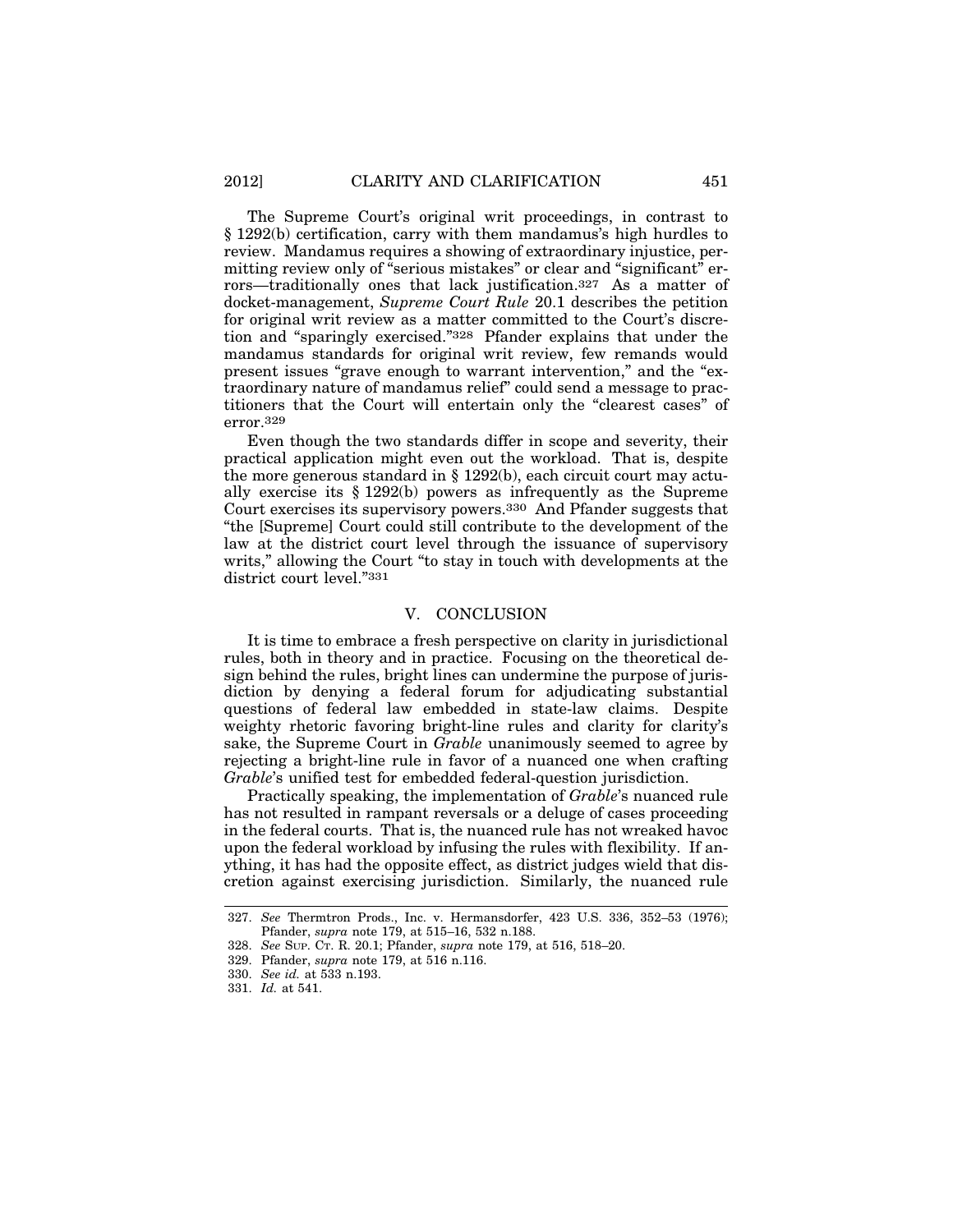The Supreme Court's original writ proceedings, in contrast to § 1292(b) certification, carry with them mandamus's high hurdles to review. Mandamus requires a showing of extraordinary injustice, permitting review only of "serious mistakes" or clear and "significant" errors—traditionally ones that lack justification.[327] As a matter of docket-management, *Supreme Court Rule* 20.1 describes the petition for original writ review as a matter committed to the Court's discretion and "sparingly exercised."[328] Pfander explains that under the mandamus standards for original writ review, few remands would present issues "grave enough to warrant intervention," and the "extraordinary nature of mandamus relief" could send a message to practitioners that the Court will entertain only the "clearest cases" of error.[329]

Even though the two standards differ in scope and severity, their practical application might even out the workload. That is, despite the more generous standard in § 1292(b), each circuit court may actually exercise its § 1292(b) powers as infrequently as the Supreme Court exercises its supervisory powers.[330] And Pfander suggests that "the [Supreme] Court could still contribute to the development of the law at the district court level through the issuance of supervisory writs," allowing the Court "to stay in touch with developments at the district court level."[331]

## V. CONCLUSION

It is time to embrace a fresh perspective on clarity in jurisdictional rules, both in theory and in practice. Focusing on the theoretical design behind the rules, bright lines can undermine the purpose of jurisdiction by denying a federal forum for adjudicating substantial questions of federal law embedded in state-law claims. Despite weighty rhetoric favoring bright-line rules and clarity for clarity's sake, the Supreme Court in *Grable* unanimously seemed to agree by rejecting a bright-line rule in favor of a nuanced one when crafting *Grable*'s unified test for embedded federal-question jurisdiction.

Practically speaking, the implementation of *Grable*'s nuanced rule has not resulted in rampant reversals or a deluge of cases proceeding in the federal courts. That is, the nuanced rule has not wreaked havoc upon the federal workload by infusing the rules with flexibility. If anything, it has had the opposite effect, as district judges wield that discretion against exercising jurisdiction. Similarly, the nuanced rule

---

327. *See* Thermtron Prods., Inc. v. Hermansdorfer, 423 U.S. 336, 352–53 (1976); Pfander, *supra* note 179, at 515–16, 532 n.188.

328. *See* SUP. CT. R. 20.1; Pfander, *supra* note 179, at 516, 518–20.

329. Pfander, *supra* note 179, at 516 n.116.

330. *See id.* at 533 n.193.

331. *Id.* at 541.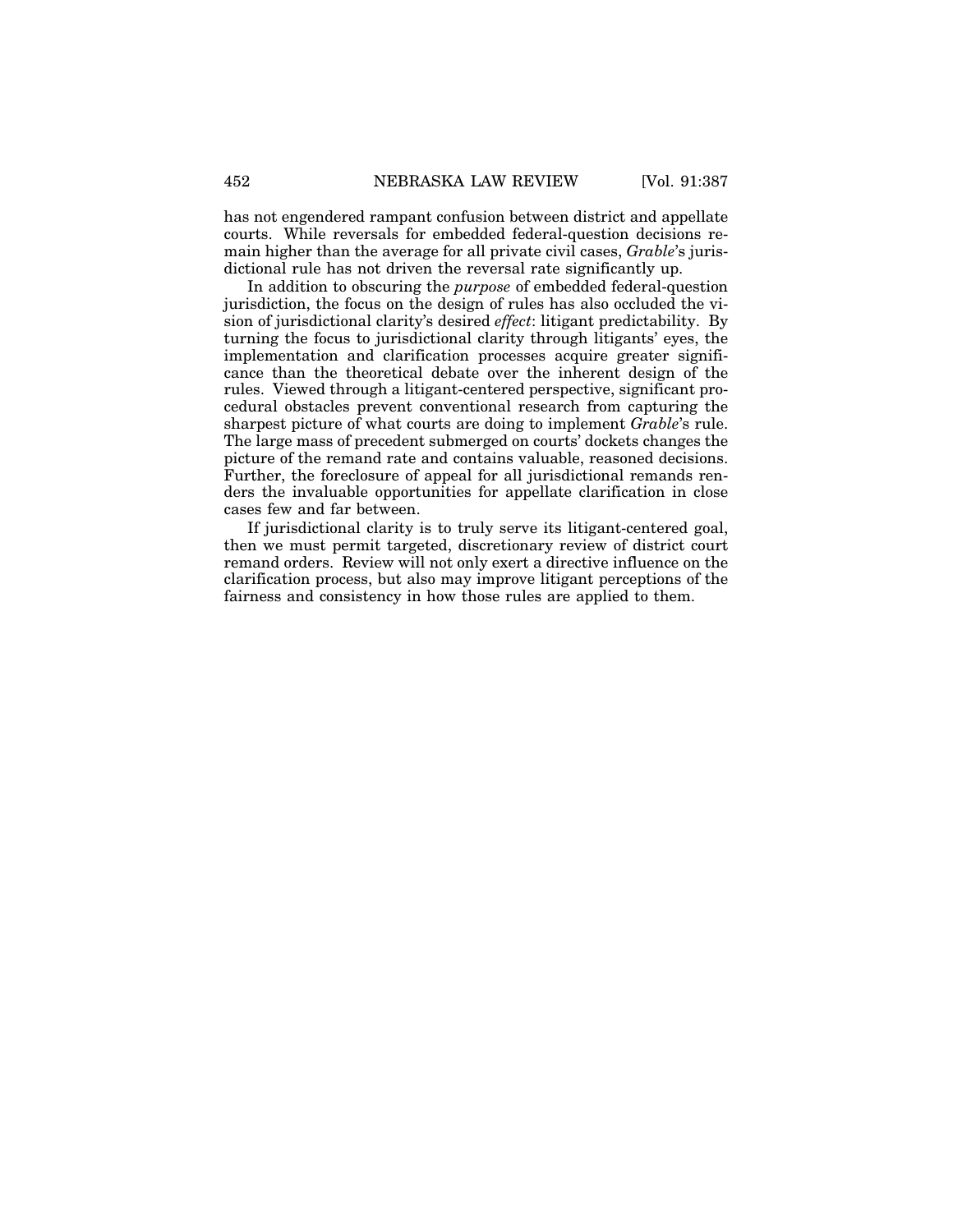has not engendered rampant confusion between district and appellate courts. While reversals for embedded federal-question decisions remain higher than the average for all private civil cases, *Grable*'s jurisdictional rule has not driven the reversal rate significantly up.

In addition to obscuring the *purpose* of embedded federal-question jurisdiction, the focus on the design of rules has also occluded the vision of jurisdictional clarity's desired *effect*: litigant predictability. By turning the focus to jurisdictional clarity through litigants' eyes, the implementation and clarification processes acquire greater significance than the theoretical debate over the inherent design of the rules. Viewed through a litigant-centered perspective, significant procedural obstacles prevent conventional research from capturing the sharpest picture of what courts are doing to implement *Grable*'s rule. The large mass of precedent submerged on courts' dockets changes the picture of the remand rate and contains valuable, reasoned decisions. Further, the foreclosure of appeal for all jurisdictional remands renders the invaluable opportunities for appellate clarification in close cases few and far between.

If jurisdictional clarity is to truly serve its litigant-centered goal, then we must permit targeted, discretionary review of district court remand orders. Review will not only exert a directive influence on the clarification process, but also may improve litigant perceptions of the fairness and consistency in how those rules are applied to them.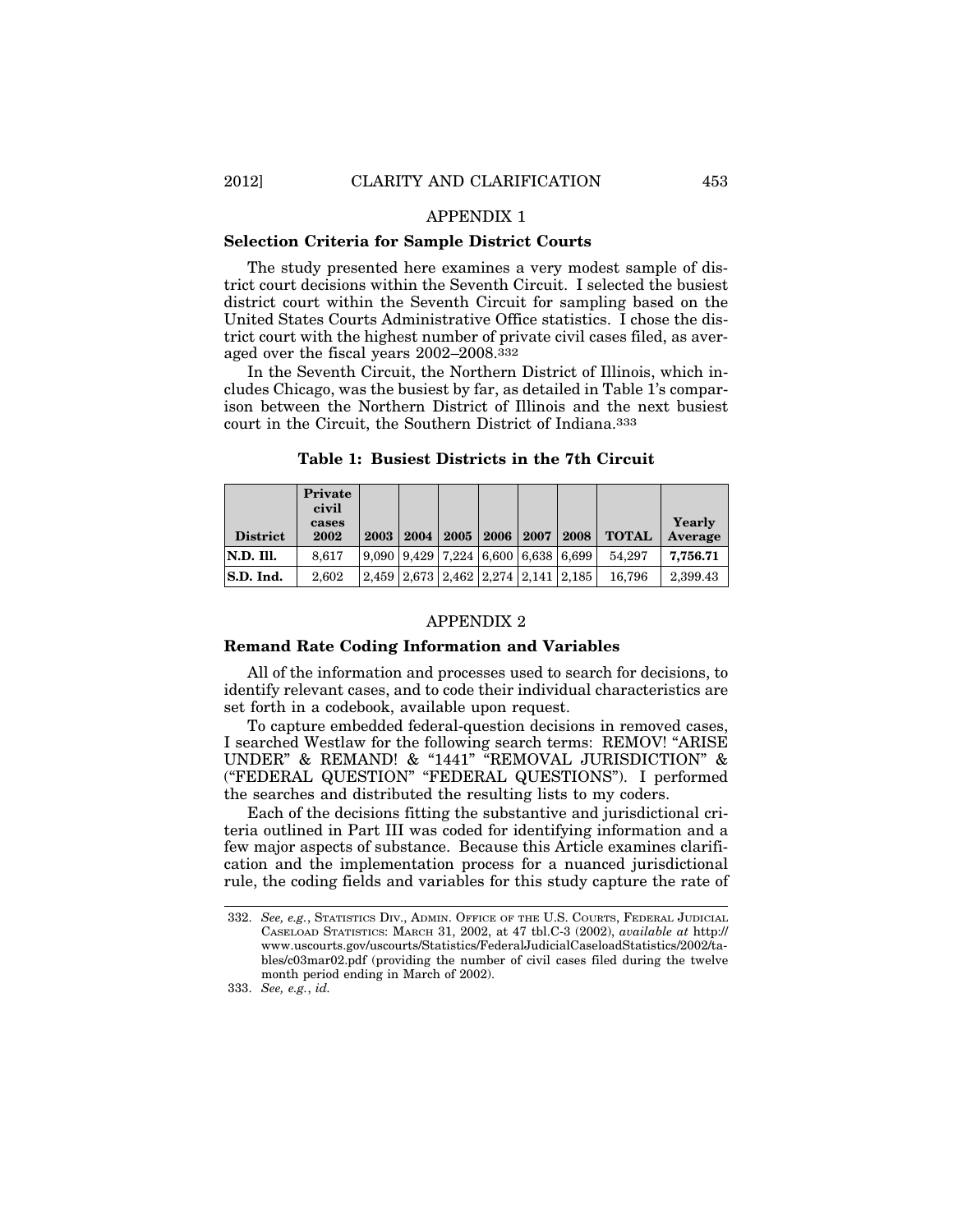## APPENDIX 1

### Selection Criteria for Sample District Courts

The study presented here examines a very modest sample of district court decisions within the Seventh Circuit. I selected the busiest district court within the Seventh Circuit for sampling based on the United States Courts Administrative Office statistics. I chose the district court with the highest number of private civil cases filed, as averaged over the fiscal years 2002–2008.[332]

In the Seventh Circuit, the Northern District of Illinois, which includes Chicago, was the busiest by far, as detailed in Table 1's comparison between the Northern District of Illinois and the next busiest court in the Circuit, the Southern District of Indiana.[333]

**Table 1: Busiest Districts in the 7th Circuit**

| District | Private civil cases 2002 | 2003 | 2004 | 2005 | 2006 | 2007 | 2008 | TOTAL | Yearly Average |
|---|---|---|---|---|---|---|---|---|---|
| **N.D. Ill.** | 8,617 | 9,090 | 9,429 | 7,224 | 6,600 | 6,638 | 6,699 | 54,297 | **7,756.71** |
| **S.D. Ind.** | 2,602 | 2,459 | 2,673 | 2,462 | 2,274 | 2,141 | 2,185 | 16,796 | 2,399.43 |

## APPENDIX 2

### Remand Rate Coding Information and Variables

All of the information and processes used to search for decisions, to identify relevant cases, and to code their individual characteristics are set forth in a codebook, available upon request.

To capture embedded federal-question decisions in removed cases, I searched Westlaw for the following search terms: REMOV! "ARISE UNDER" & REMAND! & "1441" "REMOVAL JURISDICTION" & ("FEDERAL QUESTION" "FEDERAL QUESTIONS"). I performed the searches and distributed the resulting lists to my coders.

Each of the decisions fitting the substantive and jurisdictional criteria outlined in Part III was coded for identifying information and a few major aspects of substance. Because this Article examines clarification and the implementation process for a nuanced jurisdictional rule, the coding fields and variables for this study capture the rate of

---

332. *See, e.g.*, STATISTICS DIV., ADMIN. OFFICE OF THE U.S. COURTS, FEDERAL JUDICIAL CASELOAD STATISTICS: MARCH 31, 2002, at 47 tbl.C-3 (2002), *available at* http://www.uscourts.gov/uscourts/Statistics/FederalJudicialCaseloadStatistics/2002/tables/c03mar02.pdf (providing the number of civil cases filed during the twelve month period ending in March of 2002).

333. *See, e.g.*, *id.*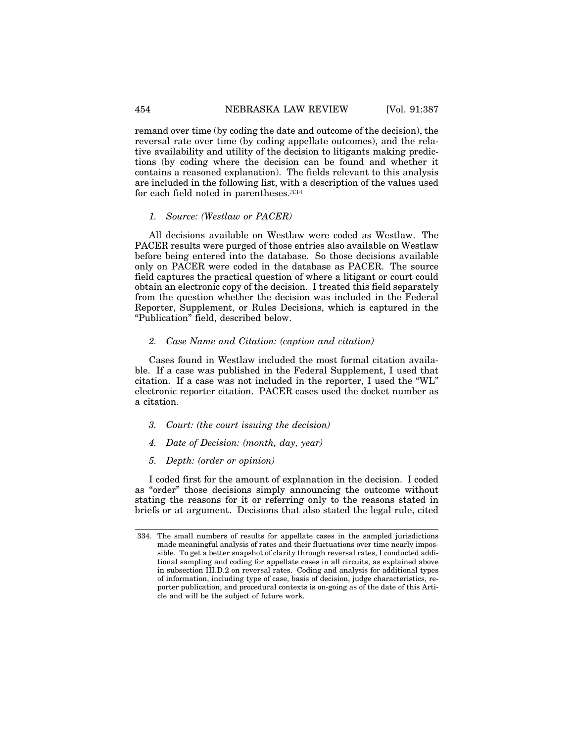remand over time (by coding the date and outcome of the decision), the reversal rate over time (by coding appellate outcomes), and the relative availability and utility of the decision to litigants making predictions (by coding where the decision can be found and whether it contains a reasoned explanation). The fields relevant to this analysis are included in the following list, with a description of the values used for each field noted in parentheses.[334]

*1. Source: (Westlaw or PACER)*

All decisions available on Westlaw were coded as Westlaw. The PACER results were purged of those entries also available on Westlaw before being entered into the database. So those decisions available only on PACER were coded in the database as PACER. The source field captures the practical question of where a litigant or court could obtain an electronic copy of the decision. I treated this field separately from the question whether the decision was included in the Federal Reporter, Supplement, or Rules Decisions, which is captured in the "Publication" field, described below.

*2. Case Name and Citation: (caption and citation)*

Cases found in Westlaw included the most formal citation available. If a case was published in the Federal Supplement, I used that citation. If a case was not included in the reporter, I used the "WL" electronic reporter citation. PACER cases used the docket number as a citation.

*3. Court: (the court issuing the decision)*

*4. Date of Decision: (month, day, year)*

*5. Depth: (order or opinion)*

I coded first for the amount of explanation in the decision. I coded as "order" those decisions simply announcing the outcome without stating the reasons for it or referring only to the reasons stated in briefs or at argument. Decisions that also stated the legal rule, cited

---

334. The small numbers of results for appellate cases in the sampled jurisdictions made meaningful analysis of rates and their fluctuations over time nearly impossible. To get a better snapshot of clarity through reversal rates, I conducted additional sampling and coding for appellate cases in all circuits, as explained above in subsection III.D.2 on reversal rates. Coding and analysis for additional types of information, including type of case, basis of decision, judge characteristics, reporter publication, and procedural contexts is on-going as of the date of this Article and will be the subject of future work.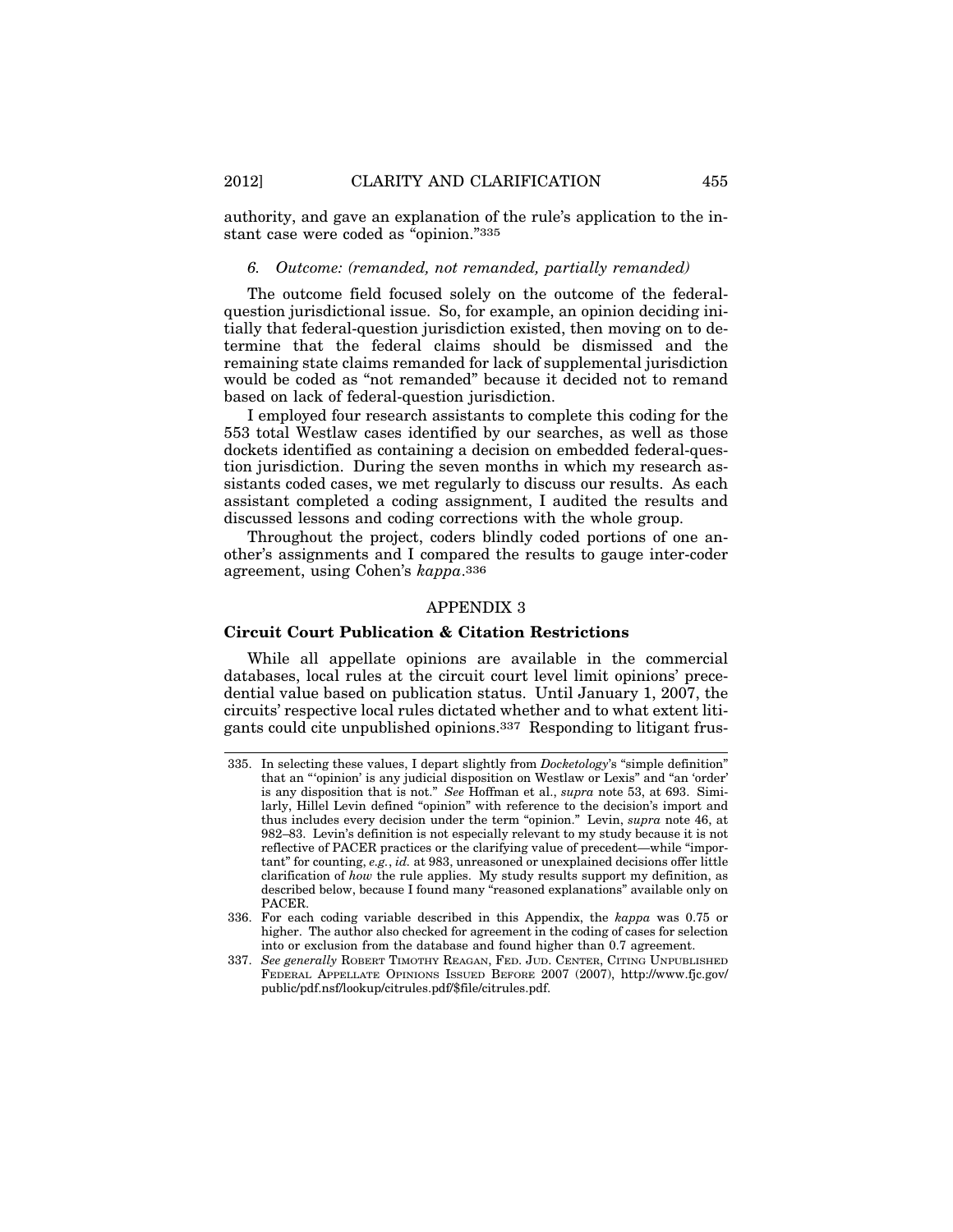authority, and gave an explanation of the rule's application to the instant case were coded as "opinion."[335]

*6. Outcome: (remanded, not remanded, partially remanded)*

The outcome field focused solely on the outcome of the federal-question jurisdictional issue. So, for example, an opinion deciding initially that federal-question jurisdiction existed, then moving on to determine that the federal claims should be dismissed and the remaining state claims remanded for lack of supplemental jurisdiction would be coded as "not remanded" because it decided not to remand based on lack of federal-question jurisdiction.

I employed four research assistants to complete this coding for the 553 total Westlaw cases identified by our searches, as well as those dockets identified as containing a decision on embedded federal-question jurisdiction. During the seven months in which my research assistants coded cases, we met regularly to discuss our results. As each assistant completed a coding assignment, I audited the results and discussed lessons and coding corrections with the whole group.

Throughout the project, coders blindly coded portions of one another's assignments and I compared the results to gauge inter-coder agreement, using Cohen's *kappa*.[336]

## APPENDIX 3

### Circuit Court Publication & Citation Restrictions

While all appellate opinions are available in the commercial databases, local rules at the circuit court level limit opinions' precedential value based on publication status. Until January 1, 2007, the circuits' respective local rules dictated whether and to what extent litigants could cite unpublished opinions.[337] Responding to litigant frus-

---

335. In selecting these values, I depart slightly from *Docketology*'s "simple definition" that an "'opinion' is any judicial disposition on Westlaw or Lexis" and "an 'order' is any disposition that is not." *See* Hoffman et al., *supra* note 53, at 693. Similarly, Hillel Levin defined "opinion" with reference to the decision's import and thus includes every decision under the term "opinion." Levin, *supra* note 46, at 982–83. Levin's definition is not especially relevant to my study because it is not reflective of PACER practices or the clarifying value of precedent—while "important" for counting, *e.g.*, *id.* at 983, unreasoned or unexplained decisions offer little clarification of *how* the rule applies. My study results support my definition, as described below, because I found many "reasoned explanations" available only on PACER.

336. For each coding variable described in this Appendix, the *kappa* was 0.75 or higher. The author also checked for agreement in the coding of cases for selection into or exclusion from the database and found higher than 0.7 agreement.

337. *See generally* Robert Timothy Reagan, Fed. Jud. Center, Citing Unpublished Federal Appellate Opinions Issued Before 2007 (2007), http://www.fjc.gov/public/pdf.nsf/lookup/citrules.pdf/$file/citrules.pdf.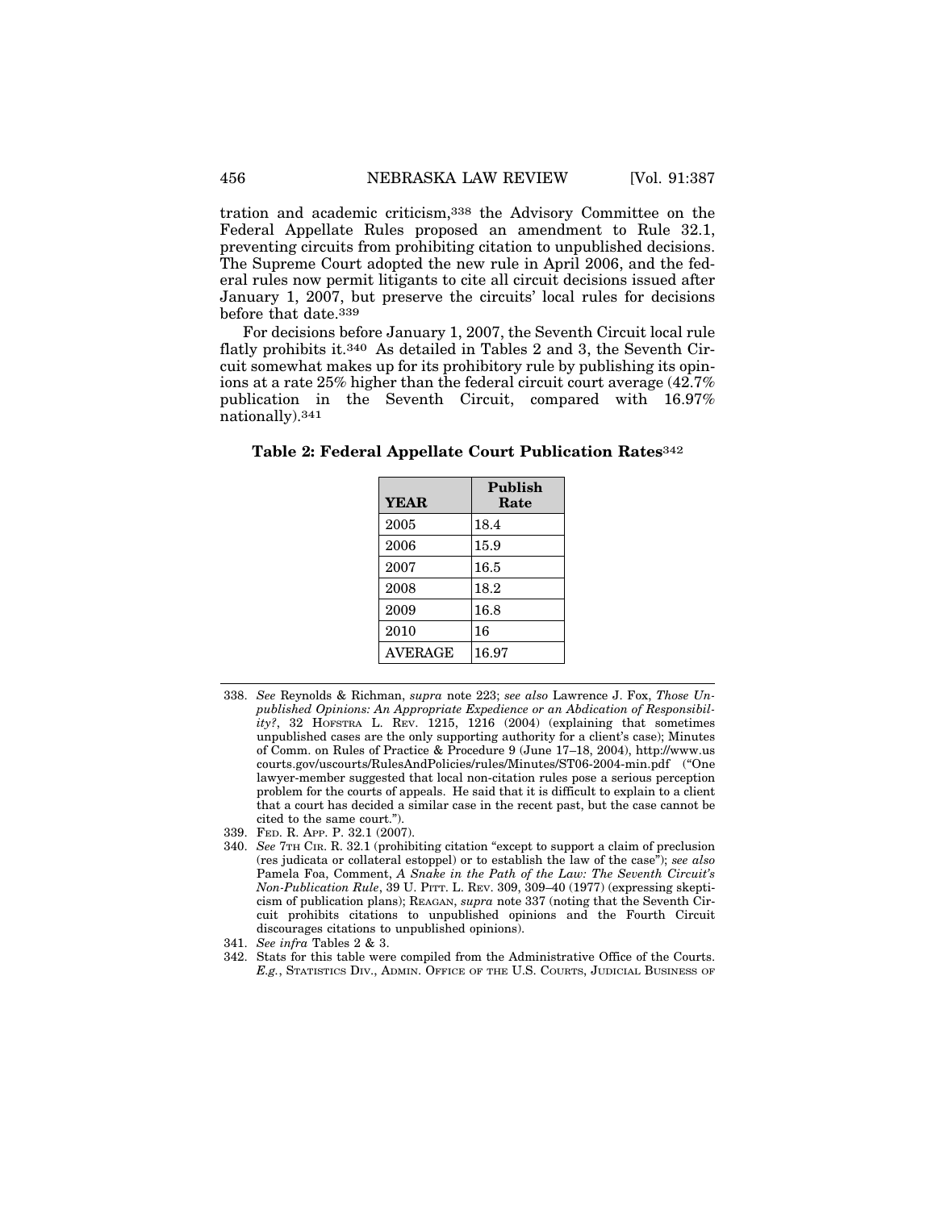tration and academic criticism,[338] the Advisory Committee on the Federal Appellate Rules proposed an amendment to Rule 32.1, preventing circuits from prohibiting citation to unpublished decisions. The Supreme Court adopted the new rule in April 2006, and the federal rules now permit litigants to cite all circuit decisions issued after January 1, 2007, but preserve the circuits' local rules for decisions before that date.[339]

For decisions before January 1, 2007, the Seventh Circuit local rule flatly prohibits it.[340] As detailed in Tables 2 and 3, the Seventh Circuit somewhat makes up for its prohibitory rule by publishing its opinions at a rate 25% higher than the federal circuit court average (42.7% publication in the Seventh Circuit, compared with 16.97% nationally).[341]

**Table 2: Federal Appellate Court Publication Rates**[342]

| YEAR | Publish Rate |
|---|---|
| 2005 | 18.4 |
| 2006 | 15.9 |
| 2007 | 16.5 |
| 2008 | 18.2 |
| 2009 | 16.8 |
| 2010 | 16 |
| AVERAGE | 16.97 |

---

338. *See* Reynolds & Richman, *supra* note 223; *see also* Lawrence J. Fox, *Those Unpublished Opinions: An Appropriate Expedience or an Abdication of Responsibility?*, 32 HOFSTRA L. REV. 1215, 1216 (2004) (explaining that sometimes unpublished cases are the only supporting authority for a client's case); Minutes of Comm. on Rules of Practice & Procedure 9 (June 17–18, 2004), http://www.uscourts.gov/uscourts/RulesAndPolicies/rules/Minutes/ST06-2004-min.pdf ("One lawyer-member suggested that local non-citation rules pose a serious perception problem for the courts of appeals. He said that it is difficult to explain to a client that a court has decided a similar case in the recent past, but the case cannot be cited to the same court.").

339. FED. R. APP. P. 32.1 (2007).

340. *See* 7TH CIR. R. 32.1 (prohibiting citation "except to support a claim of preclusion (res judicata or collateral estoppel) or to establish the law of the case"); *see also* Pamela Foa, Comment, *A Snake in the Path of the Law: The Seventh Circuit's Non-Publication Rule*, 39 U. PITT. L. REV. 309, 309–40 (1977) (expressing skepticism of publication plans); REAGAN, *supra* note 337 (noting that the Seventh Circuit prohibits citations to unpublished opinions and the Fourth Circuit discourages citations to unpublished opinions).

341. *See infra* Tables 2 & 3.

342. Stats for this table were compiled from the Administrative Office of the Courts. *E.g.*, STATISTICS DIV., ADMIN. OFFICE OF THE U.S. COURTS, JUDICIAL BUSINESS OF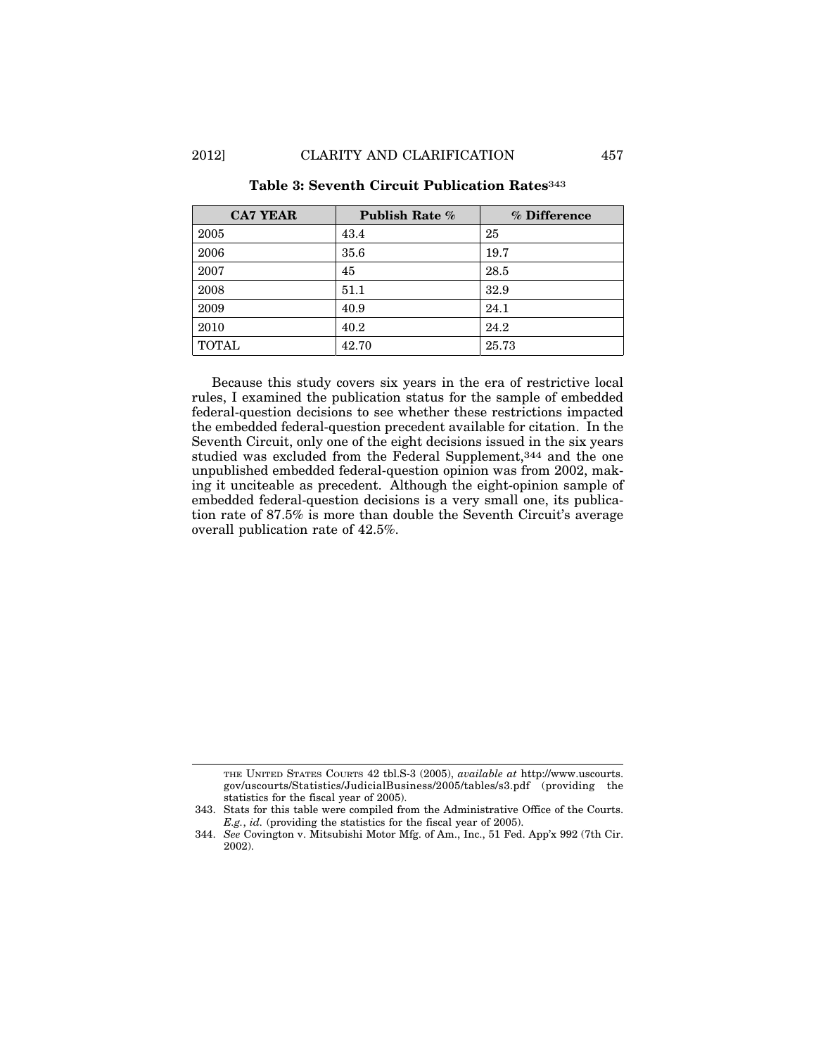**Table 3: Seventh Circuit Publication Rates**[343]

| CA7 YEAR | Publish Rate % | % Difference |
|---|---|---|
| 2005 | 43.4 | 25 |
| 2006 | 35.6 | 19.7 |
| 2007 | 45 | 28.5 |
| 2008 | 51.1 | 32.9 |
| 2009 | 40.9 | 24.1 |
| 2010 | 40.2 | 24.2 |
| TOTAL | 42.70 | 25.73 |

Because this study covers six years in the era of restrictive local rules, I examined the publication status for the sample of embedded federal-question decisions to see whether these restrictions impacted the embedded federal-question precedent available for citation. In the Seventh Circuit, only one of the eight decisions issued in the six years studied was excluded from the Federal Supplement,[344] and the one unpublished embedded federal-question opinion was from 2002, making it unciteable as precedent. Although the eight-opinion sample of embedded federal-question decisions is a very small one, its publication rate of 87.5% is more than double the Seventh Circuit's average overall publication rate of 42.5%.

---

THE UNITED STATES COURTS 42 tbl.S-3 (2005), *available at* http://www.uscourts.gov/uscourts/Statistics/JudicialBusiness/2005/tables/s3.pdf (providing the statistics for the fiscal year of 2005).

343. Stats for this table were compiled from the Administrative Office of the Courts. *E.g.*, *id.* (providing the statistics for the fiscal year of 2005).

344. *See* Covington v. Mitsubishi Motor Mfg. of Am., Inc., 51 Fed. App'x 992 (7th Cir. 2002).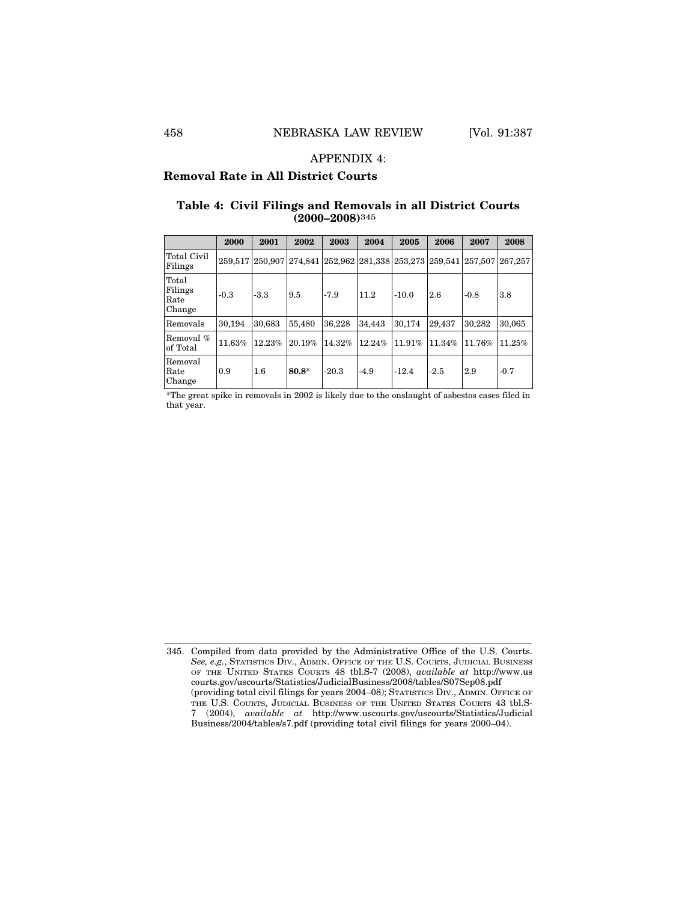## APPENDIX 4:

### Removal Rate in All District Courts

**Table 4: Civil Filings and Removals in all District Courts (2000–2008)**[345]

| | 2000 | 2001 | 2002 | 2003 | 2004 | 2005 | 2006 | 2007 | 2008 |
|---|---|---|---|---|---|---|---|---|---|
| Total Civil Filings | 259,517 | 250,907 | 274,841 | 252,962 | 281,338 | 253,273 | 259,541 | 257,507 | 267,257 |
| Total Filings Rate Change | -0.3 | -3.3 | 9.5 | -7.9 | 11.2 | -10.0 | 2.6 | -0.8 | 3.8 |
| Removals | 30,194 | 30,683 | 55,480 | 36,228 | 34,443 | 30,174 | 29,437 | 30,282 | 30,065 |
| Removal % of Total | 11.63% | 12.23% | 20.19% | 14.32% | 12.24% | 11.91% | 11.34% | 11.76% | 11.25% |
| Removal Rate Change | 0.9 | 1.6 | **80.8*** | -20.3 | -4.9 | -12.4 | -2.5 | 2.9 | -0.7 |

*The great spike in removals in 2002 is likely due to the onslaught of asbestos cases filed in that year.

345. Compiled from data provided by the Administrative Office of the U.S. Courts. *See, e.g.*, Statistics Div., Admin. Office of the U.S. Courts, Judicial Business of the United States Courts 48 tbl.S-7 (2008), *available at* http://www.uscourts.gov/uscourts/Statistics/JudicialBusiness/2008/tables/S07Sep08.pdf (providing total civil filings for years 2004–08); Statistics Div., Admin. Office of the U.S. Courts, Judicial Business of the United States Courts 43 tbl.S-7 (2004), *available at* http://www.uscourts.gov/uscourts/Statistics/JudicialBusiness/2004/tables/s7.pdf (providing total civil filings for years 2000–04).